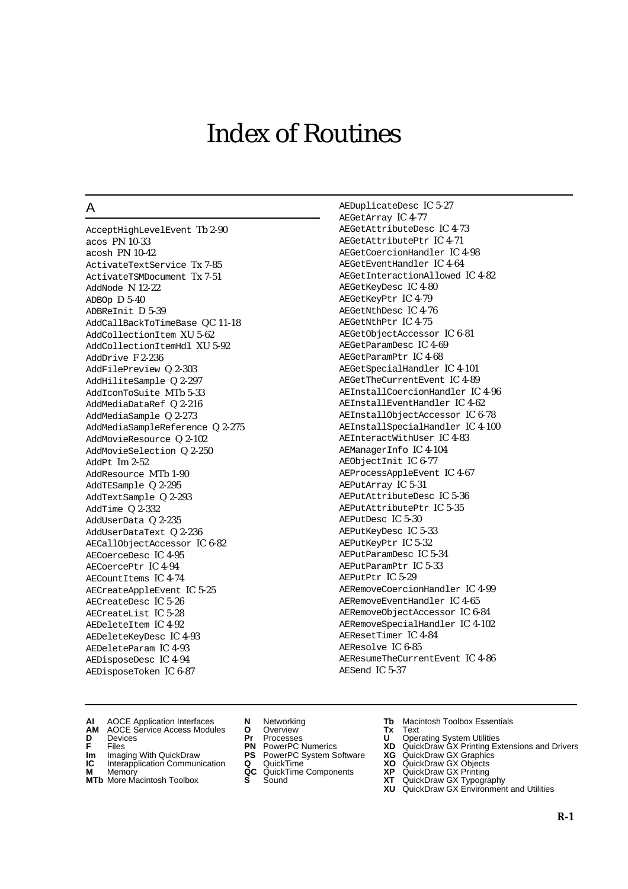# Index of Routines

## A

AcceptHighLevelEvent Tb 2-90
acos PN 10-33
acosh PN 10-42
ActivateTextService Tx 7-85
ActivateTSMDocument Tx 7-51
AddNode N 12-22
ADBOp D 5-40
ADBReInit D 5-39
AddCallBackToTimeBase QC 11-18
AddCollectionItem XU 5-62
AddCollectionItemHdl XU 5-92
AddDrive F 2-236
AddFilePreview Q 2-303
AddHiliteSample Q 2-297
AddIconToSuite MTb 5-33
AddMediaDataRef Q 2-216
AddMediaSample Q 2-273
AddMediaSampleReference Q 2-275
AddMovieResource Q 2-102
AddMovieSelection Q 2-250
AddPt Im 2-52
AddResource MTb 1-90
AddTESample Q 2-295
AddTextSample Q 2-293
AddTime Q 2-332
AddUserData Q 2-235
AddUserDataText Q 2-236
AECallObjectAccessor IC 6-82
AECoerceDesc IC 4-95
AECoercePtr IC 4-94
AECountItems IC 4-74
AECreateAppleEvent IC 5-25
AECreateDesc IC 5-26
AECreateList IC 5-28
AEDeleteItem IC 4-92
AEDeleteKeyDesc IC 4-93
AEDeleteParam IC 4-93
AEDisposeDesc IC 4-94
AEDisposeToken IC 6-87
AEDuplicateDesc IC 5-27
AEGetArray IC 4-77
AEGetAttributeDesc IC 4-73
AEGetAttributePtr IC 4-71
AEGetCoercionHandler IC 4-98
AEGetEventHandler IC 4-64
AEGetInteractionAllowed IC 4-82
AEGetKeyDesc IC 4-80
AEGetKeyPtr IC 4-79
AEGetNthDesc IC 4-76
AEGetNthPtr IC 4-75
AEGetObjectAccessor IC 6-81
AEGetParamDesc IC 4-69
AEGetParamPtr IC 4-68
AEGetSpecialHandler IC 4-101
AEGetTheCurrentEvent IC 4-89
AEInstallCoercionHandler IC 4-96
AEInstallEventHandler IC 4-62
AEInstallObjectAccessor IC 6-78
AEInstallSpecialHandler IC 4-100
AEInteractWithUser IC 4-83
AEManagerInfo IC 4-104
AEObjectInit IC 6-77
AEProcessAppleEvent IC 4-67
AEPutArray IC 5-31
AEPutAttributeDesc IC 5-36
AEPutAttributePtr IC 5-35
AEPutDesc IC 5-30
AEPutKeyDesc IC 5-33
AEPutKeyPtr IC 5-32
AEPutParamDesc IC 5-34
AEPutParamPtr IC 5-33
AEPutPtr IC 5-29
AERemoveCoercionHandler IC 4-99
AERemoveEventHandler IC 4-65
AERemoveObjectAccessor IC 6-84
AERemoveSpecialHandler IC 4-102
AEResetTimer IC 4-84
AEResolve IC 6-85
AEResumeTheCurrentEvent IC 4-86
AESend IC 5-37

**AI** AOCE Application Interfaces
**AM** AOCE Service Access Modules
**D** Devices
**F** Files
**Im** Imaging With QuickDraw
**IC** Interapplication Communication
**M** Memory
**MTb** More Macintosh Toolbox
**N** Networking
**O** Overview
**Pr** Processes
**PN** PowerPC Numerics
**PS** PowerPC System Software
**Q** QuickTime
**QC** QuickTime Components
**S** Sound
**Tb** Macintosh Toolbox Essentials
**Tx** Text
**U** Operating System Utilities
**XD** QuickDraw GX Printing Extensions and Drivers
**XG** QuickDraw GX Graphics
**XO** QuickDraw GX Objects
**XP** QuickDraw GX Printing
**XT** QuickDraw GX Typography
**XU** QuickDraw GX Environment and Utilities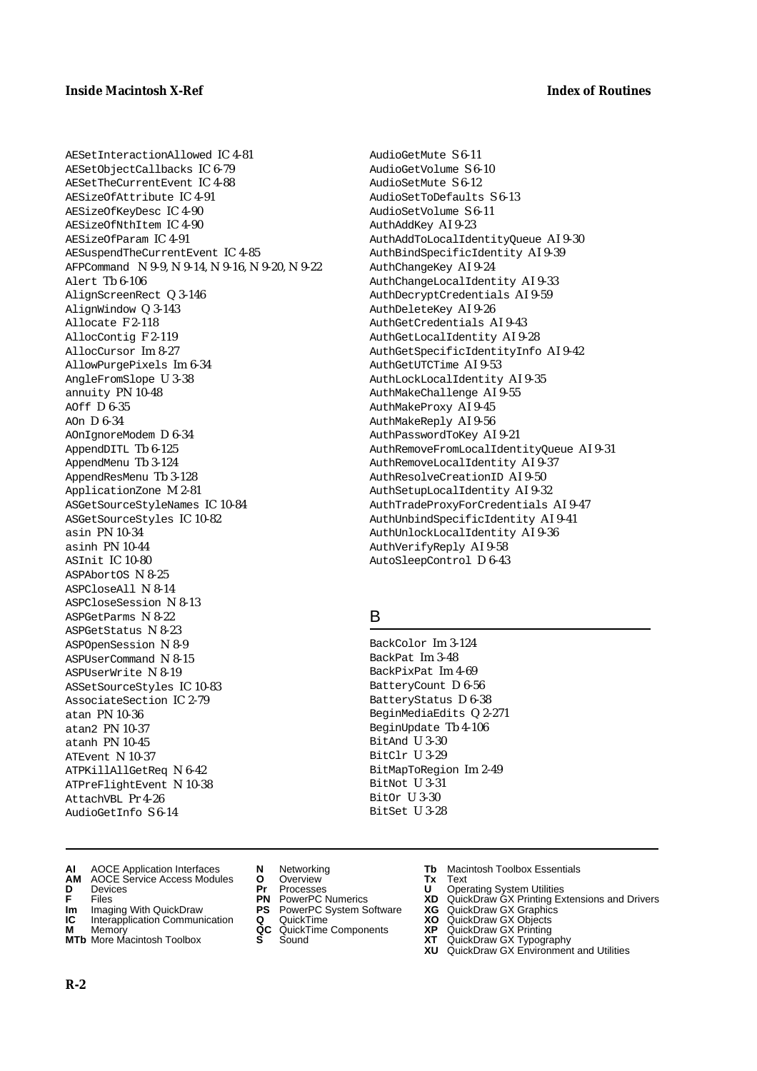AESetInteractionAllowed IC 4-81
AESetObjectCallbacks IC 6-79
AESetTheCurrentEvent IC 4-88
AESizeOfAttribute IC 4-91
AESizeOfKeyDesc IC 4-90
AESizeOfNthItem IC 4-90
AESizeOfParam IC 4-91
AESuspendTheCurrentEvent IC 4-85
AFPCommand N 9-9, N 9-14, N 9-16, N 9-20, N 9-22
Alert Tb 6-106
AlignScreenRect Q 3-146
AlignWindow Q 3-143
Allocate F 2-118
AllocContig F 2-119
AllocCursor Im 8-27
AllowPurgePixels Im 6-34
AngleFromSlope U 3-38
annuity PN 10-48
AOff D 6-35
AOn D 6-34
AOnIgnoreModem D 6-34
AppendDITL Tb 6-125
AppendMenu Tb 3-124
AppendResMenu Tb 3-128
ApplicationZone M 2-81
ASGetSourceStyleNames IC 10-84
ASGetSourceStyles IC 10-82
asin PN 10-34
asinh PN 10-44
ASInit IC 10-80
ASPAbortOS N 8-25
ASPCloseAll N 8-14
ASPCloseSession N 8-13
ASPGetParms N 8-22
ASPGetStatus N 8-23
ASPOpenSession N 8-9
ASPUserCommand N 8-15
ASPUserWrite N 8-19
ASSetSourceStyles IC 10-83
AssociateSection IC 2-79
atan PN 10-36
atan2 PN 10-37
atanh PN 10-45
ATEvent N 10-37
ATPKillAllGetReq N 6-42
ATPreFlightEvent N 10-38
AttachVBL Pr 4-26
AudioGetInfo S 6-14
AudioGetMute S 6-11
AudioGetVolume S 6-10
AudioSetMute S 6-12
AudioSetToDefaults S 6-13
AudioSetVolume S 6-11
AuthAddKey AI 9-23
AuthAddToLocalIdentityQueue AI 9-30
AuthBindSpecificIdentity AI 9-39
AuthChangeKey AI 9-24
AuthChangeLocalIdentity AI 9-33
AuthDecryptCredentials AI 9-59
AuthDeleteKey AI 9-26
AuthGetCredentials AI 9-43
AuthGetLocalIdentity AI 9-28
AuthGetSpecificIdentityInfo AI 9-42
AuthGetUTCTime AI 9-53
AuthLockLocalIdentity AI 9-35
AuthMakeChallenge AI 9-55
AuthMakeProxy AI 9-45
AuthMakeReply AI 9-56
AuthPasswordToKey AI 9-21
AuthRemoveFromLocalIdentityQueue AI 9-31
AuthRemoveLocalIdentity AI 9-37
AuthResolveCreationID AI 9-50
AuthSetupLocalIdentity AI 9-32
AuthTradeProxyForCredentials AI 9-47
AuthUnbindSpecificIdentity AI 9-41
AuthUnlockLocalIdentity AI 9-36
AuthVerifyReply AI 9-58
AutoSleepControl D 6-43

## B

BackColor Im 3-124
BackPat Im 3-48
BackPixPat Im 4-69
BatteryCount D 6-56
BatteryStatus D 6-38
BeginMediaEdits Q 2-271
BeginUpdate Tb 4-106
BitAnd U 3-30
BitClr U 3-29
BitMapToRegion Im 2-49
BitNot U 3-31
BitOr U 3-30
BitSet U 3-28

**AI** AOCE Application Interfaces
**AM** AOCE Service Access Modules
**D** Devices
**F** Files
**Im** Imaging With QuickDraw
**IC** Interapplication Communication
**M** Memory
**MTb** More Macintosh Toolbox
**N** Networking
**O** Overview
**Pr** Processes
**PN** PowerPC Numerics
**PS** PowerPC System Software
**Q** QuickTime
**QC** QuickTime Components
**S** Sound
**Tb** Macintosh Toolbox Essentials
**Tx** Text
**U** Operating System Utilities
**XD** QuickDraw GX Printing Extensions and Drivers
**XG** QuickDraw GX Graphics
**XO** QuickDraw GX Objects
**XP** QuickDraw GX Printing
**XT** QuickDraw GX Typography
**XU** QuickDraw GX Environment and Utilities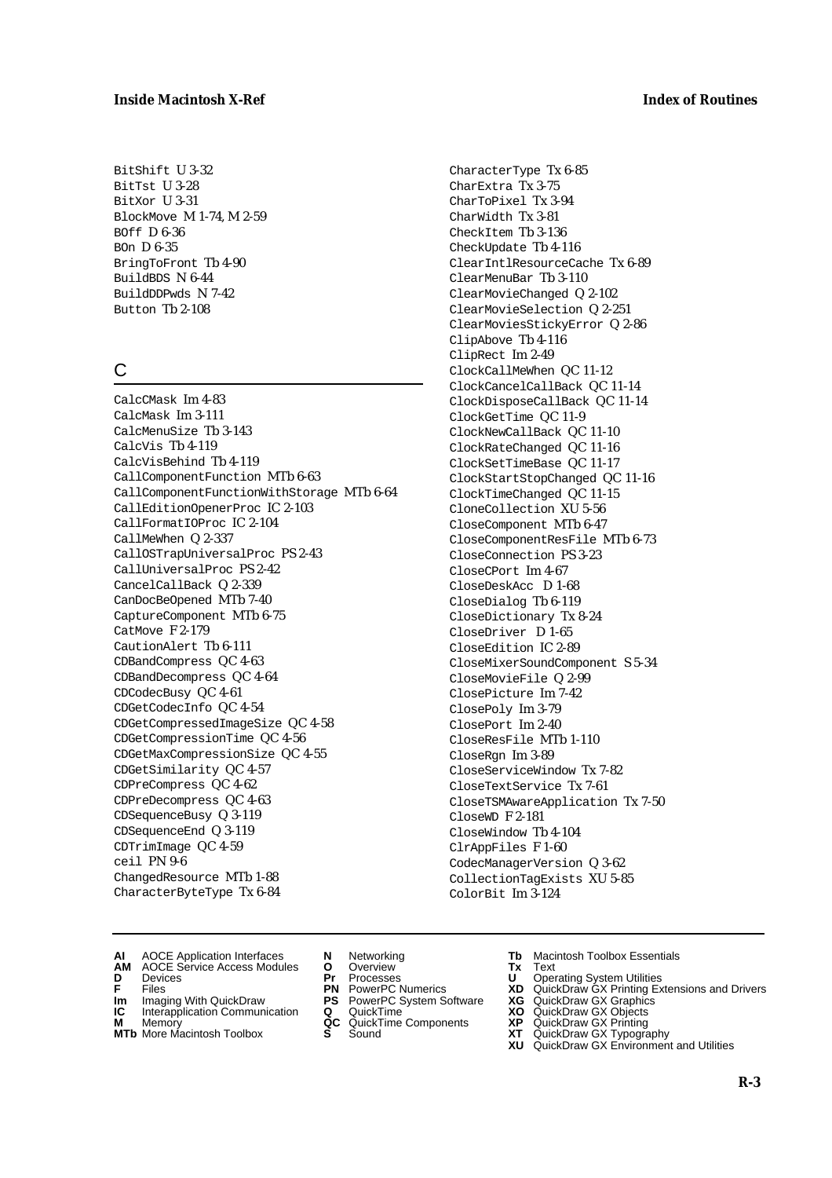BitShift U 3-32
BitTst U 3-28
BitXor U 3-31
BlockMove M 1-74, M 2-59
BOff D 6-36
BOn D 6-35
BringToFront Tb 4-90
BuildBDS N 6-44
BuildDDPwds N 7-42
Button Tb 2-108

## C

CalcCMask Im 4-83
CalcMask Im 3-111
CalcMenuSize Tb 3-143
CalcVis Tb 4-119
CalcVisBehind Tb 4-119
CallComponentFunction MTb 6-63
CallComponentFunctionWithStorage MTb 6-64
CallEditionOpenerProc IC 2-103
CallFormatIOProc IC 2-104
CallMeWhen Q 2-337
CallOSTrapUniversalProc PS 2-43
CallUniversalProc PS 2-42
CancelCallBack Q 2-339
CanDocBeOpened MTb 7-40
CaptureComponent MTb 6-75
CatMove F 2-179
CautionAlert Tb 6-111
CDBandCompress QC 4-63
CDBandDecompress QC 4-64
CDCodecBusy QC 4-61
CDGetCodecInfo QC 4-54
CDGetCompressedImageSize QC 4-58
CDGetCompressionTime QC 4-56
CDGetMaxCompressionSize QC 4-55
CDGetSimilarity QC 4-57
CDPreCompress QC 4-62
CDPreDecompress QC 4-63
CDSequenceBusy Q 3-119
CDSequenceEnd Q 3-119
CDTrimImage QC 4-59
ceil PN 9-6
ChangedResource MTb 1-88
CharacterByteType Tx 6-84
CharacterType Tx 6-85
CharExtra Tx 3-75
CharToPixel Tx 3-94
CharWidth Tx 3-81
CheckItem Tb 3-136
CheckUpdate Tb 4-116
ClearIntlResourceCache Tx 6-89
ClearMenuBar Tb 3-110
ClearMovieChanged Q 2-102
ClearMovieSelection Q 2-251
ClearMoviesStickyError Q 2-86
ClipAbove Tb 4-116
ClipRect Im 2-49
ClockCallMeWhen QC 11-12
ClockCancelCallBack QC 11-14
ClockDisposeCallBack QC 11-14
ClockGetTime QC 11-9
ClockNewCallBack QC 11-10
ClockRateChanged QC 11-16
ClockSetTimeBase QC 11-17
ClockStartStopChanged QC 11-16
ClockTimeChanged QC 11-15
CloneCollection XU 5-56
CloseComponent MTb 6-47
CloseComponentResFile MTb 6-73
CloseConnection PS 3-23
CloseCPort Im 4-67
CloseDeskAcc D 1-68
CloseDialog Tb 6-119
CloseDictionary Tx 8-24
CloseDriver D 1-65
CloseEdition IC 2-89
CloseMixerSoundComponent S 5-34
CloseMovieFile Q 2-99
ClosePicture Im 7-42
ClosePoly Im 3-79
ClosePort Im 2-40
CloseResFile MTb 1-110
CloseRgn Im 3-89
CloseServiceWindow Tx 7-82
CloseTextService Tx 7-61
CloseTSMAwareApplication Tx 7-50
CloseWD F 2-181
CloseWindow Tb 4-104
ClrAppFiles F 1-60
CodecManagerVersion Q 3-62
CollectionTagExists XU 5-85
ColorBit Im 3-124

**AI** AOCE Application Interfaces
**AM** AOCE Service Access Modules
**D** Devices
**F** Files
**Im** Imaging With QuickDraw
**IC** Interapplication Communication
**M** Memory
**MTb** More Macintosh Toolbox
**N** Networking
**O** Overview
**Pr** Processes
**PN** PowerPC Numerics
**PS** PowerPC System Software
**Q** QuickTime
**QC** QuickTime Components
**S** Sound
**Tb** Macintosh Toolbox Essentials
**Tx** Text
**U** Operating System Utilities
**XD** QuickDraw GX Printing Extensions and Drivers
**XG** QuickDraw GX Graphics
**XO** QuickDraw GX Objects
**XP** QuickDraw GX Printing
**XT** QuickDraw GX Typography
**XU** QuickDraw GX Environment and Utilities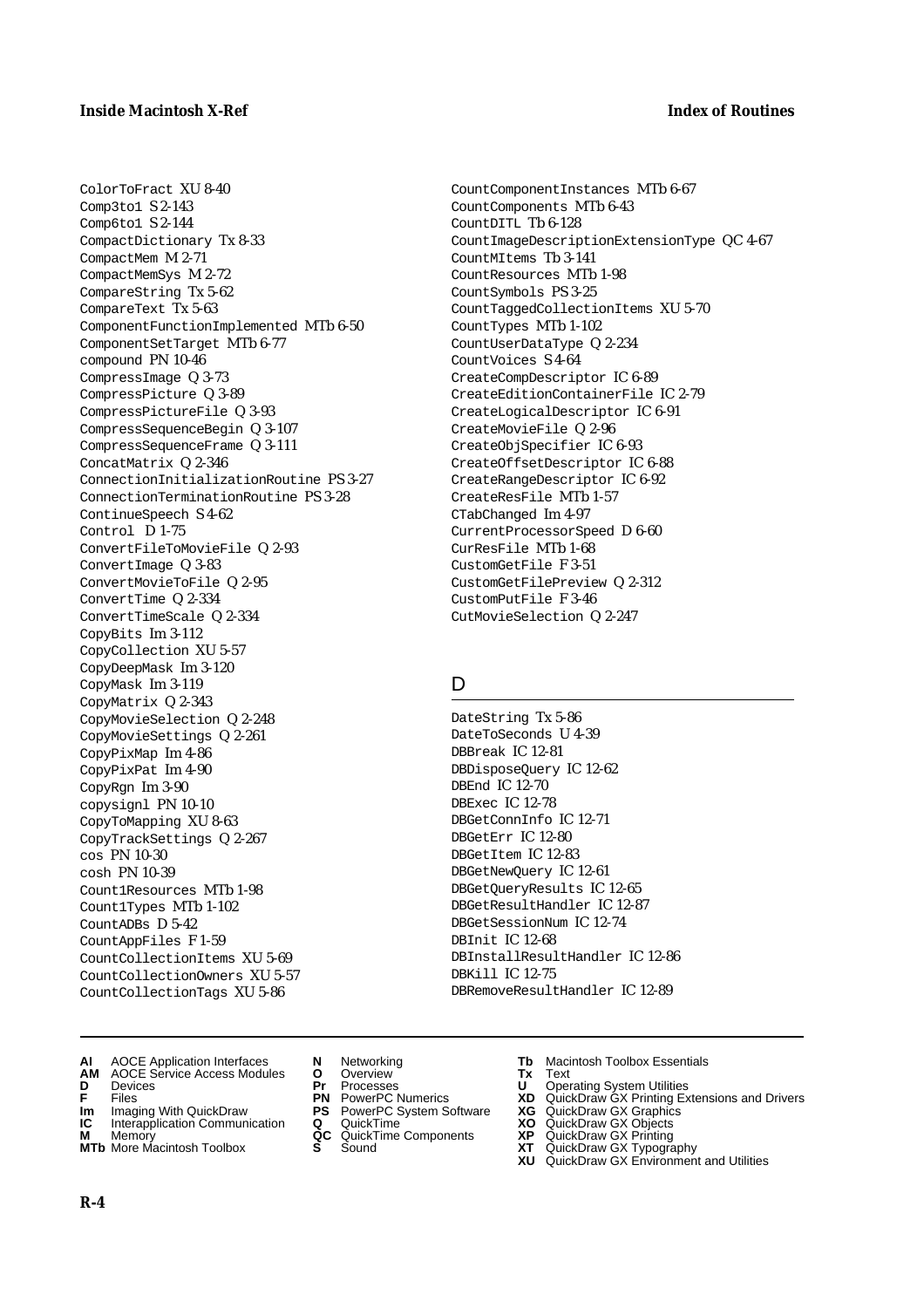ColorToFract XU 8-40
Comp3to1 S 2-143
Comp6to1 S 2-144
CompactDictionary Tx 8-33
CompactMem M 2-71
CompactMemSys M 2-72
CompareString Tx 5-62
CompareText Tx 5-63
ComponentFunctionImplemented MTb 6-50
ComponentSetTarget MTb 6-77
compound PN 10-46
CompressImage Q 3-73
CompressPicture Q 3-89
CompressPictureFile Q 3-93
CompressSequenceBegin Q 3-107
CompressSequenceFrame Q 3-111
ConcatMatrix Q 2-346
ConnectionInitializationRoutine PS 3-27
ConnectionTerminationRoutine PS 3-28
ContinueSpeech S 4-62
Control D 1-75
ConvertFileToMovieFile Q 2-93
ConvertImage Q 3-83
ConvertMovieToFile Q 2-95
ConvertTime Q 2-334
ConvertTimeScale Q 2-334
CopyBits Im 3-112
CopyCollection XU 5-57
CopyDeepMask Im 3-120
CopyMask Im 3-119
CopyMatrix Q 2-343
CopyMovieSelection Q 2-248
CopyMovieSettings Q 2-261
CopyPixMap Im 4-86
CopyPixPat Im 4-90
CopyRgn Im 3-90
copysignl PN 10-10
CopyToMapping XU 8-63
CopyTrackSettings Q 2-267
cos PN 10-30
cosh PN 10-39
Count1Resources MTb 1-98
Count1Types MTb 1-102
CountADBs D 5-42
CountAppFiles F 1-59
CountCollectionItems XU 5-69
CountCollectionOwners XU 5-57
CountCollectionTags XU 5-86
CountComponentInstances MTb 6-67
CountComponents MTb 6-43
CountDITL Tb 6-128
CountImageDescriptionExtensionType QC 4-67
CountMItems Tb 3-141
CountResources MTb 1-98
CountSymbols PS 3-25
CountTaggedCollectionItems XU 5-70
CountTypes MTb 1-102
CountUserDataType Q 2-234
CountVoices S 4-64
CreateCompDescriptor IC 6-89
CreateEditionContainerFile IC 2-79
CreateLogicalDescriptor IC 6-91
CreateMovieFile Q 2-96
CreateObjSpecifier IC 6-93
CreateOffsetDescriptor IC 6-88
CreateRangeDescriptor IC 6-92
CreateResFile MTb 1-57
CTabChanged Im 4-97
CurrentProcessorSpeed D 6-60
CurResFile MTb 1-68
CustomGetFile F 3-51
CustomGetFilePreview Q 2-312
CustomPutFile F 3-46
CutMovieSelection Q 2-247

## D

DateString Tx 5-86
DateToSeconds U 4-39
DBBreak IC 12-81
DBDisposeQuery IC 12-62
DBEnd IC 12-70
DBExec IC 12-78
DBGetConnInfo IC 12-71
DBGetErr IC 12-80
DBGetItem IC 12-83
DBGetNewQuery IC 12-61
DBGetQueryResults IC 12-65
DBGetResultHandler IC 12-87
DBGetSessionNum IC 12-74
DBInit IC 12-68
DBInstallResultHandler IC 12-86
DBKill IC 12-75
DBRemoveResultHandler IC 12-89

**AI** AOCE Application Interfaces
**AM** AOCE Service Access Modules
**D** Devices
**F** Files
**Im** Imaging With QuickDraw
**IC** Interapplication Communication
**M** Memory
**MTb** More Macintosh Toolbox
**N** Networking
**O** Overview
**Pr** Processes
**PN** PowerPC Numerics
**PS** PowerPC System Software
**Q** QuickTime
**QC** QuickTime Components
**S** Sound
**Tb** Macintosh Toolbox Essentials
**Tx** Text
**U** Operating System Utilities
**XD** QuickDraw GX Printing Extensions and Drivers
**XG** QuickDraw GX Graphics
**XO** QuickDraw GX Objects
**XP** QuickDraw GX Printing
**XT** QuickDraw GX Typography
**XU** QuickDraw GX Environment and Utilities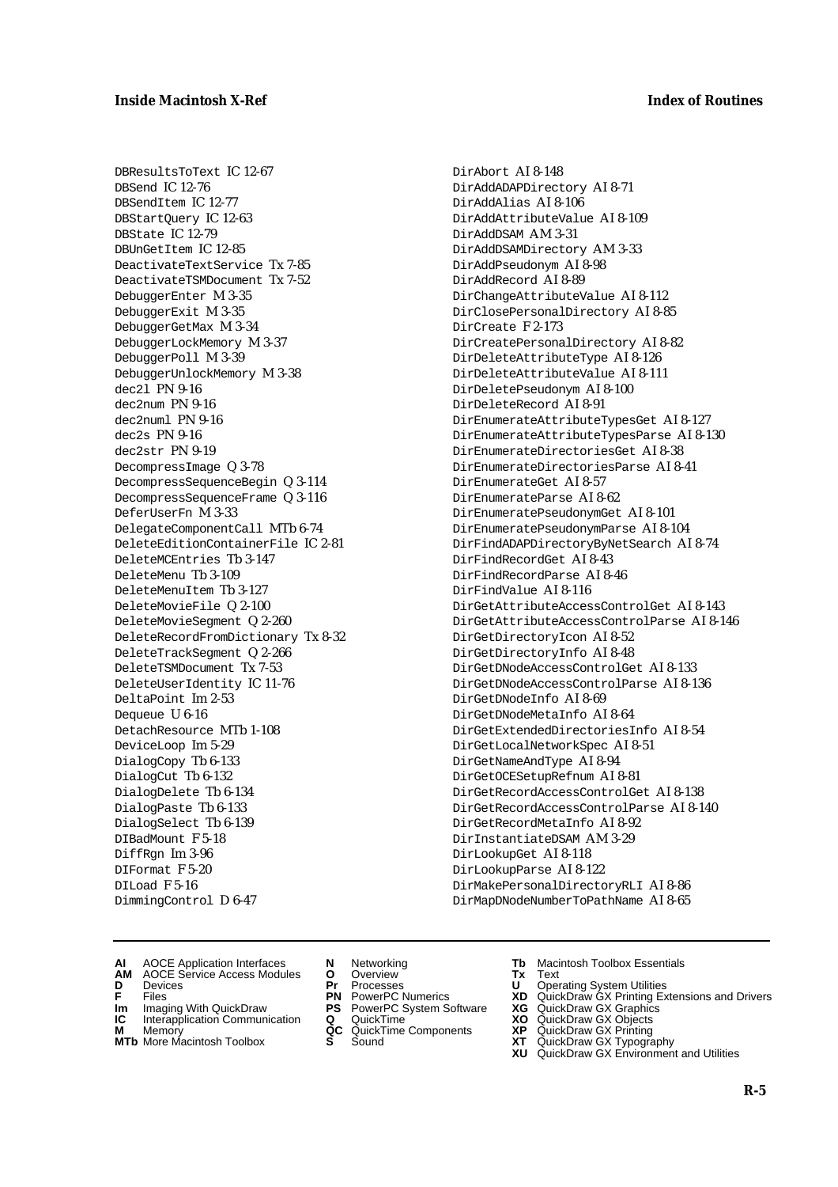DBResultsToText IC 12-67
DBSend IC 12-76
DBSendItem IC 12-77
DBStartQuery IC 12-63
DBState IC 12-79
DBUnGetItem IC 12-85
DeactivateTextService Tx 7-85
DeactivateTSMDocument Tx 7-52
DebuggerEnter M 3-35
DebuggerExit M 3-35
DebuggerGetMax M 3-34
DebuggerLockMemory M 3-37
DebuggerPoll M 3-39
DebuggerUnlockMemory M 3-38
dec2l PN 9-16
dec2num PN 9-16
dec2numl PN 9-16
dec2s PN 9-16
dec2str PN 9-19
DecompressImage Q 3-78
DecompressSequenceBegin Q 3-114
DecompressSequenceFrame Q 3-116
DeferUserFn M 3-33
DelegateComponentCall MTb 6-74
DeleteEditionContainerFile IC 2-81
DeleteMCEntries Tb 3-147
DeleteMenu Tb 3-109
DeleteMenuItem Tb 3-127
DeleteMovieFile Q 2-100
DeleteMovieSegment Q 2-260
DeleteRecordFromDictionary Tx 8-32
DeleteTrackSegment Q 2-266
DeleteTSMDocument Tx 7-53
DeleteUserIdentity IC 11-76
DeltaPoint Im 2-53
Dequeue U 6-16
DetachResource MTb 1-108
DeviceLoop Im 5-29
DialogCopy Tb 6-133
DialogCut Tb 6-132
DialogDelete Tb 6-134
DialogPaste Tb 6-133
DialogSelect Tb 6-139
DIBadMount F 5-18
DiffRgn Im 3-96
DIFormat F 5-20
DILoad F 5-16
DimmingControl D 6-47
DirAbort AI 8-148
DirAddADAPDirectory AI 8-71
DirAddAlias AI 8-106
DirAddAttributeValue AI 8-109
DirAddDSAM AM 3-31
DirAddDSAMDirectory AM 3-33
DirAddPseudonym AI 8-98
DirAddRecord AI 8-89
DirChangeAttributeValue AI 8-112
DirClosePersonalDirectory AI 8-85
DirCreate F 2-173
DirCreatePersonalDirectory AI 8-82
DirDeleteAttributeType AI 8-126
DirDeleteAttributeValue AI 8-111
DirDeletePseudonym AI 8-100
DirDeleteRecord AI 8-91
DirEnumerateAttributeTypesGet AI 8-127
DirEnumerateAttributeTypesParse AI 8-130
DirEnumerateDirectoriesGet AI 8-38
DirEnumerateDirectoriesParse AI 8-41
DirEnumerateGet AI 8-57
DirEnumerateParse AI 8-62
DirEnumeratePseudonymGet AI 8-101
DirEnumeratePseudonymParse AI 8-104
DirFindADAPDirectoryByNetSearch AI 8-74
DirFindRecordGet AI 8-43
DirFindRecordParse AI 8-46
DirFindValue AI 8-116
DirGetAttributeAccessControlGet AI 8-143
DirGetAttributeAccessControlParse AI 8-146
DirGetDirectoryIcon AI 8-52
DirGetDirectoryInfo AI 8-48
DirGetDNodeAccessControlGet AI 8-133
DirGetDNodeAccessControlParse AI 8-136
DirGetDNodeInfo AI 8-69
DirGetDNodeMetaInfo AI 8-64
DirGetExtendedDirectoriesInfo AI 8-54
DirGetLocalNetworkSpec AI 8-51
DirGetNameAndType AI 8-94
DirGetOCESetupRefnum AI 8-81
DirGetRecordAccessControlGet AI 8-138
DirGetRecordAccessControlParse AI 8-140
DirGetRecordMetaInfo AI 8-92
DirInstantiateDSAM AM 3-29
DirLookupGet AI 8-118
DirLookupParse AI 8-122
DirMakePersonalDirectoryRLI AI 8-86
DirMapDNodeNumberToPathName AI 8-65

**AI** AOCE Application Interfaces
**AM** AOCE Service Access Modules
**D** Devices
**F** Files
**Im** Imaging With QuickDraw
**IC** Interapplication Communication
**M** Memory
**MTb** More Macintosh Toolbox
**N** Networking
**O** Overview
**Pr** Processes
**PN** PowerPC Numerics
**PS** PowerPC System Software
**Q** QuickTime
**QC** QuickTime Components
**S** Sound
**Tb** Macintosh Toolbox Essentials
**Tx** Text
**U** Operating System Utilities
**XD** QuickDraw GX Printing Extensions and Drivers
**XG** QuickDraw GX Graphics
**XO** QuickDraw GX Objects
**XP** QuickDraw GX Printing
**XT** QuickDraw GX Typography
**XU** QuickDraw GX Environment and Utilities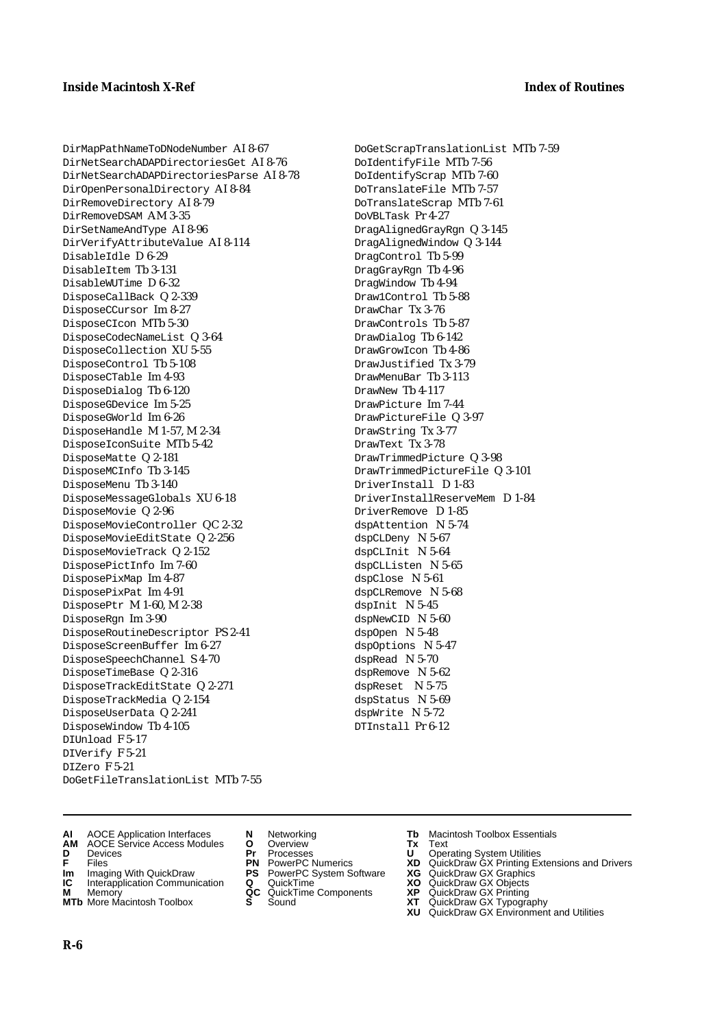DirMapPathNameToDNodeNumber AI 8-67
DirNetSearchADAPDirectoriesGet AI 8-76
DirNetSearchADAPDirectoriesParse AI 8-78
DirOpenPersonalDirectory AI 8-84
DirRemoveDirectory AI 8-79
DirRemoveDSAM AM 3-35
DirSetNameAndType AI 8-96
DirVerifyAttributeValue AI 8-114
DisableIdle D 6-29
DisableItem Tb 3-131
DisableWUTime D 6-32
DisposeCallBack Q 2-339
DisposeCCursor Im 8-27
DisposeCIcon MTb 5-30
DisposeCodecNameList Q 3-64
DisposeCollection XU 5-55
DisposeControl Tb 5-108
DisposeCTable Im 4-93
DisposeDialog Tb 6-120
DisposeGDevice Im 5-25
DisposeGWorld Im 6-26
DisposeHandle M 1-57, M 2-34
DisposeIconSuite MTb 5-42
DisposeMatte Q 2-181
DisposeMCInfo Tb 3-145
DisposeMenu Tb 3-140
DisposeMessageGlobals XU 6-18
DisposeMovie Q 2-96
DisposeMovieController QC 2-32
DisposeMovieEditState Q 2-256
DisposeMovieTrack Q 2-152
DisposePictInfo Im 7-60
DisposePixMap Im 4-87
DisposePixPat Im 4-91
DisposePtr M 1-60, M 2-38
DisposeRgn Im 3-90
DisposeRoutineDescriptor PS 2-41
DisposeScreenBuffer Im 6-27
DisposeSpeechChannel S 4-70
DisposeTimeBase Q 2-316
DisposeTrackEditState Q 2-271
DisposeTrackMedia Q 2-154
DisposeUserData Q 2-241
DisposeWindow Tb 4-105
DIUnload F 5-17
DIVerify F 5-21
DIZero F 5-21
DoGetFileTranslationList MTb 7-55
DoGetScrapTranslationList MTb 7-59
DoIdentifyFile MTb 7-56
DoIdentifyScrap MTb 7-60
DoTranslateFile MTb 7-57
DoTranslateScrap MTb 7-61
DoVBLTask Pr 4-27
DragAlignedGrayRgn Q 3-145
DragAlignedWindow Q 3-144
DragControl Tb 5-99
DragGrayRgn Tb 4-96
DragWindow Tb 4-94
Draw1Control Tb 5-88
DrawChar Tx 3-76
DrawControls Tb 5-87
DrawDialog Tb 6-142
DrawGrowIcon Tb 4-86
DrawJustified Tx 3-79
DrawMenuBar Tb 3-113
DrawNew Tb 4-117
DrawPicture Im 7-44
DrawPictureFile Q 3-97
DrawString Tx 3-77
DrawText Tx 3-78
DrawTrimmedPicture Q 3-98
DrawTrimmedPictureFile Q 3-101
DriverInstall D 1-83
DriverInstallReserveMem D 1-84
DriverRemove D 1-85
dspAttention N 5-74
dspCLDeny N 5-67
dspCLInit N 5-64
dspCLListen N 5-65
dspClose N 5-61
dspCLRemove N 5-68
dspInit N 5-45
dspNewCID N 5-60
dspOpen N 5-48
dspOptions N 5-47
dspRead N 5-70
dspRemove N 5-62
dspReset N 5-75
dspStatus N 5-69
dspWrite N 5-72
DTInstall Pr 6-12

---

**AI** AOCE Application Interfaces
**AM** AOCE Service Access Modules
**D** Devices
**F** Files
**Im** Imaging With QuickDraw
**IC** Interapplication Communication
**M** Memory
**MTb** More Macintosh Toolbox
**N** Networking
**O** Overview
**Pr** Processes
**PN** PowerPC Numerics
**PS** PowerPC System Software
**Q** QuickTime
**QC** QuickTime Components
**S** Sound
**Tb** Macintosh Toolbox Essentials
**Tx** Text
**U** Operating System Utilities
**XD** QuickDraw GX Printing Extensions and Drivers
**XG** QuickDraw GX Graphics
**XO** QuickDraw GX Objects
**XP** QuickDraw GX Printing
**XT** QuickDraw GX Typography
**XU** QuickDraw GX Environment and Utilities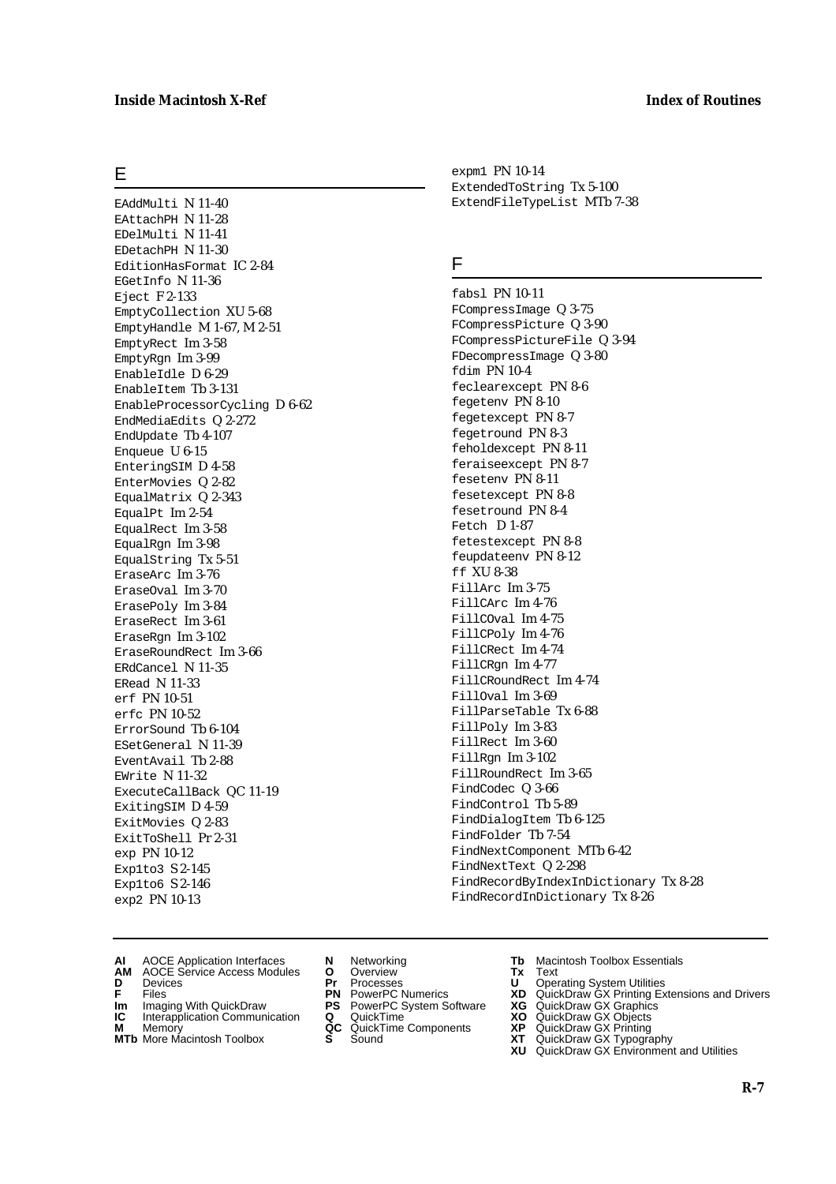## E

`EAddMulti` N 11-40
`EAttachPH` N 11-28
`EDelMulti` N 11-41
`EDetachPH` N 11-30
`EditionHasFormat` IC 2-84
`EGetInfo` N 11-36
`Eject` F 2-133
`EmptyCollection` XU 5-68
`EmptyHandle` M 1-67, M 2-51
`EmptyRect` Im 3-58
`EmptyRgn` Im 3-99
`EnableIdle` D 6-29
`EnableItem` Tb 3-131
`EnableProcessorCycling` D 6-62
`EndMediaEdits` Q 2-272
`EndUpdate` Tb 4-107
`Enqueue` U 6-15
`EnteringSIM` D 4-58
`EnterMovies` Q 2-82
`EqualMatrix` Q 2-343
`EqualPt` Im 2-54
`EqualRect` Im 3-58
`EqualRgn` Im 3-98
`EqualString` Tx 5-51
`EraseArc` Im 3-76
`EraseOval` Im 3-70
`ErasePoly` Im 3-84
`EraseRect` Im 3-61
`EraseRgn` Im 3-102
`EraseRoundRect` Im 3-66
`ERdCancel` N 11-35
`ERead` N 11-33
`erf` PN 10-51
`erfc` PN 10-52
`ErrorSound` Tb 6-104
`ESetGeneral` N 11-39
`EventAvail` Tb 2-88
`EWrite` N 11-32
`ExecuteCallBack` QC 11-19
`ExitingSIM` D 4-59
`ExitMovies` Q 2-83
`ExitToShell` Pr 2-31
`exp` PN 10-12
`Exp1to3` S 2-145
`Exp1to6` S 2-146
`exp2` PN 10-13
`expm1` PN 10-14
`ExtendedToString` Tx 5-100
`ExtendFileTypeList` MTb 7-38

## F

`fabsl` PN 10-11
`FCompressImage` Q 3-75
`FCompressPicture` Q 3-90
`FCompressPictureFile` Q 3-94
`FDecompressImage` Q 3-80
`fdim` PN 10-4
`feclearexcept` PN 8-6
`fegetenv` PN 8-10
`fegetexcept` PN 8-7
`fegetround` PN 8-3
`feholdexcept` PN 8-11
`feraiseexcept` PN 8-7
`fesetenv` PN 8-11
`fesetexcept` PN 8-8
`fesetround` PN 8-4
`Fetch` D 1-87
`fetestexcept` PN 8-8
`feupdateenv` PN 8-12
`ff` XU 8-38
`FillArc` Im 3-75
`FillCArc` Im 4-76
`FillCOval` Im 4-75
`FillCPoly` Im 4-76
`FillCRect` Im 4-74
`FillCRgn` Im 4-77
`FillCRoundRect` Im 4-74
`FillOval` Im 3-69
`FillParseTable` Tx 6-88
`FillPoly` Im 3-83
`FillRect` Im 3-60
`FillRgn` Im 3-102
`FillRoundRect` Im 3-65
`FindCodec` Q 3-66
`FindControl` Tb 5-89
`FindDialogItem` Tb 6-125
`FindFolder` Tb 7-54
`FindNextComponent` MTb 6-42
`FindNextText` Q 2-298
`FindRecordByIndexInDictionary` Tx 8-28
`FindRecordInDictionary` Tx 8-26

**AI** AOCE Application Interfaces
**AM** AOCE Service Access Modules
**D** Devices
**F** Files
**Im** Imaging With QuickDraw
**IC** Interapplication Communication
**M** Memory
**MTb** More Macintosh Toolbox
**N** Networking
**O** Overview
**Pr** Processes
**PN** PowerPC Numerics
**PS** PowerPC System Software
**Q** QuickTime
**QC** QuickTime Components
**S** Sound
**Tb** Macintosh Toolbox Essentials
**Tx** Text
**U** Operating System Utilities
**XD** QuickDraw GX Printing Extensions and Drivers
**XG** QuickDraw GX Graphics
**XO** QuickDraw GX Objects
**XP** QuickDraw GX Printing
**XT** QuickDraw GX Typography
**XU** QuickDraw GX Environment and Utilities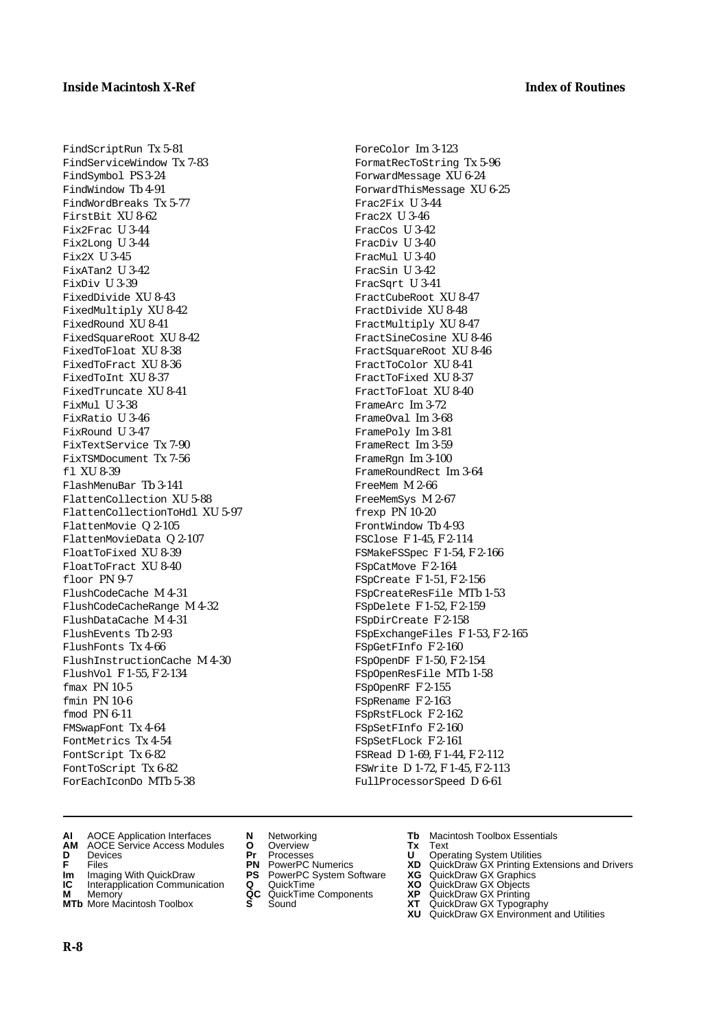FindScriptRun Tx 5-81
FindServiceWindow Tx 7-83
FindSymbol PS 3-24
FindWindow Tb 4-91
FindWordBreaks Tx 5-77
FirstBit XU 8-62
Fix2Frac U 3-44
Fix2Long U 3-44
Fix2X U 3-45
FixATan2 U 3-42
FixDiv U 3-39
FixedDivide XU 8-43
FixedMultiply XU 8-42
FixedRound XU 8-41
FixedSquareRoot XU 8-42
FixedToFloat XU 8-38
FixedToFract XU 8-36
FixedToInt XU 8-37
FixedTruncate XU 8-41
FixMul U 3-38
FixRatio U 3-46
FixRound U 3-47
FixTextService Tx 7-90
FixTSMDocument Tx 7-56
fl XU 8-39
FlashMenuBar Tb 3-141
FlattenCollection XU 5-88
FlattenCollectionToHdl XU 5-97
FlattenMovie Q 2-105
FlattenMovieData Q 2-107
FloatToFixed XU 8-39
FloatToFract XU 8-40
floor PN 9-7
FlushCodeCache M 4-31
FlushCodeCacheRange M 4-32
FlushDataCache M 4-31
FlushEvents Tb 2-93
FlushFonts Tx 4-66
FlushInstructionCache M 4-30
FlushVol F 1-55, F 2-134
fmax PN 10-5
fmin PN 10-6
fmod PN 6-11
FMSwapFont Tx 4-64
FontMetrics Tx 4-54
FontScript Tx 6-82
FontToScript Tx 6-82
ForEachIconDo MTb 5-38
ForeColor Im 3-123
FormatRecToString Tx 5-96
ForwardMessage XU 6-24
ForwardThisMessage XU 6-25
Frac2Fix U 3-44
Frac2X U 3-46
FracCos U 3-42
FracDiv U 3-40
FracMul U 3-40
FracSin U 3-42
FracSqrt U 3-41
FractCubeRoot XU 8-47
FractDivide XU 8-48
FractMultiply XU 8-47
FractSineCosine XU 8-46
FractSquareRoot XU 8-46
FractToColor XU 8-41
FractToFixed XU 8-37
FractToFloat XU 8-40
FrameArc Im 3-72
FrameOval Im 3-68
FramePoly Im 3-81
FrameRect Im 3-59
FrameRgn Im 3-100
FrameRoundRect Im 3-64
FreeMem M 2-66
FreeMemSys M 2-67
frexp PN 10-20
FrontWindow Tb 4-93
FSClose F 1-45, F 2-114
FSMakeFSSpec F 1-54, F 2-166
FSpCatMove F 2-164
FSpCreate F 1-51, F 2-156
FSpCreateResFile MTb 1-53
FSpDelete F 1-52, F 2-159
FSpDirCreate F 2-158
FSpExchangeFiles F 1-53, F 2-165
FSpGetFInfo F 2-160
FSpOpenDF F 1-50, F 2-154
FSpOpenResFile MTb 1-58
FSpOpenRF F 2-155
FSpRename F 2-163
FSpRstFLock F 2-162
FSpSetFInfo F 2-160
FSpSetFLock F 2-161
FSRead D 1-69, F 1-44, F 2-112
FSWrite D 1-72, F 1-45, F 2-113
FullProcessorSpeed D 6-61

**AI** AOCE Application Interfaces
**AM** AOCE Service Access Modules
**D** Devices
**F** Files
**Im** Imaging With QuickDraw
**IC** Interapplication Communication
**M** Memory
**MTb** More Macintosh Toolbox
**N** Networking
**O** Overview
**Pr** Processes
**PN** PowerPC Numerics
**PS** PowerPC System Software
**Q** QuickTime
**QC** QuickTime Components
**S** Sound
**Tb** Macintosh Toolbox Essentials
**Tx** Text
**U** Operating System Utilities
**XD** QuickDraw GX Printing Extensions and Drivers
**XG** QuickDraw GX Graphics
**XO** QuickDraw GX Objects
**XP** QuickDraw GX Printing
**XT** QuickDraw GX Typography
**XU** QuickDraw GX Environment and Utilities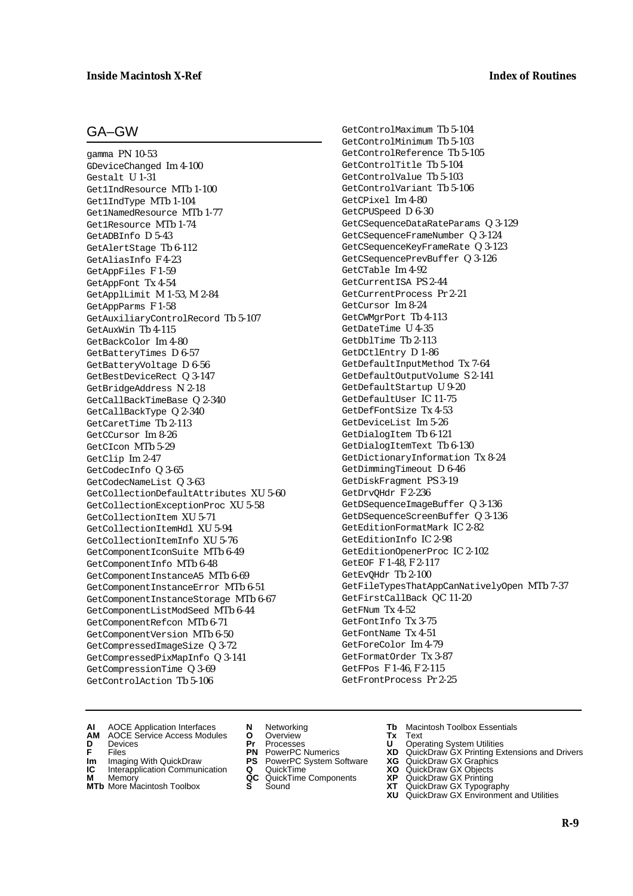## GA–GW

gamma PN 10-53
GDeviceChanged Im 4-100
Gestalt U 1-31
Get1IndResource MTb 1-100
Get1IndType MTb 1-104
Get1NamedResource MTb 1-77
Get1Resource MTb 1-74
GetADBInfo D 5-43
GetAlertStage Tb 6-112
GetAliasInfo F 4-23
GetAppFiles F 1-59
GetAppFont Tx 4-54
GetApplLimit M 1-53, M 2-84
GetAppParms F 1-58
GetAuxiliaryControlRecord Tb 5-107
GetAuxWin Tb 4-115
GetBackColor Im 4-80
GetBatteryTimes D 6-57
GetBatteryVoltage D 6-56
GetBestDeviceRect Q 3-147
GetBridgeAddress N 2-18
GetCallBackTimeBase Q 2-340
GetCallBackType Q 2-340
GetCaretTime Tb 2-113
GetCCursor Im 8-26
GetCIcon MTb 5-29
GetClip Im 2-47
GetCodecInfo Q 3-65
GetCodecNameList Q 3-63
GetCollectionDefaultAttributes XU 5-60
GetCollectionExceptionProc XU 5-58
GetCollectionItem XU 5-71
GetCollectionItemHdl XU 5-94
GetCollectionItemInfo XU 5-76
GetComponentIconSuite MTb 6-49
GetComponentInfo MTb 6-48
GetComponentInstanceA5 MTb 6-69
GetComponentInstanceError MTb 6-51
GetComponentInstanceStorage MTb 6-67
GetComponentListModSeed MTb 6-44
GetComponentRefcon MTb 6-71
GetComponentVersion MTb 6-50
GetCompressedImageSize Q 3-72
GetCompressedPixMapInfo Q 3-141
GetCompressionTime Q 3-69
GetControlAction Tb 5-106
GetControlMaximum Tb 5-104
GetControlMinimum Tb 5-103
GetControlReference Tb 5-105
GetControlTitle Tb 5-104
GetControlValue Tb 5-103
GetControlVariant Tb 5-106
GetCPixel Im 4-80
GetCPUSpeed D 6-30
GetCSequenceDataRateParams Q 3-129
GetCSequenceFrameNumber Q 3-124
GetCSequenceKeyFrameRate Q 3-123
GetCSequencePrevBuffer Q 3-126
GetCTable Im 4-92
GetCurrentISA PS 2-44
GetCurrentProcess Pr 2-21
GetCursor Im 8-24
GetCWMgrPort Tb 4-113
GetDateTime U 4-35
GetDblTime Tb 2-113
GetDCtlEntry D 1-86
GetDefaultInputMethod Tx 7-64
GetDefaultOutputVolume S 2-141
GetDefaultStartup U 9-20
GetDefaultUser IC 11-75
GetDefFontSize Tx 4-53
GetDeviceList Im 5-26
GetDialogItem Tb 6-121
GetDialogItemText Tb 6-130
GetDictionaryInformation Tx 8-24
GetDimmingTimeout D 6-46
GetDiskFragment PS 3-19
GetDrvQHdr F 2-236
GetDSequenceImageBuffer Q 3-136
GetDSequenceScreenBuffer Q 3-136
GetEditionFormatMark IC 2-82
GetEditionInfo IC 2-98
GetEditionOpenerProc IC 2-102
GetEOF F 1-48, F 2-117
GetEvQHdr Tb 2-100
GetFileTypesThatAppCanNativelyOpen MTb 7-37
GetFirstCallBack QC 11-20
GetFNum Tx 4-52
GetFontInfo Tx 3-75
GetFontName Tx 4-51
GetForeColor Im 4-79
GetFormatOrder Tx 3-87
GetFPos F 1-46, F 2-115
GetFrontProcess Pr 2-25

**AI** AOCE Application Interfaces
**AM** AOCE Service Access Modules
**D** Devices
**F** Files
**Im** Imaging With QuickDraw
**IC** Interapplication Communication
**M** Memory
**MTb** More Macintosh Toolbox
**N** Networking
**O** Overview
**Pr** Processes
**PN** PowerPC Numerics
**PS** PowerPC System Software
**Q** QuickTime
**QC** QuickTime Components
**S** Sound
**Tb** Macintosh Toolbox Essentials
**Tx** Text
**U** Operating System Utilities
**XD** QuickDraw GX Printing Extensions and Drivers
**XG** QuickDraw GX Graphics
**XO** QuickDraw GX Objects
**XP** QuickDraw GX Printing
**XT** QuickDraw GX Typography
**XU** QuickDraw GX Environment and Utilities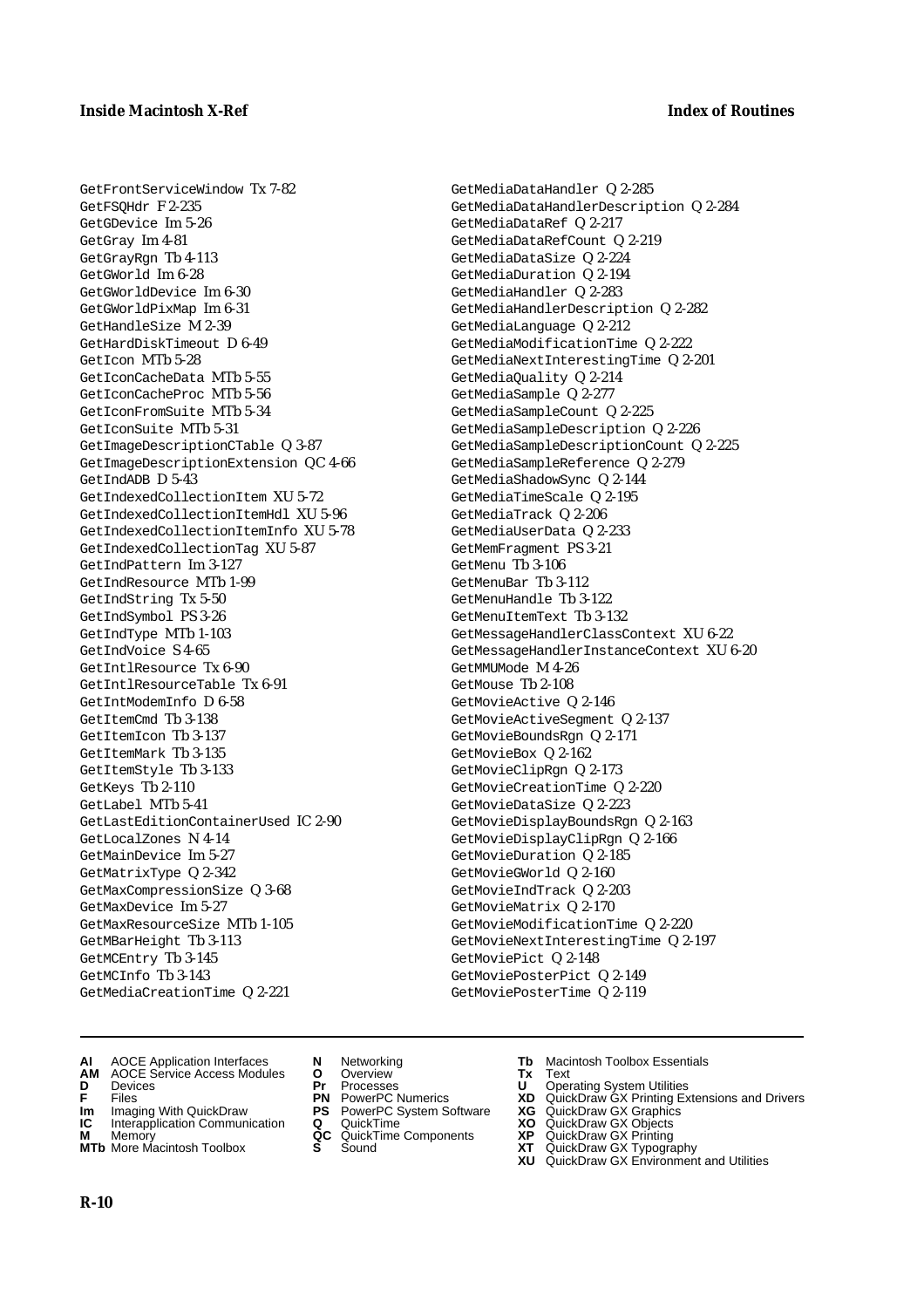GetFrontServiceWindow Tx 7-82
GetFSQHdr F 2-235
GetGDevice Im 5-26
GetGray Im 4-81
GetGrayRgn Tb 4-113
GetGWorld Im 6-28
GetGWorldDevice Im 6-30
GetGWorldPixMap Im 6-31
GetHandleSize M 2-39
GetHardDiskTimeout D 6-49
GetIcon MTb 5-28
GetIconCacheData MTb 5-55
GetIconCacheProc MTb 5-56
GetIconFromSuite MTb 5-34
GetIconSuite MTb 5-31
GetImageDescriptionCTable Q 3-87
GetImageDescriptionExtension QC 4-66
GetIndADB D 5-43
GetIndexedCollectionItem XU 5-72
GetIndexedCollectionItemHdl XU 5-96
GetIndexedCollectionItemInfo XU 5-78
GetIndexedCollectionTag XU 5-87
GetIndPattern Im 3-127
GetIndResource MTb 1-99
GetIndString Tx 5-50
GetIndSymbol PS 3-26
GetIndType MTb 1-103
GetIndVoice S 4-65
GetIntlResource Tx 6-90
GetIntlResourceTable Tx 6-91
GetIntModemInfo D 6-58
GetItemCmd Tb 3-138
GetItemIcon Tb 3-137
GetItemMark Tb 3-135
GetItemStyle Tb 3-133
GetKeys Tb 2-110
GetLabel MTb 5-41
GetLastEditionContainerUsed IC 2-90
GetLocalZones N 4-14
GetMainDevice Im 5-27
GetMatrixType Q 2-342
GetMaxCompressionSize Q 3-68
GetMaxDevice Im 5-27
GetMaxResourceSize MTb 1-105
GetMBarHeight Tb 3-113
GetMCEntry Tb 3-145
GetMCInfo Tb 3-143
GetMediaCreationTime Q 2-221
GetMediaDataHandler Q 2-285
GetMediaDataHandlerDescription Q 2-284
GetMediaDataRef Q 2-217
GetMediaDataRefCount Q 2-219
GetMediaDataSize Q 2-224
GetMediaDuration Q 2-194
GetMediaHandler Q 2-283
GetMediaHandlerDescription Q 2-282
GetMediaLanguage Q 2-212
GetMediaModificationTime Q 2-222
GetMediaNextInterestingTime Q 2-201
GetMediaQuality Q 2-214
GetMediaSample Q 2-277
GetMediaSampleCount Q 2-225
GetMediaSampleDescription Q 2-226
GetMediaSampleDescriptionCount Q 2-225
GetMediaSampleReference Q 2-279
GetMediaShadowSync Q 2-144
GetMediaTimeScale Q 2-195
GetMediaTrack Q 2-206
GetMediaUserData Q 2-233
GetMemFragment PS 3-21
GetMenu Tb 3-106
GetMenuBar Tb 3-112
GetMenuHandle Tb 3-122
GetMenuItemText Tb 3-132
GetMessageHandlerClassContext XU 6-22
GetMessageHandlerInstanceContext XU 6-20
GetMMUMode M 4-26
GetMouse Tb 2-108
GetMovieActive Q 2-146
GetMovieActiveSegment Q 2-137
GetMovieBoundsRgn Q 2-171
GetMovieBox Q 2-162
GetMovieClipRgn Q 2-173
GetMovieCreationTime Q 2-220
GetMovieDataSize Q 2-223
GetMovieDisplayBoundsRgn Q 2-163
GetMovieDisplayClipRgn Q 2-166
GetMovieDuration Q 2-185
GetMovieGWorld Q 2-160
GetMovieIndTrack Q 2-203
GetMovieMatrix Q 2-170
GetMovieModificationTime Q 2-220
GetMovieNextInterestingTime Q 2-197
GetMoviePict Q 2-148
GetMoviePosterPict Q 2-149
GetMoviePosterTime Q 2-119

**AI** AOCE Application Interfaces
**AM** AOCE Service Access Modules
**D** Devices
**F** Files
**Im** Imaging With QuickDraw
**IC** Interapplication Communication
**M** Memory
**MTb** More Macintosh Toolbox
**N** Networking
**O** Overview
**Pr** Processes
**PN** PowerPC Numerics
**PS** PowerPC System Software
**Q** QuickTime
**QC** QuickTime Components
**S** Sound
**Tb** Macintosh Toolbox Essentials
**Tx** Text
**U** Operating System Utilities
**XD** QuickDraw GX Printing Extensions and Drivers
**XG** QuickDraw GX Graphics
**XO** QuickDraw GX Objects
**XP** QuickDraw GX Printing
**XT** QuickDraw GX Typography
**XU** QuickDraw GX Environment and Utilities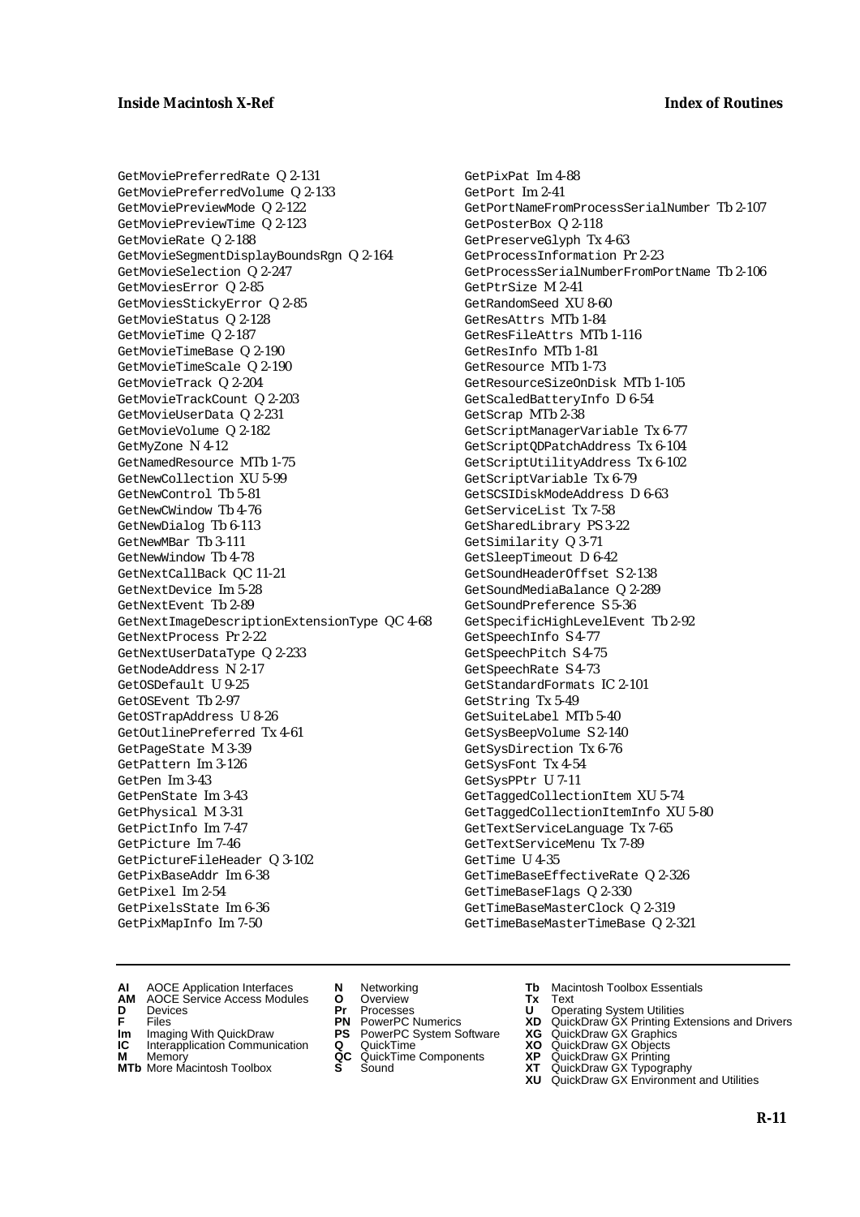GetMoviePreferredRate Q 2-131
GetMoviePreferredVolume Q 2-133
GetMoviePreviewMode Q 2-122
GetMoviePreviewTime Q 2-123
GetMovieRate Q 2-188
GetMovieSegmentDisplayBoundsRgn Q 2-164
GetMovieSelection Q 2-247
GetMoviesError Q 2-85
GetMoviesStickyError Q 2-85
GetMovieStatus Q 2-128
GetMovieTime Q 2-187
GetMovieTimeBase Q 2-190
GetMovieTimeScale Q 2-190
GetMovieTrack Q 2-204
GetMovieTrackCount Q 2-203
GetMovieUserData Q 2-231
GetMovieVolume Q 2-182
GetMyZone N 4-12
GetNamedResource MTb 1-75
GetNewCollection XU 5-99
GetNewControl Tb 5-81
GetNewCWindow Tb 4-76
GetNewDialog Tb 6-113
GetNewMBar Tb 3-111
GetNewWindow Tb 4-78
GetNextCallBack QC 11-21
GetNextDevice Im 5-28
GetNextEvent Tb 2-89
GetNextImageDescriptionExtensionType QC 4-68
GetNextProcess Pr 2-22
GetNextUserDataType Q 2-233
GetNodeAddress N 2-17
GetOSDefault U 9-25
GetOSEvent Tb 2-97
GetOSTrapAddress U 8-26
GetOutlinePreferred Tx 4-61
GetPageState M 3-39
GetPattern Im 3-126
GetPen Im 3-43
GetPenState Im 3-43
GetPhysical M 3-31
GetPictInfo Im 7-47
GetPicture Im 7-46
GetPictureFileHeader Q 3-102
GetPixBaseAddr Im 6-38
GetPixel Im 2-54
GetPixelsState Im 6-36
GetPixMapInfo Im 7-50
GetPixPat Im 4-88
GetPort Im 2-41
GetPortNameFromProcessSerialNumber Tb 2-107
GetPosterBox Q 2-118
GetPreserveGlyph Tx 4-63
GetProcessInformation Pr 2-23
GetProcessSerialNumberFromPortName Tb 2-106
GetPtrSize M 2-41
GetRandomSeed XU 8-60
GetResAttrs MTb 1-84
GetResFileAttrs MTb 1-116
GetResInfo MTb 1-81
GetResource MTb 1-73
GetResourceSizeOnDisk MTb 1-105
GetScaledBatteryInfo D 6-54
GetScrap MTb 2-38
GetScriptManagerVariable Tx 6-77
GetScriptQDPatchAddress Tx 6-104
GetScriptUtilityAddress Tx 6-102
GetScriptVariable Tx 6-79
GetSCSIDiskModeAddress D 6-63
GetServiceList Tx 7-58
GetSharedLibrary PS 3-22
GetSimilarity Q 3-71
GetSleepTimeout D 6-42
GetSoundHeaderOffset S 2-138
GetSoundMediaBalance Q 2-289
GetSoundPreference S 5-36
GetSpecificHighLevelEvent Tb 2-92
GetSpeechInfo S 4-77
GetSpeechPitch S 4-75
GetSpeechRate S 4-73
GetStandardFormats IC 2-101
GetString Tx 5-49
GetSuiteLabel MTb 5-40
GetSysBeepVolume S 2-140
GetSysDirection Tx 6-76
GetSysFont Tx 4-54
GetSysPPtr U 7-11
GetTaggedCollectionItem XU 5-74
GetTaggedCollectionItemInfo XU 5-80
GetTextServiceLanguage Tx 7-65
GetTextServiceMenu Tx 7-89
GetTime U 4-35
GetTimeBaseEffectiveRate Q 2-326
GetTimeBaseFlags Q 2-330
GetTimeBaseMasterClock Q 2-319
GetTimeBaseMasterTimeBase Q 2-321

**AI** AOCE Application Interfaces
**AM** AOCE Service Access Modules
**D** Devices
**F** Files
**Im** Imaging With QuickDraw
**IC** Interapplication Communication
**M** Memory
**MTb** More Macintosh Toolbox
**N** Networking
**O** Overview
**Pr** Processes
**PN** PowerPC Numerics
**PS** PowerPC System Software
**Q** QuickTime
**QC** QuickTime Components
**S** Sound
**Tb** Macintosh Toolbox Essentials
**Tx** Text
**U** Operating System Utilities
**XD** QuickDraw GX Printing Extensions and Drivers
**XG** QuickDraw GX Graphics
**XO** QuickDraw GX Objects
**XP** QuickDraw GX Printing
**XT** QuickDraw GX Typography
**XU** QuickDraw GX Environment and Utilities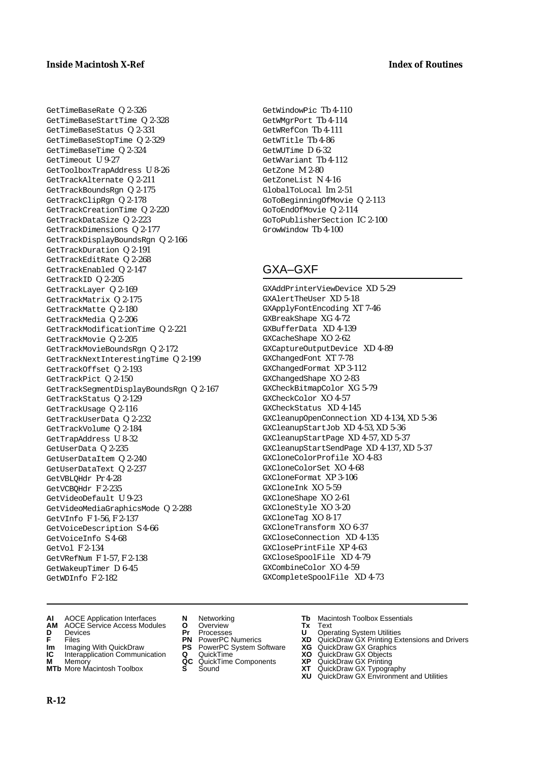GetTimeBaseRate Q 2-326
GetTimeBaseStartTime Q 2-328
GetTimeBaseStatus Q 2-331
GetTimeBaseStopTime Q 2-329
GetTimeBaseTime Q 2-324
GetTimeout U 9-27
GetToolboxTrapAddress U 8-26
GetTrackAlternate Q 2-211
GetTrackBoundsRgn Q 2-175
GetTrackClipRgn Q 2-178
GetTrackCreationTime Q 2-220
GetTrackDataSize Q 2-223
GetTrackDimensions Q 2-177
GetTrackDisplayBoundsRgn Q 2-166
GetTrackDuration Q 2-191
GetTrackEditRate Q 2-268
GetTrackEnabled Q 2-147
GetTrackID Q 2-205
GetTrackLayer Q 2-169
GetTrackMatrix Q 2-175
GetTrackMatte Q 2-180
GetTrackMedia Q 2-206
GetTrackModificationTime Q 2-221
GetTrackMovie Q 2-205
GetTrackMovieBoundsRgn Q 2-172
GetTrackNextInterestingTime Q 2-199
GetTrackOffset Q 2-193
GetTrackPict Q 2-150
GetTrackSegmentDisplayBoundsRgn Q 2-167
GetTrackStatus Q 2-129
GetTrackUsage Q 2-116
GetTrackUserData Q 2-232
GetTrackVolume Q 2-184
GetTrapAddress U 8-32
GetUserData Q 2-235
GetUserDataItem Q 2-240
GetUserDataText Q 2-237
GetVBLQHdr Pr 4-28
GetVCBQHdr F 2-235
GetVideoDefault U 9-23
GetVideoMediaGraphicsMode Q 2-288
GetVInfo F 1-56, F 2-137
GetVoiceDescription S 4-66
GetVoiceInfo S 4-68
GetVol F 2-134
GetVRefNum F 1-57, F 2-138
GetWakeupTimer D 6-45
GetWDInfo F 2-182
GetWindowPic Tb 4-110
GetWMgrPort Tb 4-114
GetWRefCon Tb 4-111
GetWTitle Tb 4-86
GetWUTime D 6-32
GetWVariant Tb 4-112
GetZone M 2-80
GetZoneList N 4-16
GlobalToLocal Im 2-51
GoToBeginningOfMovie Q 2-113
GoToEndOfMovie Q 2-114
GoToPublisherSection IC 2-100
GrowWindow Tb 4-100

## GXA–GXF

GXAddPrinterViewDevice XD 5-29
GXAlertTheUser XD 5-18
GXApplyFontEncoding XT 7-46
GXBreakShape XG 4-72
GXBufferData XD 4-139
GXCacheShape XO 2-62
GXCaptureOutputDevice XD 4-89
GXChangedFont XT 7-78
GXChangedFormat XP 3-112
GXChangedShape XO 2-83
GXCheckBitmapColor XG 5-79
GXCheckColor XO 4-57
GXCheckStatus XD 4-145
GXCleanupOpenConnection XD 4-134, XD 5-36
GXCleanupStartJob XD 4-53, XD 5-36
GXCleanupStartPage XD 4-57, XD 5-37
GXCleanupStartSendPage XD 4-137, XD 5-37
GXCloneColorProfile XO 4-83
GXCloneColorSet XO 4-68
GXCloneFormat XP 3-106
GXCloneInk XO 5-59
GXCloneShape XO 2-61
GXCloneStyle XO 3-20
GXCloneTag XO 8-17
GXCloneTransform XO 6-37
GXCloseConnection XD 4-135
GXClosePrintFile XP 4-63
GXCloseSpoolFile XD 4-79
GXCombineColor XO 4-59
GXCompleteSpoolFile XD 4-73

**AI** AOCE Application Interfaces
**AM** AOCE Service Access Modules
**D** Devices
**F** Files
**Im** Imaging With QuickDraw
**IC** Interapplication Communication
**M** Memory
**MTb** More Macintosh Toolbox
**N** Networking
**O** Overview
**Pr** Processes
**PN** PowerPC Numerics
**PS** PowerPC System Software
**Q** QuickTime
**QC** QuickTime Components
**S** Sound
**Tb** Macintosh Toolbox Essentials
**Tx** Text
**U** Operating System Utilities
**XD** QuickDraw GX Printing Extensions and Drivers
**XG** QuickDraw GX Graphics
**XO** QuickDraw GX Objects
**XP** QuickDraw GX Printing
**XT** QuickDraw GX Typography
**XU** QuickDraw GX Environment and Utilities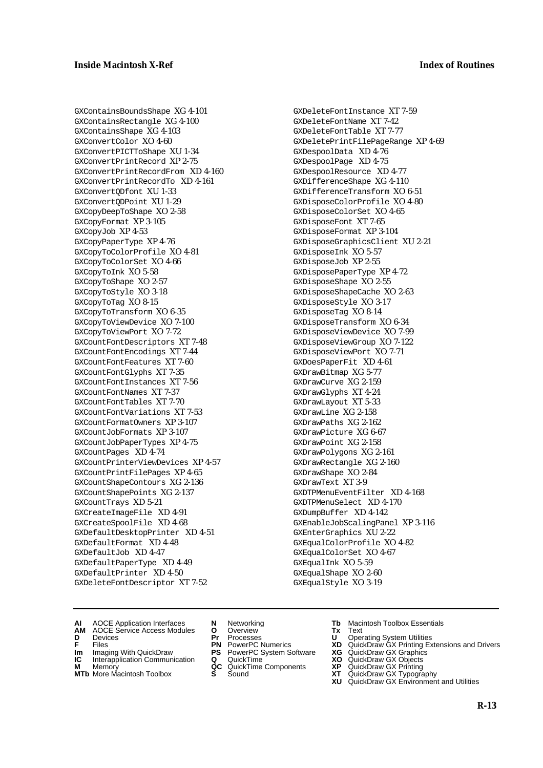GXContainsBoundsShape XG 4-101
GXContainsRectangle XG 4-100
GXContainsShape XG 4-103
GXConvertColor XO 4-60
GXConvertPICTToShape XU 1-34
GXConvertPrintRecord XP 2-75
GXConvertPrintRecordFrom XD 4-160
GXConvertPrintRecordTo XD 4-161
GXConvertQDfont XU 1-33
GXConvertQDPoint XU 1-29
GXCopyDeepToShape XO 2-58
GXCopyFormat XP 3-105
GXCopyJob XP 4-53
GXCopyPaperType XP 4-76
GXCopyToColorProfile XO 4-81
GXCopyToColorSet XO 4-66
GXCopyToInk XO 5-58
GXCopyToShape XO 2-57
GXCopyToStyle XO 3-18
GXCopyToTag XO 8-15
GXCopyToTransform XO 6-35
GXCopyToViewDevice XO 7-100
GXCopyToViewPort XO 7-72
GXCountFontDescriptors XT 7-48
GXCountFontEncodings XT 7-44
GXCountFontFeatures XT 7-60
GXCountFontGlyphs XT 7-35
GXCountFontInstances XT 7-56
GXCountFontNames XT 7-37
GXCountFontTables XT 7-70
GXCountFontVariations XT 7-53
GXCountFormatOwners XP 3-107
GXCountJobFormats XP 3-107
GXCountJobPaperTypes XP 4-75
GXCountPages XD 4-74
GXCountPrinterViewDevices XP 4-57
GXCountPrintFilePages XP 4-65
GXCountShapeContours XG 2-136
GXCountShapePoints XG 2-137
GXCountTrays XD 5-21
GXCreateImageFile XD 4-91
GXCreateSpoolFile XD 4-68
GXDefaultDesktopPrinter XD 4-51
GXDefaultFormat XD 4-48
GXDefaultJob XD 4-47
GXDefaultPaperType XD 4-49
GXDefaultPrinter XD 4-50
GXDeleteFontDescriptor XT 7-52
GXDeleteFontInstance XT 7-59
GXDeleteFontName XT 7-42
GXDeleteFontTable XT 7-77
GXDeletePrintFilePageRange XP 4-69
GXDespoolData XD 4-76
GXDespoolPage XD 4-75
GXDespoolResource XD 4-77
GXDifferenceShape XG 4-110
GXDifferenceTransform XO 6-51
GXDisposeColorProfile XO 4-80
GXDisposeColorSet XO 4-65
GXDisposeFont XT 7-65
GXDisposeFormat XP 3-104
GXDisposeGraphicsClient XU 2-21
GXDisposeInk XO 5-57
GXDisposeJob XP 2-55
GXDisposePaperType XP 4-72
GXDisposeShape XO 2-55
GXDisposeShapeCache XO 2-63
GXDisposeStyle XO 3-17
GXDisposeTag XO 8-14
GXDisposeTransform XO 6-34
GXDisposeViewDevice XO 7-99
GXDisposeViewGroup XO 7-122
GXDisposeViewPort XO 7-71
GXDoesPaperFit XD 4-61
GXDrawBitmap XG 5-77
GXDrawCurve XG 2-159
GXDrawGlyphs XT 4-24
GXDrawLayout XT 5-33
GXDrawLine XG 2-158
GXDrawPaths XG 2-162
GXDrawPicture XG 6-67
GXDrawPoint XG 2-158
GXDrawPolygons XG 2-161
GXDrawRectangle XG 2-160
GXDrawShape XO 2-84
GXDrawText XT 3-9
GXDTPMenuEventFilter XD 4-168
GXDTPMenuSelect XD 4-170
GXDumpBuffer XD 4-142
GXEnableJobScalingPanel XP 3-116
GXEnterGraphics XU 2-22
GXEqualColorProfile XO 4-82
GXEqualColorSet XO 4-67
GXEqualInk XO 5-59
GXEqualShape XO 2-60
GXEqualStyle XO 3-19

**AI** AOCE Application Interfaces
**AM** AOCE Service Access Modules
**D** Devices
**F** Files
**Im** Imaging With QuickDraw
**IC** Interapplication Communication
**M** Memory
**MTb** More Macintosh Toolbox
**N** Networking
**O** Overview
**Pr** Processes
**PN** PowerPC Numerics
**PS** PowerPC System Software
**Q** QuickTime
**QC** QuickTime Components
**S** Sound
**Tb** Macintosh Toolbox Essentials
**Tx** Text
**U** Operating System Utilities
**XD** QuickDraw GX Printing Extensions and Drivers
**XG** QuickDraw GX Graphics
**XO** QuickDraw GX Objects
**XP** QuickDraw GX Printing
**XT** QuickDraw GX Typography
**XU** QuickDraw GX Environment and Utilities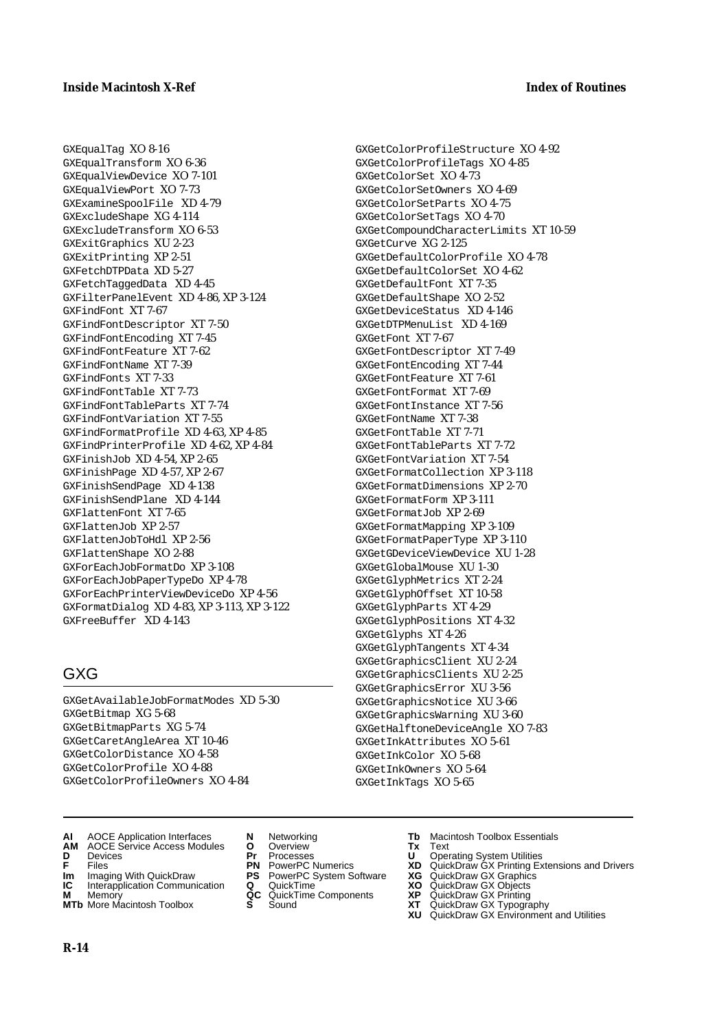GXEqualTag XO 8-16
GXEqualTransform XO 6-36
GXEqualViewDevice XO 7-101
GXEqualViewPort XO 7-73
GXExamineSpoolFile XD 4-79
GXExcludeShape XG 4-114
GXExcludeTransform XO 6-53
GXExitGraphics XU 2-23
GXExitPrinting XP 2-51
GXFetchDTPData XD 5-27
GXFetchTaggedData XD 4-45
GXFilterPanelEvent XD 4-86, XP 3-124
GXFindFont XT 7-67
GXFindFontDescriptor XT 7-50
GXFindFontEncoding XT 7-45
GXFindFontFeature XT 7-62
GXFindFontName XT 7-39
GXFindFonts XT 7-33
GXFindFontTable XT 7-73
GXFindFontTableParts XT 7-74
GXFindFontVariation XT 7-55
GXFindFormatProfile XD 4-63, XP 4-85
GXFindPrinterProfile XD 4-62, XP 4-84
GXFinishJob XD 4-54, XP 2-65
GXFinishPage XD 4-57, XP 2-67
GXFinishSendPage XD 4-138
GXFinishSendPlane XD 4-144
GXFlattenFont XT 7-65
GXFlattenJob XP 2-57
GXFlattenJobToHdl XP 2-56
GXFlattenShape XO 2-88
GXForEachJobFormatDo XP 3-108
GXForEachJobPaperTypeDo XP 4-78
GXForEachPrinterViewDeviceDo XP 4-56
GXFormatDialog XD 4-83, XP 3-113, XP 3-122
GXFreeBuffer XD 4-143

## GXG

GXGetAvailableJobFormatModes XD 5-30
GXGetBitmap XG 5-68
GXGetBitmapParts XG 5-74
GXGetCaretAngleArea XT 10-46
GXGetColorDistance XO 4-58
GXGetColorProfile XO 4-88
GXGetColorProfileOwners XO 4-84
GXGetColorProfileStructure XO 4-92
GXGetColorProfileTags XO 4-85
GXGetColorSet XO 4-73
GXGetColorSetOwners XO 4-69
GXGetColorSetParts XO 4-75
GXGetColorSetTags XO 4-70
GXGetCompoundCharacterLimits XT 10-59
GXGetCurve XG 2-125
GXGetDefaultColorProfile XO 4-78
GXGetDefaultColorSet XO 4-62
GXGetDefaultFont XT 7-35
GXGetDefaultShape XO 2-52
GXGetDeviceStatus XD 4-146
GXGetDTPMenuList XD 4-169
GXGetFont XT 7-67
GXGetFontDescriptor XT 7-49
GXGetFontEncoding XT 7-44
GXGetFontFeature XT 7-61
GXGetFontFormat XT 7-69
GXGetFontInstance XT 7-56
GXGetFontName XT 7-38
GXGetFontTable XT 7-71
GXGetFontTableParts XT 7-72
GXGetFontVariation XT 7-54
GXGetFormatCollection XP 3-118
GXGetFormatDimensions XP 2-70
GXGetFormatForm XP 3-111
GXGetFormatJob XP 2-69
GXGetFormatMapping XP 3-109
GXGetFormatPaperType XP 3-110
GXGetGDeviceViewDevice XU 1-28
GXGetGlobalMouse XU 1-30
GXGetGlyphMetrics XT 2-24
GXGetGlyphOffset XT 10-58
GXGetGlyphParts XT 4-29
GXGetGlyphPositions XT 4-32
GXGetGlyphs XT 4-26
GXGetGlyphTangents XT 4-34
GXGetGraphicsClient XU 2-24
GXGetGraphicsClients XU 2-25
GXGetGraphicsError XU 3-56
GXGetGraphicsNotice XU 3-66
GXGetGraphicsWarning XU 3-60
GXGetHalftoneDeviceAngle XO 7-83
GXGetInkAttributes XO 5-61
GXGetInkColor XO 5-68
GXGetInkOwners XO 5-64
GXGetInkTags XO 5-65

**AI** AOCE Application Interfaces
**AM** AOCE Service Access Modules
**D** Devices
**F** Files
**Im** Imaging With QuickDraw
**IC** Interapplication Communication
**M** Memory
**MTb** More Macintosh Toolbox
**N** Networking
**O** Overview
**Pr** Processes
**PN** PowerPC Numerics
**PS** PowerPC System Software
**Q** QuickTime
**QC** QuickTime Components
**S** Sound
**Tb** Macintosh Toolbox Essentials
**Tx** Text
**U** Operating System Utilities
**XD** QuickDraw GX Printing Extensions and Drivers
**XG** QuickDraw GX Graphics
**XO** QuickDraw GX Objects
**XP** QuickDraw GX Printing
**XT** QuickDraw GX Typography
**XU** QuickDraw GX Environment and Utilities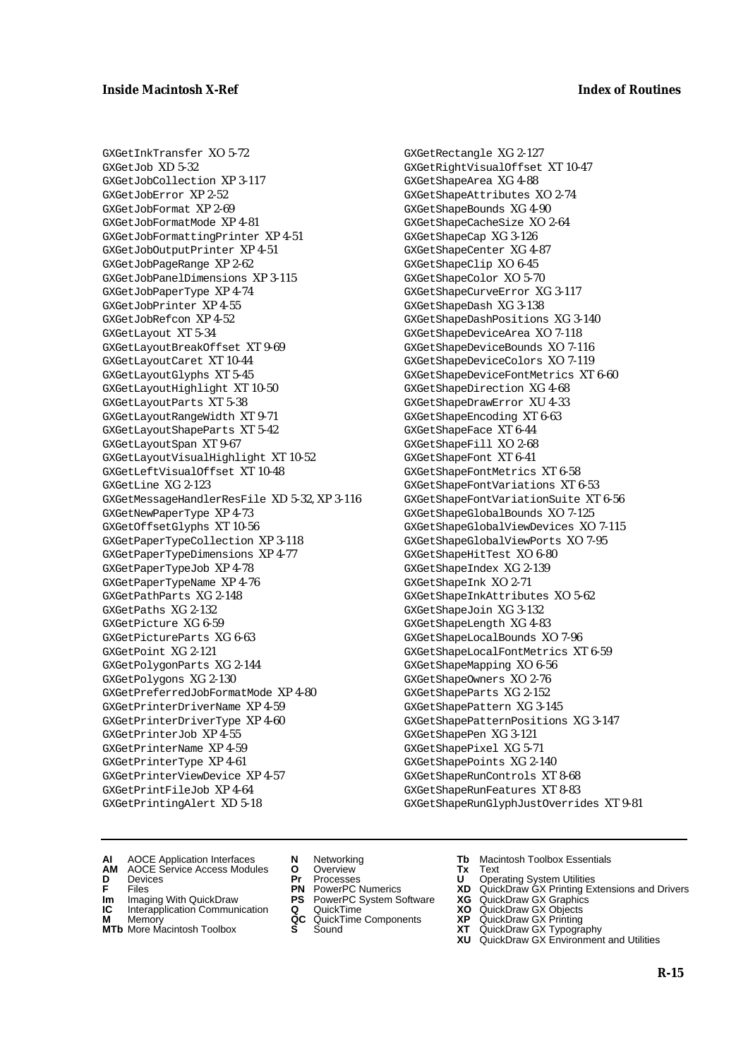GXGetInkTransfer XO 5-72
GXGetJob XD 5-32
GXGetJobCollection XP 3-117
GXGetJobError XP 2-52
GXGetJobFormat XP 2-69
GXGetJobFormatMode XP 4-81
GXGetJobFormattingPrinter XP 4-51
GXGetJobOutputPrinter XP 4-51
GXGetJobPageRange XP 2-62
GXGetJobPanelDimensions XP 3-115
GXGetJobPaperType XP 4-74
GXGetJobPrinter XP 4-55
GXGetJobRefcon XP 4-52
GXGetLayout XT 5-34
GXGetLayoutBreakOffset XT 9-69
GXGetLayoutCaret XT 10-44
GXGetLayoutGlyphs XT 5-45
GXGetLayoutHighlight XT 10-50
GXGetLayoutParts XT 5-38
GXGetLayoutRangeWidth XT 9-71
GXGetLayoutShapeParts XT 5-42
GXGetLayoutSpan XT 9-67
GXGetLayoutVisualHighlight XT 10-52
GXGetLeftVisualOffset XT 10-48
GXGetLine XG 2-123
GXGetMessageHandlerResFile XD 5-32, XP 3-116
GXGetNewPaperType XP 4-73
GXGetOffsetGlyphs XT 10-56
GXGetPaperTypeCollection XP 3-118
GXGetPaperTypeDimensions XP 4-77
GXGetPaperTypeJob XP 4-78
GXGetPaperTypeName XP 4-76
GXGetPathParts XG 2-148
GXGetPaths XG 2-132
GXGetPicture XG 6-59
GXGetPictureParts XG 6-63
GXGetPoint XG 2-121
GXGetPolygonParts XG 2-144
GXGetPolygons XG 2-130
GXGetPreferredJobFormatMode XP 4-80
GXGetPrinterDriverName XP 4-59
GXGetPrinterDriverType XP 4-60
GXGetPrinterJob XP 4-55
GXGetPrinterName XP 4-59
GXGetPrinterType XP 4-61
GXGetPrinterViewDevice XP 4-57
GXGetPrintFileJob XP 4-64
GXGetPrintingAlert XD 5-18
GXGetRectangle XG 2-127
GXGetRightVisualOffset XT 10-47
GXGetShapeArea XG 4-88
GXGetShapeAttributes XO 2-74
GXGetShapeBounds XG 4-90
GXGetShapeCacheSize XO 2-64
GXGetShapeCap XG 3-126
GXGetShapeCenter XG 4-87
GXGetShapeClip XO 6-45
GXGetShapeColor XO 5-70
GXGetShapeCurveError XG 3-117
GXGetShapeDash XG 3-138
GXGetShapeDashPositions XG 3-140
GXGetShapeDeviceArea XO 7-118
GXGetShapeDeviceBounds XO 7-116
GXGetShapeDeviceColors XO 7-119
GXGetShapeDeviceFontMetrics XT 6-60
GXGetShapeDirection XG 4-68
GXGetShapeDrawError XU 4-33
GXGetShapeEncoding XT 6-63
GXGetShapeFace XT 6-44
GXGetShapeFill XO 2-68
GXGetShapeFont XT 6-41
GXGetShapeFontMetrics XT 6-58
GXGetShapeFontVariations XT 6-53
GXGetShapeFontVariationSuite XT 6-56
GXGetShapeGlobalBounds XO 7-125
GXGetShapeGlobalViewDevices XO 7-115
GXGetShapeGlobalViewPorts XO 7-95
GXGetShapeHitTest XO 6-80
GXGetShapeIndex XG 2-139
GXGetShapeInk XO 2-71
GXGetShapeInkAttributes XO 5-62
GXGetShapeJoin XG 3-132
GXGetShapeLength XG 4-83
GXGetShapeLocalBounds XO 7-96
GXGetShapeLocalFontMetrics XT 6-59
GXGetShapeMapping XO 6-56
GXGetShapeOwners XO 2-76
GXGetShapeParts XG 2-152
GXGetShapePattern XG 3-145
GXGetShapePatternPositions XG 3-147
GXGetShapePen XG 3-121
GXGetShapePixel XG 5-71
GXGetShapePoints XG 2-140
GXGetShapeRunControls XT 8-68
GXGetShapeRunFeatures XT 8-83
GXGetShapeRunGlyphJustOverrides XT 9-81

**AI** AOCE Application Interfaces
**AM** AOCE Service Access Modules
**D** Devices
**F** Files
**Im** Imaging With QuickDraw
**IC** Interapplication Communication
**M** Memory
**MTb** More Macintosh Toolbox
**N** Networking
**O** Overview
**Pr** Processes
**PN** PowerPC Numerics
**PS** PowerPC System Software
**Q** QuickTime
**QC** QuickTime Components
**S** Sound
**Tb** Macintosh Toolbox Essentials
**Tx** Text
**U** Operating System Utilities
**XD** QuickDraw GX Printing Extensions and Drivers
**XG** QuickDraw GX Graphics
**XO** QuickDraw GX Objects
**XP** QuickDraw GX Printing
**XT** QuickDraw GX Typography
**XU** QuickDraw GX Environment and Utilities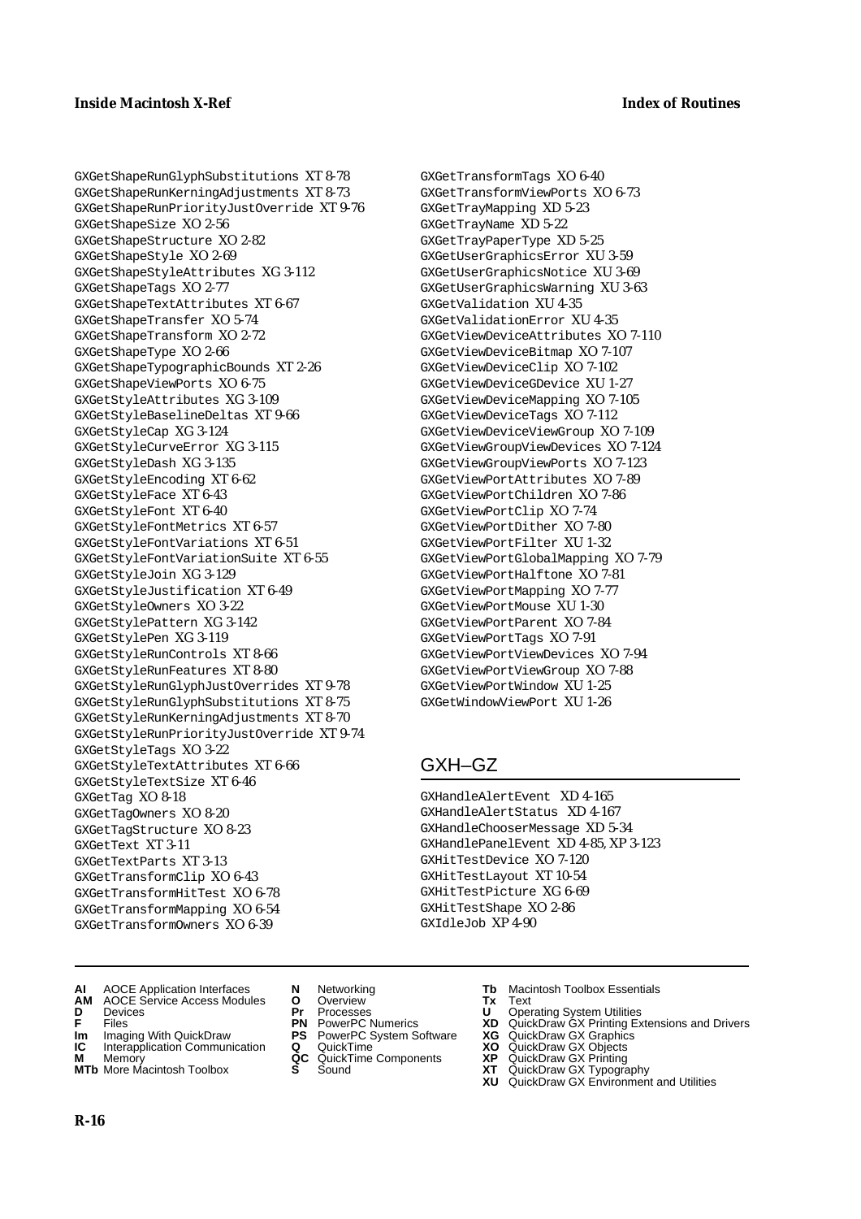GXGetShapeRunGlyphSubstitutions XT 8-78
GXGetShapeRunKerningAdjustments XT 8-73
GXGetShapeRunPriorityJustOverride XT 9-76
GXGetShapeSize XO 2-56
GXGetShapeStructure XO 2-82
GXGetShapeStyle XO 2-69
GXGetShapeStyleAttributes XG 3-112
GXGetShapeTags XO 2-77
GXGetShapeTextAttributes XT 6-67
GXGetShapeTransfer XO 5-74
GXGetShapeTransform XO 2-72
GXGetShapeType XO 2-66
GXGetShapeTypographicBounds XT 2-26
GXGetShapeViewPorts XO 6-75
GXGetStyleAttributes XG 3-109
GXGetStyleBaselineDeltas XT 9-66
GXGetStyleCap XG 3-124
GXGetStyleCurveError XG 3-115
GXGetStyleDash XG 3-135
GXGetStyleEncoding XT 6-62
GXGetStyleFace XT 6-43
GXGetStyleFont XT 6-40
GXGetStyleFontMetrics XT 6-57
GXGetStyleFontVariations XT 6-51
GXGetStyleFontVariationSuite XT 6-55
GXGetStyleJoin XG 3-129
GXGetStyleJustification XT 6-49
GXGetStyleOwners XO 3-22
GXGetStylePattern XG 3-142
GXGetStylePen XG 3-119
GXGetStyleRunControls XT 8-66
GXGetStyleRunFeatures XT 8-80
GXGetStyleRunGlyphJustOverrides XT 9-78
GXGetStyleRunGlyphSubstitutions XT 8-75
GXGetStyleRunKerningAdjustments XT 8-70
GXGetStyleRunPriorityJustOverride XT 9-74
GXGetStyleTags XO 3-22
GXGetStyleTextAttributes XT 6-66
GXGetStyleTextSize XT 6-46
GXGetTag XO 8-18
GXGetTagOwners XO 8-20
GXGetTagStructure XO 8-23
GXGetText XT 3-11
GXGetTextParts XT 3-13
GXGetTransformClip XO 6-43
GXGetTransformHitTest XO 6-78
GXGetTransformMapping XO 6-54
GXGetTransformOwners XO 6-39
GXGetTransformTags XO 6-40
GXGetTransformViewPorts XO 6-73
GXGetTrayMapping XD 5-23
GXGetTrayName XD 5-22
GXGetTrayPaperType XD 5-25
GXGetUserGraphicsError XU 3-59
GXGetUserGraphicsNotice XU 3-69
GXGetUserGraphicsWarning XU 3-63
GXGetValidation XU 4-35
GXGetValidationError XU 4-35
GXGetViewDeviceAttributes XO 7-110
GXGetViewDeviceBitmap XO 7-107
GXGetViewDeviceClip XO 7-102
GXGetViewDeviceGDevice XU 1-27
GXGetViewDeviceMapping XO 7-105
GXGetViewDeviceTags XO 7-112
GXGetViewDeviceViewGroup XO 7-109
GXGetViewGroupViewDevices XO 7-124
GXGetViewGroupViewPorts XO 7-123
GXGetViewPortAttributes XO 7-89
GXGetViewPortChildren XO 7-86
GXGetViewPortClip XO 7-74
GXGetViewPortDither XO 7-80
GXGetViewPortFilter XU 1-32
GXGetViewPortGlobalMapping XO 7-79
GXGetViewPortHalftone XO 7-81
GXGetViewPortMapping XO 7-77
GXGetViewPortMouse XU 1-30
GXGetViewPortParent XO 7-84
GXGetViewPortTags XO 7-91
GXGetViewPortViewDevices XO 7-94
GXGetViewPortViewGroup XO 7-88
GXGetViewPortWindow XU 1-25
GXGetWindowViewPort XU 1-26

## GXH–GZ

GXHandleAlertEvent XD 4-165
GXHandleAlertStatus XD 4-167
GXHandleChooserMessage XD 5-34
GXHandlePanelEvent XD 4-85, XP 3-123
GXHitTestDevice XO 7-120
GXHitTestLayout XT 10-54
GXHitTestPicture XG 6-69
GXHitTestShape XO 2-86
GXIdleJob XP 4-90

**AI** AOCE Application Interfaces
**AM** AOCE Service Access Modules
**D** Devices
**F** Files
**Im** Imaging With QuickDraw
**IC** Interapplication Communication
**M** Memory
**MTb** More Macintosh Toolbox
**N** Networking
**O** Overview
**Pr** Processes
**PN** PowerPC Numerics
**PS** PowerPC System Software
**Q** QuickTime
**QC** QuickTime Components
**S** Sound
**Tb** Macintosh Toolbox Essentials
**Tx** Text
**U** Operating System Utilities
**XD** QuickDraw GX Printing Extensions and Drivers
**XG** QuickDraw GX Graphics
**XO** QuickDraw GX Objects
**XP** QuickDraw GX Printing
**XT** QuickDraw GX Typography
**XU** QuickDraw GX Environment and Utilities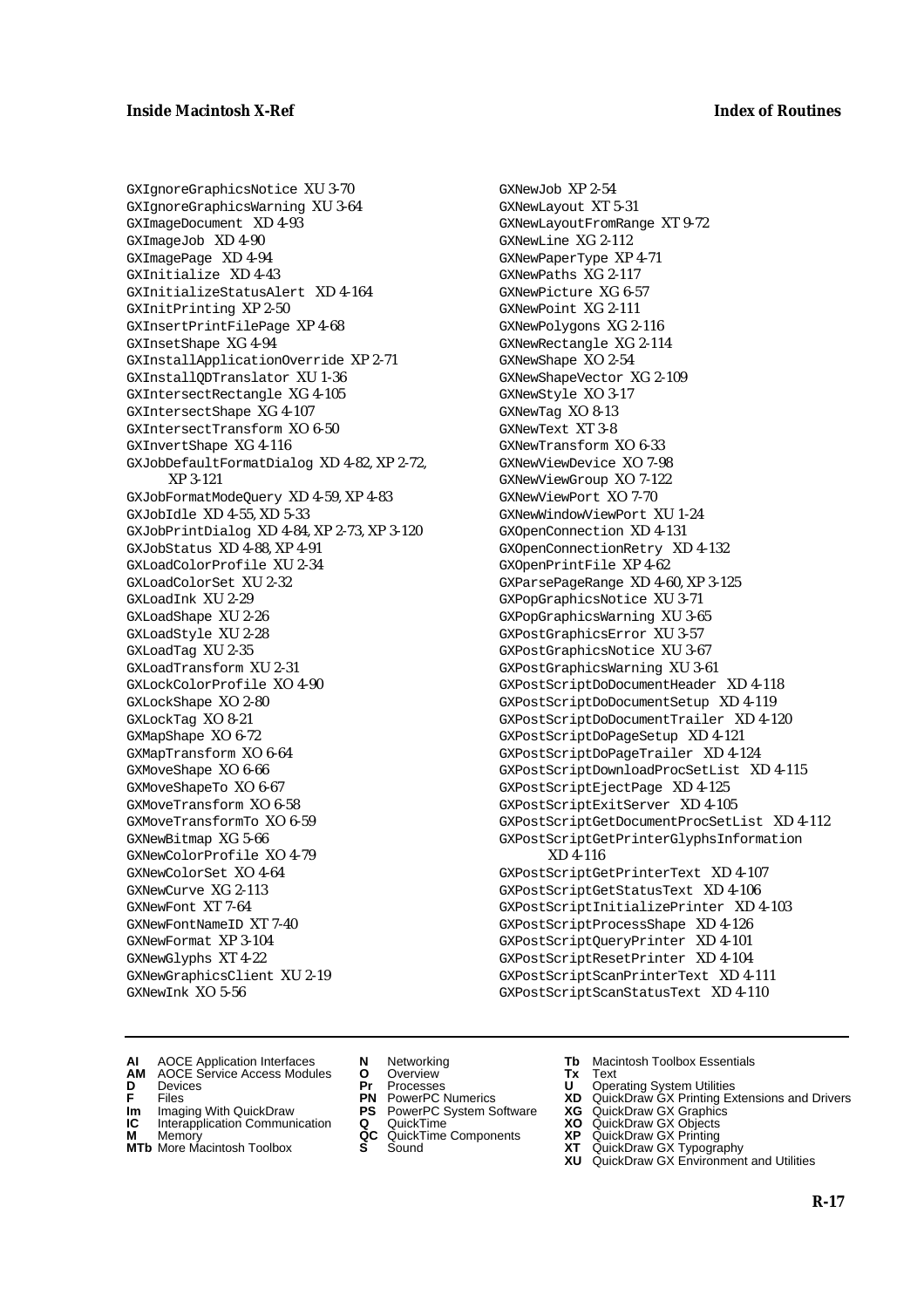GXIgnoreGraphicsNotice XU 3-70
GXIgnoreGraphicsWarning XU 3-64
GXImageDocument XD 4-93
GXImageJob XD 4-90
GXImagePage XD 4-94
GXInitialize XD 4-43
GXInitializeStatusAlert XD 4-164
GXInitPrinting XP 2-50
GXInsertPrintFilePage XP 4-68
GXInsetShape XG 4-94
GXInstallApplicationOverride XP 2-71
GXInstallQDTranslator XU 1-36
GXIntersectRectangle XG 4-105
GXIntersectShape XG 4-107
GXIntersectTransform XO 6-50
GXInvertShape XG 4-116
GXJobDefaultFormatDialog XD 4-82, XP 2-72, XP 3-121
GXJobFormatModeQuery XD 4-59, XP 4-83
GXJobIdle XD 4-55, XD 5-33
GXJobPrintDialog XD 4-84, XP 2-73, XP 3-120
GXJobStatus XD 4-88, XP 4-91
GXLoadColorProfile XU 2-34
GXLoadColorSet XU 2-32
GXLoadInk XU 2-29
GXLoadShape XU 2-26
GXLoadStyle XU 2-28
GXLoadTag XU 2-35
GXLoadTransform XU 2-31
GXLockColorProfile XO 4-90
GXLockShape XO 2-80
GXLockTag XO 8-21
GXMapShape XO 6-72
GXMapTransform XO 6-64
GXMoveShape XO 6-66
GXMoveShapeTo XO 6-67
GXMoveTransform XO 6-58
GXMoveTransformTo XO 6-59
GXNewBitmap XG 5-66
GXNewColorProfile XO 4-79
GXNewColorSet XO 4-64
GXNewCurve XG 2-113
GXNewFont XT 7-64
GXNewFontNameID XT 7-40
GXNewFormat XP 3-104
GXNewGlyphs XT 4-22
GXNewGraphicsClient XU 2-19
GXNewInk XO 5-56
GXNewJob XP 2-54
GXNewLayout XT 5-31
GXNewLayoutFromRange XT 9-72
GXNewLine XG 2-112
GXNewPaperType XP 4-71
GXNewPaths XG 2-117
GXNewPicture XG 6-57
GXNewPoint XG 2-111
GXNewPolygons XG 2-116
GXNewRectangle XG 2-114
GXNewShape XO 2-54
GXNewShapeVector XG 2-109
GXNewStyle XO 3-17
GXNewTag XO 8-13
GXNewText XT 3-8
GXNewTransform XO 6-33
GXNewViewDevice XO 7-98
GXNewViewGroup XO 7-122
GXNewViewPort XO 7-70
GXNewWindowViewPort XU 1-24
GXOpenConnection XD 4-131
GXOpenConnectionRetry XD 4-132
GXOpenPrintFile XP 4-62
GXParsePageRange XD 4-60, XP 3-125
GXPopGraphicsNotice XU 3-71
GXPopGraphicsWarning XU 3-65
GXPostGraphicsError XU 3-57
GXPostGraphicsNotice XU 3-67
GXPostGraphicsWarning XU 3-61
GXPostScriptDoDocumentHeader XD 4-118
GXPostScriptDoDocumentSetup XD 4-119
GXPostScriptDoDocumentTrailer XD 4-120
GXPostScriptDoPageSetup XD 4-121
GXPostScriptDoPageTrailer XD 4-124
GXPostScriptDownloadProcSetList XD 4-115
GXPostScriptEjectPage XD 4-125
GXPostScriptExitServer XD 4-105
GXPostScriptGetDocumentProcSetList XD 4-112
GXPostScriptGetPrinterGlyphsInformation XD 4-116
GXPostScriptGetPrinterText XD 4-107
GXPostScriptGetStatusText XD 4-106
GXPostScriptInitializePrinter XD 4-103
GXPostScriptProcessShape XD 4-126
GXPostScriptQueryPrinter XD 4-101
GXPostScriptResetPrinter XD 4-104
GXPostScriptScanPrinterText XD 4-111
GXPostScriptScanStatusText XD 4-110

**AI** AOCE Application Interfaces
**AM** AOCE Service Access Modules
**D** Devices
**F** Files
**Im** Imaging With QuickDraw
**IC** Interapplication Communication
**M** Memory
**MTb** More Macintosh Toolbox
**N** Networking
**O** Overview
**Pr** Processes
**PN** PowerPC Numerics
**PS** PowerPC System Software
**Q** QuickTime
**QC** QuickTime Components
**S** Sound
**Tb** Macintosh Toolbox Essentials
**Tx** Text
**U** Operating System Utilities
**XD** QuickDraw GX Printing Extensions and Drivers
**XG** QuickDraw GX Graphics
**XO** QuickDraw GX Objects
**XP** QuickDraw GX Printing
**XT** QuickDraw GX Typography
**XU** QuickDraw GX Environment and Utilities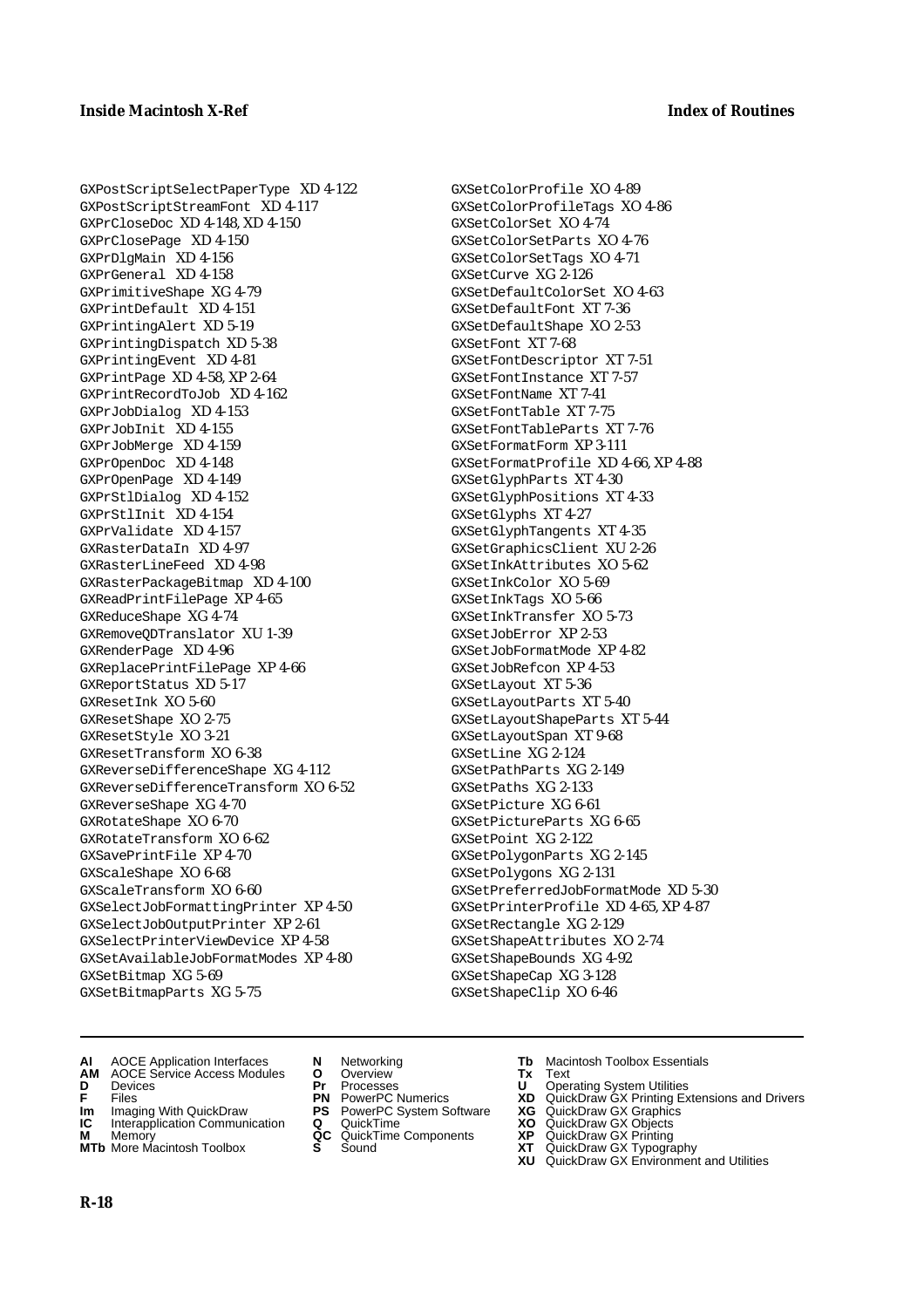GXPostScriptSelectPaperType XD 4-122
GXPostScriptStreamFont XD 4-117
GXPrCloseDoc XD 4-148, XD 4-150
GXPrClosePage XD 4-150
GXPrDlgMain XD 4-156
GXPrGeneral XD 4-158
GXPrimitiveShape XG 4-79
GXPrintDefault XD 4-151
GXPrintingAlert XD 5-19
GXPrintingDispatch XD 5-38
GXPrintingEvent XD 4-81
GXPrintPage XD 4-58, XP 2-64
GXPrintRecordToJob XD 4-162
GXPrJobDialog XD 4-153
GXPrJobInit XD 4-155
GXPrJobMerge XD 4-159
GXPrOpenDoc XD 4-148
GXPrOpenPage XD 4-149
GXPrStlDialog XD 4-152
GXPrStlInit XD 4-154
GXPrValidate XD 4-157
GXRasterDataIn XD 4-97
GXRasterLineFeed XD 4-98
GXRasterPackageBitmap XD 4-100
GXReadPrintFilePage XP 4-65
GXReduceShape XG 4-74
GXRemoveQDTranslator XU 1-39
GXRenderPage XD 4-96
GXReplacePrintFilePage XP 4-66
GXReportStatus XD 5-17
GXResetInk XO 5-60
GXResetShape XO 2-75
GXResetStyle XO 3-21
GXResetTransform XO 6-38
GXReverseDifferenceShape XG 4-112
GXReverseDifferenceTransform XO 6-52
GXReverseShape XG 4-70
GXRotateShape XO 6-70
GXRotateTransform XO 6-62
GXSavePrintFile XP 4-70
GXScaleShape XO 6-68
GXScaleTransform XO 6-60
GXSelectJobFormattingPrinter XP 4-50
GXSelectJobOutputPrinter XP 2-61
GXSelectPrinterViewDevice XP 4-58
GXSetAvailableJobFormatModes XP 4-80
GXSetBitmap XG 5-69
GXSetBitmapParts XG 5-75
GXSetColorProfile XO 4-89
GXSetColorProfileTags XO 4-86
GXSetColorSet XO 4-74
GXSetColorSetParts XO 4-76
GXSetColorSetTags XO 4-71
GXSetCurve XG 2-126
GXSetDefaultColorSet XO 4-63
GXSetDefaultFont XT 7-36
GXSetDefaultShape XO 2-53
GXSetFont XT 7-68
GXSetFontDescriptor XT 7-51
GXSetFontInstance XT 7-57
GXSetFontName XT 7-41
GXSetFontTable XT 7-75
GXSetFontTableParts XT 7-76
GXSetFormatForm XP 3-111
GXSetFormatProfile XD 4-66, XP 4-88
GXSetGlyphParts XT 4-30
GXSetGlyphPositions XT 4-33
GXSetGlyphs XT 4-27
GXSetGlyphTangents XT 4-35
GXSetGraphicsClient XU 2-26
GXSetInkAttributes XO 5-62
GXSetInkColor XO 5-69
GXSetInkTags XO 5-66
GXSetInkTransfer XO 5-73
GXSetJobError XP 2-53
GXSetJobFormatMode XP 4-82
GXSetJobRefcon XP 4-53
GXSetLayout XT 5-36
GXSetLayoutParts XT 5-40
GXSetLayoutShapeParts XT 5-44
GXSetLayoutSpan XT 9-68
GXSetLine XG 2-124
GXSetPathParts XG 2-149
GXSetPaths XG 2-133
GXSetPicture XG 6-61
GXSetPictureParts XG 6-65
GXSetPoint XG 2-122
GXSetPolygonParts XG 2-145
GXSetPolygons XG 2-131
GXSetPreferredJobFormatMode XD 5-30
GXSetPrinterProfile XD 4-65, XP 4-87
GXSetRectangle XG 2-129
GXSetShapeAttributes XO 2-74
GXSetShapeBounds XG 4-92
GXSetShapeCap XG 3-128
GXSetShapeClip XO 6-46

**AI** AOCE Application Interfaces
**AM** AOCE Service Access Modules
**D** Devices
**F** Files
**Im** Imaging With QuickDraw
**IC** Interapplication Communication
**M** Memory
**MTb** More Macintosh Toolbox
**N** Networking
**O** Overview
**Pr** Processes
**PN** PowerPC Numerics
**PS** PowerPC System Software
**Q** QuickTime
**QC** QuickTime Components
**S** Sound
**Tb** Macintosh Toolbox Essentials
**Tx** Text
**U** Operating System Utilities
**XD** QuickDraw GX Printing Extensions and Drivers
**XG** QuickDraw GX Graphics
**XO** QuickDraw GX Objects
**XP** QuickDraw GX Printing
**XT** QuickDraw GX Typography
**XU** QuickDraw GX Environment and Utilities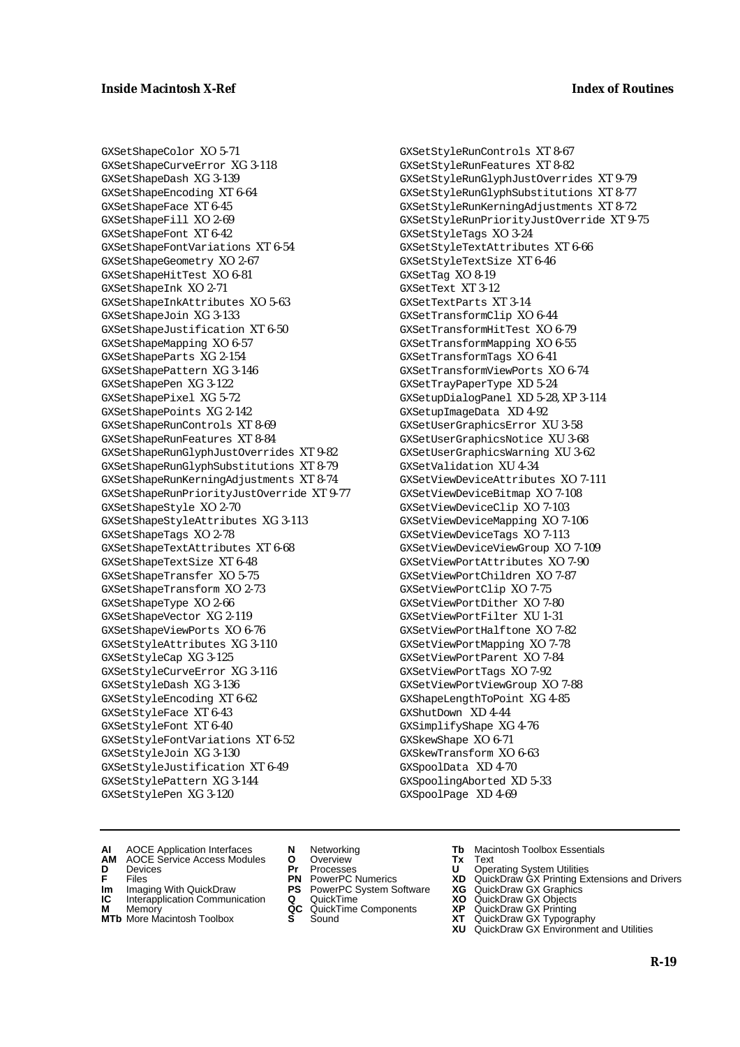GXSetShapeColor XO 5-71
GXSetShapeCurveError XG 3-118
GXSetShapeDash XG 3-139
GXSetShapeEncoding XT 6-64
GXSetShapeFace XT 6-45
GXSetShapeFill XO 2-69
GXSetShapeFont XT 6-42
GXSetShapeFontVariations XT 6-54
GXSetShapeGeometry XO 2-67
GXSetShapeHitTest XO 6-81
GXSetShapeInk XO 2-71
GXSetShapeInkAttributes XO 5-63
GXSetShapeJoin XG 3-133
GXSetShapeJustification XT 6-50
GXSetShapeMapping XO 6-57
GXSetShapeParts XG 2-154
GXSetShapePattern XG 3-146
GXSetShapePen XG 3-122
GXSetShapePixel XG 5-72
GXSetShapePoints XG 2-142
GXSetShapeRunControls XT 8-69
GXSetShapeRunFeatures XT 8-84
GXSetShapeRunGlyphJustOverrides XT 9-82
GXSetShapeRunGlyphSubstitutions XT 8-79
GXSetShapeRunKerningAdjustments XT 8-74
GXSetShapeRunPriorityJustOverride XT 9-77
GXSetShapeStyle XO 2-70
GXSetShapeStyleAttributes XG 3-113
GXSetShapeTags XO 2-78
GXSetShapeTextAttributes XT 6-68
GXSetShapeTextSize XT 6-48
GXSetShapeTransfer XO 5-75
GXSetShapeTransform XO 2-73
GXSetShapeType XO 2-66
GXSetShapeVector XG 2-119
GXSetShapeViewPorts XO 6-76
GXSetStyleAttributes XG 3-110
GXSetStyleCap XG 3-125
GXSetStyleCurveError XG 3-116
GXSetStyleDash XG 3-136
GXSetStyleEncoding XT 6-62
GXSetStyleFace XT 6-43
GXSetStyleFont XT 6-40
GXSetStyleFontVariations XT 6-52
GXSetStyleJoin XG 3-130
GXSetStyleJustification XT 6-49
GXSetStylePattern XG 3-144
GXSetStylePen XG 3-120
GXSetStyleRunControls XT 8-67
GXSetStyleRunFeatures XT 8-82
GXSetStyleRunGlyphJustOverrides XT 9-79
GXSetStyleRunGlyphSubstitutions XT 8-77
GXSetStyleRunKerningAdjustments XT 8-72
GXSetStyleRunPriorityJustOverride XT 9-75
GXSetStyleTags XO 3-24
GXSetStyleTextAttributes XT 6-66
GXSetStyleTextSize XT 6-46
GXSetTag XO 8-19
GXSetText XT 3-12
GXSetTextParts XT 3-14
GXSetTransformClip XO 6-44
GXSetTransformHitTest XO 6-79
GXSetTransformMapping XO 6-55
GXSetTransformTags XO 6-41
GXSetTransformViewPorts XO 6-74
GXSetTrayPaperType XD 5-24
GXSetupDialogPanel XD 5-28, XP 3-114
GXSetupImageData XD 4-92
GXSetUserGraphicsError XU 3-58
GXSetUserGraphicsNotice XU 3-68
GXSetUserGraphicsWarning XU 3-62
GXSetValidation XU 4-34
GXSetViewDeviceAttributes XO 7-111
GXSetViewDeviceBitmap XO 7-108
GXSetViewDeviceClip XO 7-103
GXSetViewDeviceMapping XO 7-106
GXSetViewDeviceTags XO 7-113
GXSetViewDeviceViewGroup XO 7-109
GXSetViewPortAttributes XO 7-90
GXSetViewPortChildren XO 7-87
GXSetViewPortClip XO 7-75
GXSetViewPortDither XO 7-80
GXSetViewPortFilter XU 1-31
GXSetViewPortHalftone XO 7-82
GXSetViewPortMapping XO 7-78
GXSetViewPortParent XO 7-84
GXSetViewPortTags XO 7-92
GXSetViewPortViewGroup XO 7-88
GXShapeLengthToPoint XG 4-85
GXShutDown XD 4-44
GXSimplifyShape XG 4-76
GXSkewShape XO 6-71
GXSkewTransform XO 6-63
GXSpoolData XD 4-70
GXSpoolingAborted XD 5-33
GXSpoolPage XD 4-69

**AI** AOCE Application Interfaces
**AM** AOCE Service Access Modules
**D** Devices
**F** Files
**Im** Imaging With QuickDraw
**IC** Interapplication Communication
**M** Memory
**MTb** More Macintosh Toolbox
**N** Networking
**O** Overview
**Pr** Processes
**PN** PowerPC Numerics
**PS** PowerPC System Software
**Q** QuickTime
**QC** QuickTime Components
**S** Sound
**Tb** Macintosh Toolbox Essentials
**Tx** Text
**U** Operating System Utilities
**XD** QuickDraw GX Printing Extensions and Drivers
**XG** QuickDraw GX Graphics
**XO** QuickDraw GX Objects
**XP** QuickDraw GX Printing
**XT** QuickDraw GX Typography
**XU** QuickDraw GX Environment and Utilities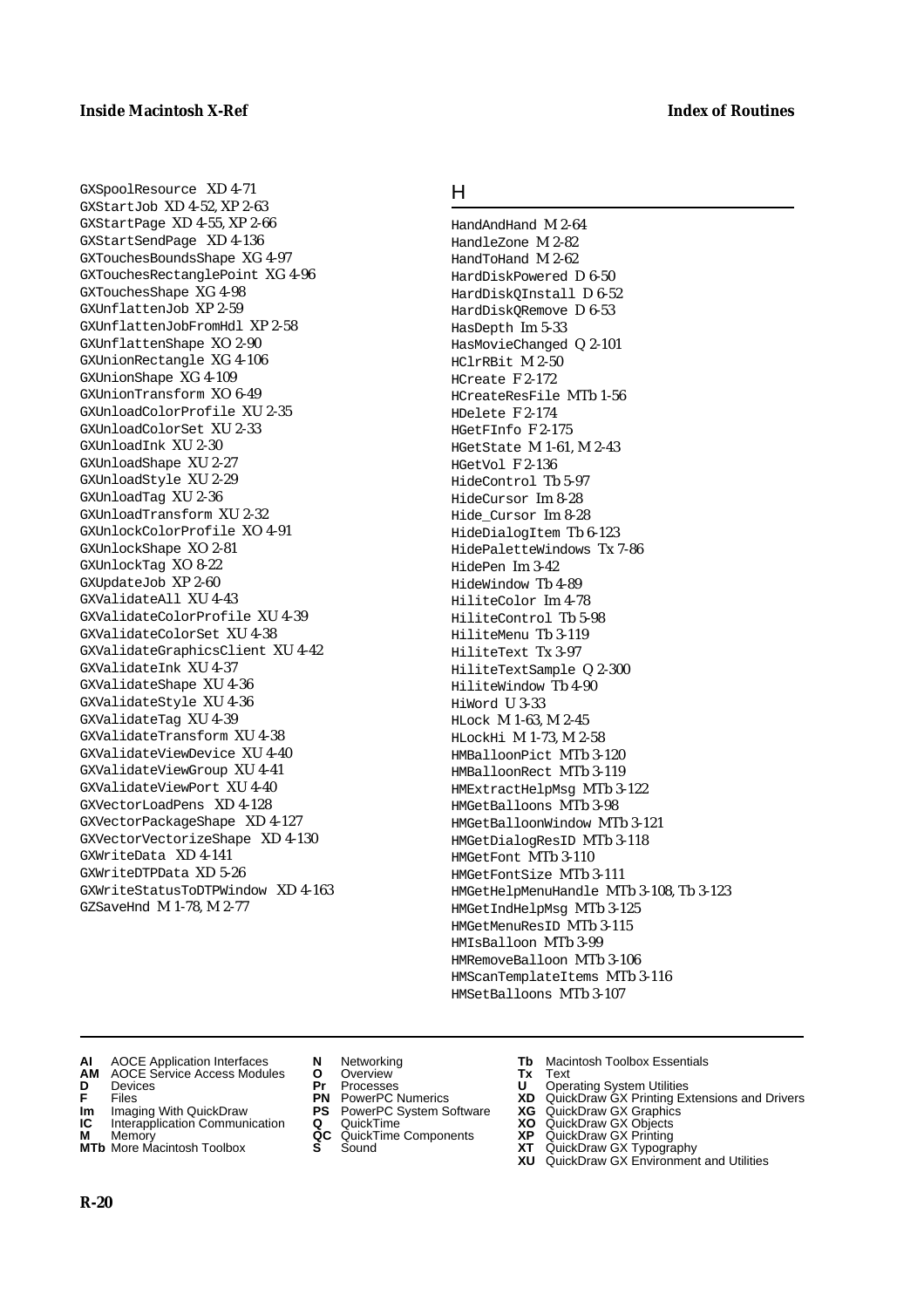GXSpoolResource XD 4-71
GXStartJob XD 4-52, XP 2-63
GXStartPage XD 4-55, XP 2-66
GXStartSendPage XD 4-136
GXTouchesBoundsShape XG 4-97
GXTouchesRectanglePoint XG 4-96
GXTouchesShape XG 4-98
GXUnflattenJob XP 2-59
GXUnflattenJobFromHdl XP 2-58
GXUnflattenShape XO 2-90
GXUnionRectangle XG 4-106
GXUnionShape XG 4-109
GXUnionTransform XO 6-49
GXUnloadColorProfile XU 2-35
GXUnloadColorSet XU 2-33
GXUnloadInk XU 2-30
GXUnloadShape XU 2-27
GXUnloadStyle XU 2-29
GXUnloadTag XU 2-36
GXUnloadTransform XU 2-32
GXUnlockColorProfile XO 4-91
GXUnlockShape XO 2-81
GXUnlockTag XO 8-22
GXUpdateJob XP 2-60
GXValidateAll XU 4-43
GXValidateColorProfile XU 4-39
GXValidateColorSet XU 4-38
GXValidateGraphicsClient XU 4-42
GXValidateInk XU 4-37
GXValidateShape XU 4-36
GXValidateStyle XU 4-36
GXValidateTag XU 4-39
GXValidateTransform XU 4-38
GXValidateViewDevice XU 4-40
GXValidateViewGroup XU 4-41
GXValidateViewPort XU 4-40
GXVectorLoadPens XD 4-128
GXVectorPackageShape XD 4-127
GXVectorVectorizeShape XD 4-130
GXWriteData XD 4-141
GXWriteDTPData XD 5-26
GXWriteStatusToDTPWindow XD 4-163
GZSaveHnd M 1-78, M 2-77

## H

HandAndHand M 2-64
HandleZone M 2-82
HandToHand M 2-62
HardDiskPowered D 6-50
HardDiskQInstall D 6-52
HardDiskQRemove D 6-53
HasDepth Im 5-33
HasMovieChanged Q 2-101
HClrRBit M 2-50
HCreate F 2-172
HCreateResFile MTb 1-56
HDelete F 2-174
HGetFInfo F 2-175
HGetState M 1-61, M 2-43
HGetVol F 2-136
HideControl Tb 5-97
HideCursor Im 8-28
Hide_Cursor Im 8-28
HideDialogItem Tb 6-123
HidePaletteWindows Tx 7-86
HidePen Im 3-42
HideWindow Tb 4-89
HiliteColor Im 4-78
HiliteControl Tb 5-98
HiliteMenu Tb 3-119
HiliteText Tx 3-97
HiliteTextSample Q 2-300
HiliteWindow Tb 4-90
HiWord U 3-33
HLock M 1-63, M 2-45
HLockHi M 1-73, M 2-58
HMBalloonPict MTb 3-120
HMBalloonRect MTb 3-119
HMExtractHelpMsg MTb 3-122
HMGetBalloons MTb 3-98
HMGetBalloonWindow MTb 3-121
HMGetDialogResID MTb 3-118
HMGetFont MTb 3-110
HMGetFontSize MTb 3-111
HMGetHelpMenuHandle MTb 3-108, Tb 3-123
HMGetIndHelpMsg MTb 3-125
HMGetMenuResID MTb 3-115
HMIsBalloon MTb 3-99
HMRemoveBalloon MTb 3-106
HMScanTemplateItems MTb 3-116
HMSetBalloons MTb 3-107

**AI** AOCE Application Interfaces
**AM** AOCE Service Access Modules
**D** Devices
**F** Files
**Im** Imaging With QuickDraw
**IC** Interapplication Communication
**M** Memory
**MTb** More Macintosh Toolbox
**N** Networking
**O** Overview
**Pr** Processes
**PN** PowerPC Numerics
**PS** PowerPC System Software
**Q** QuickTime
**QC** QuickTime Components
**S** Sound
**Tb** Macintosh Toolbox Essentials
**Tx** Text
**U** Operating System Utilities
**XD** QuickDraw GX Printing Extensions and Drivers
**XG** QuickDraw GX Graphics
**XO** QuickDraw GX Objects
**XP** QuickDraw GX Printing
**XT** QuickDraw GX Typography
**XU** QuickDraw GX Environment and Utilities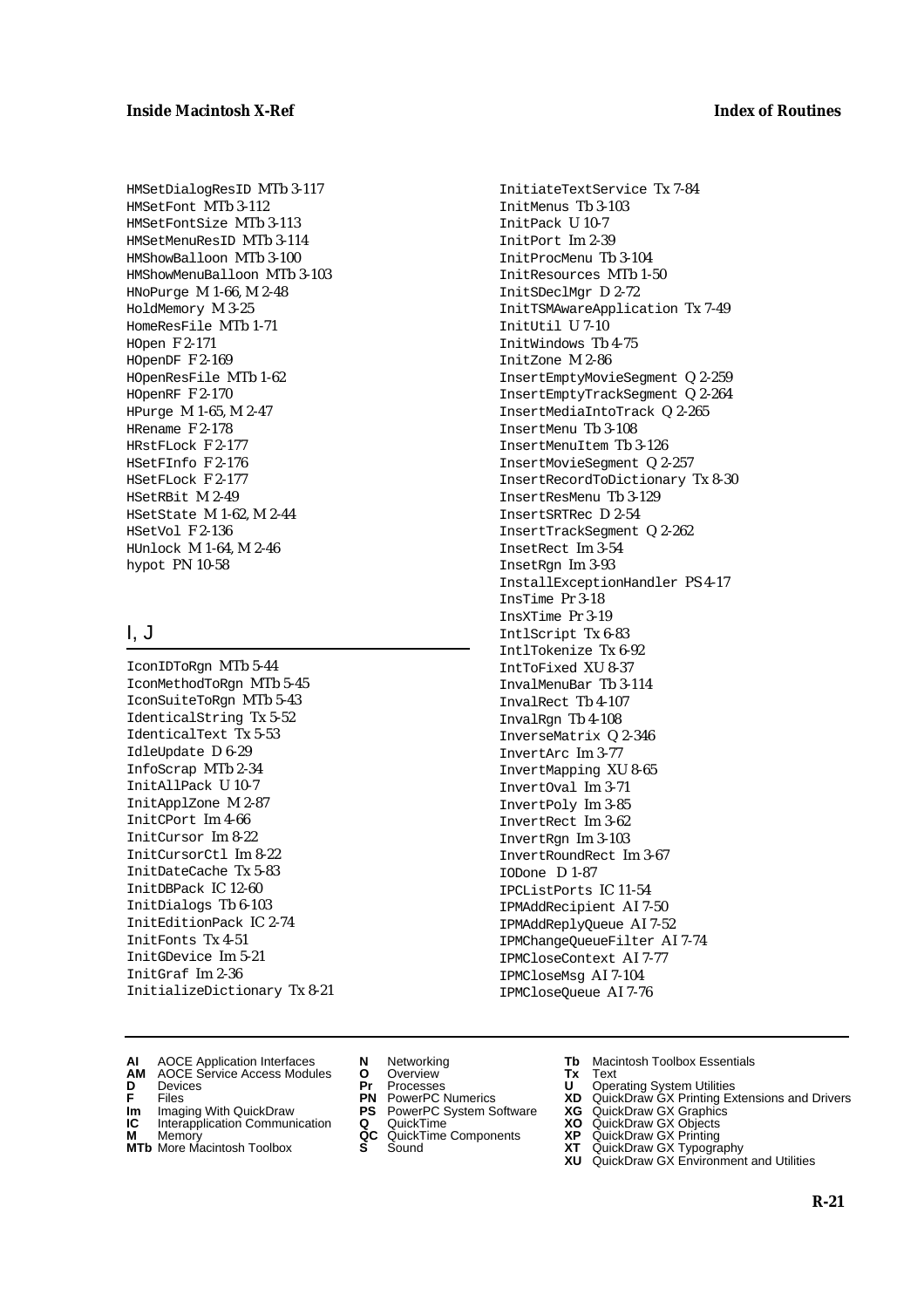HMSetDialogResID MTb 3-117
HMSetFont MTb 3-112
HMSetFontSize MTb 3-113
HMSetMenuResID MTb 3-114
HMShowBalloon MTb 3-100
HMShowMenuBalloon MTb 3-103
HNoPurge M 1-66, M 2-48
HoldMemory M 3-25
HomeResFile MTb 1-71
HOpen F 2-171
HOpenDF F 2-169
HOpenResFile MTb 1-62
HOpenRF F 2-170
HPurge M 1-65, M 2-47
HRename F 2-178
HRstFLock F 2-177
HSetFInfo F 2-176
HSetFLock F 2-177
HSetRBit M 2-49
HSetState M 1-62, M 2-44
HSetVol F 2-136
HUnlock M 1-64, M 2-46
hypot PN 10-58

## I, J

IconIDToRgn MTb 5-44
IconMethodToRgn MTb 5-45
IconSuiteToRgn MTb 5-43
IdenticalString Tx 5-52
IdenticalText Tx 5-53
IdleUpdate D 6-29
InfoScrap MTb 2-34
InitAllPack U 10-7
InitApplZone M 2-87
InitCPort Im 4-66
InitCursor Im 8-22
InitCursorCtl Im 8-22
InitDateCache Tx 5-83
InitDBPack IC 12-60
InitDialogs Tb 6-103
InitEditionPack IC 2-74
InitFonts Tx 4-51
InitGDevice Im 5-21
InitGraf Im 2-36
InitializeDictionary Tx 8-21
InitiateTextService Tx 7-84
InitMenus Tb 3-103
InitPack U 10-7
InitPort Im 2-39
InitProcMenu Tb 3-104
InitResources MTb 1-50
InitSDeclMgr D 2-72
InitTSMAwareApplication Tx 7-49
InitUtil U 7-10
InitWindows Tb 4-75
InitZone M 2-86
InsertEmptyMovieSegment Q 2-259
InsertEmptyTrackSegment Q 2-264
InsertMediaIntoTrack Q 2-265
InsertMenu Tb 3-108
InsertMenuItem Tb 3-126
InsertMovieSegment Q 2-257
InsertRecordToDictionary Tx 8-30
InsertResMenu Tb 3-129
InsertSRTRec D 2-54
InsertTrackSegment Q 2-262
InsetRect Im 3-54
InsetRgn Im 3-93
InstallExceptionHandler PS 4-17
InsTime Pr 3-18
InsXTime Pr 3-19
IntlScript Tx 6-83
IntlTokenize Tx 6-92
IntToFixed XU 8-37
InvalMenuBar Tb 3-114
InvalRect Tb 4-107
InvalRgn Tb 4-108
InverseMatrix Q 2-346
InvertArc Im 3-77
InvertMapping XU 8-65
InvertOval Im 3-71
InvertPoly Im 3-85
InvertRect Im 3-62
InvertRgn Im 3-103
InvertRoundRect Im 3-67
IODone D 1-87
IPCListPorts IC 11-54
IPMAddRecipient AI 7-50
IPMAddReplyQueue AI 7-52
IPMChangeQueueFilter AI 7-74
IPMCloseContext AI 7-77
IPMCloseMsg AI 7-104
IPMCloseQueue AI 7-76

**AI** AOCE Application Interfaces
**AM** AOCE Service Access Modules
**D** Devices
**F** Files
**Im** Imaging With QuickDraw
**IC** Interapplication Communication
**M** Memory
**MTb** More Macintosh Toolbox
**N** Networking
**O** Overview
**Pr** Processes
**PN** PowerPC Numerics
**PS** PowerPC System Software
**Q** QuickTime
**QC** QuickTime Components
**S** Sound
**Tb** Macintosh Toolbox Essentials
**Tx** Text
**U** Operating System Utilities
**XD** QuickDraw GX Printing Extensions and Drivers
**XG** QuickDraw GX Graphics
**XO** QuickDraw GX Objects
**XP** QuickDraw GX Printing
**XT** QuickDraw GX Typography
**XU** QuickDraw GX Environment and Utilities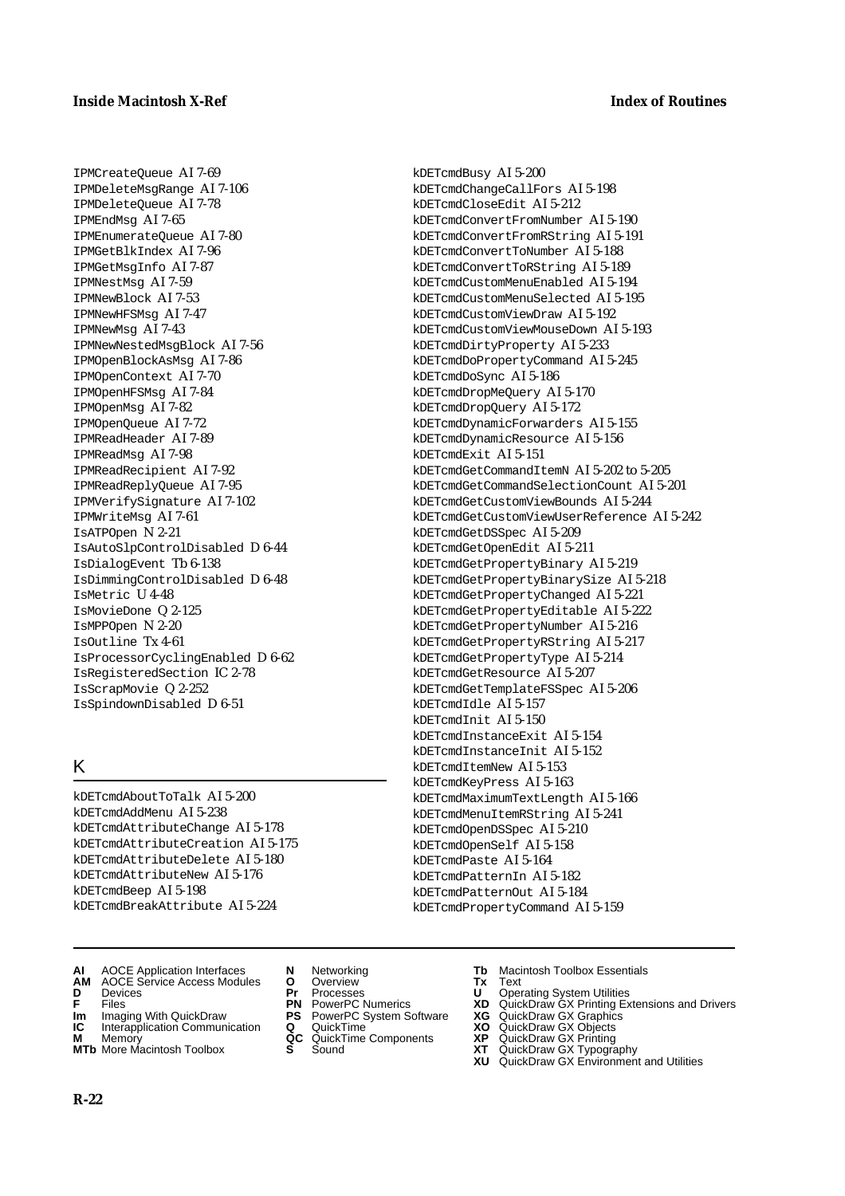IPMCreateQueue AI 7-69
IPMDeleteMsgRange AI 7-106
IPMDeleteQueue AI 7-78
IPMEndMsg AI 7-65
IPMEnumerateQueue AI 7-80
IPMGetBlkIndex AI 7-96
IPMGetMsgInfo AI 7-87
IPMNestMsg AI 7-59
IPMNewBlock AI 7-53
IPMNewHFSMsg AI 7-47
IPMNewMsg AI 7-43
IPMNewNestedMsgBlock AI 7-56
IPMOpenBlockAsMsg AI 7-86
IPMOpenContext AI 7-70
IPMOpenHFSMsg AI 7-84
IPMOpenMsg AI 7-82
IPMOpenQueue AI 7-72
IPMReadHeader AI 7-89
IPMReadMsg AI 7-98
IPMReadRecipient AI 7-92
IPMReadReplyQueue AI 7-95
IPMVerifySignature AI 7-102
IPMWriteMsg AI 7-61
IsATPOpen N 2-21
IsAutoSlpControlDisabled D 6-44
IsDialogEvent Tb 6-138
IsDimmingControlDisabled D 6-48
IsMetric U 4-48
IsMovieDone Q 2-125
IsMPPOpen N 2-20
IsOutline Tx 4-61
IsProcessorCyclingEnabled D 6-62
IsRegisteredSection IC 2-78
IsScrapMovie Q 2-252
IsSpindownDisabled D 6-51

## K

kDETcmdAboutToTalk AI 5-200
kDETcmdAddMenu AI 5-238
kDETcmdAttributeChange AI 5-178
kDETcmdAttributeCreation AI 5-175
kDETcmdAttributeDelete AI 5-180
kDETcmdAttributeNew AI 5-176
kDETcmdBeep AI 5-198
kDETcmdBreakAttribute AI 5-224
kDETcmdBusy AI 5-200
kDETcmdChangeCallFors AI 5-198
kDETcmdCloseEdit AI 5-212
kDETcmdConvertFromNumber AI 5-190
kDETcmdConvertFromRString AI 5-191
kDETcmdConvertToNumber AI 5-188
kDETcmdConvertToRString AI 5-189
kDETcmdCustomMenuEnabled AI 5-194
kDETcmdCustomMenuSelected AI 5-195
kDETcmdCustomViewDraw AI 5-192
kDETcmdCustomViewMouseDown AI 5-193
kDETcmdDirtyProperty AI 5-233
kDETcmdDoPropertyCommand AI 5-245
kDETcmdDoSync AI 5-186
kDETcmdDropMeQuery AI 5-170
kDETcmdDropQuery AI 5-172
kDETcmdDynamicForwarders AI 5-155
kDETcmdDynamicResource AI 5-156
kDETcmdExit AI 5-151
kDETcmdGetCommandItemN AI 5-202 to 5-205
kDETcmdGetCommandSelectionCount AI 5-201
kDETcmdGetCustomViewBounds AI 5-244
kDETcmdGetCustomViewUserReference AI 5-242
kDETcmdGetDSSpec AI 5-209
kDETcmdGetOpenEdit AI 5-211
kDETcmdGetPropertyBinary AI 5-219
kDETcmdGetPropertyBinarySize AI 5-218
kDETcmdGetPropertyChanged AI 5-221
kDETcmdGetPropertyEditable AI 5-222
kDETcmdGetPropertyNumber AI 5-216
kDETcmdGetPropertyRString AI 5-217
kDETcmdGetPropertyType AI 5-214
kDETcmdGetResource AI 5-207
kDETcmdGetTemplateFSSpec AI 5-206
kDETcmdIdle AI 5-157
kDETcmdInit AI 5-150
kDETcmdInstanceExit AI 5-154
kDETcmdInstanceInit AI 5-152
kDETcmdItemNew AI 5-153
kDETcmdKeyPress AI 5-163
kDETcmdMaximumTextLength AI 5-166
kDETcmdMenuItemRString AI 5-241
kDETcmdOpenDSSpec AI 5-210
kDETcmdOpenSelf AI 5-158
kDETcmdPaste AI 5-164
kDETcmdPatternIn AI 5-182
kDETcmdPatternOut AI 5-184
kDETcmdPropertyCommand AI 5-159

**AI** AOCE Application Interfaces
**AM** AOCE Service Access Modules
**D** Devices
**F** Files
**Im** Imaging With QuickDraw
**IC** Interapplication Communication
**M** Memory
**MTb** More Macintosh Toolbox
**N** Networking
**O** Overview
**Pr** Processes
**PN** PowerPC Numerics
**PS** PowerPC System Software
**Q** QuickTime
**QC** QuickTime Components
**S** Sound
**Tb** Macintosh Toolbox Essentials
**Tx** Text
**U** Operating System Utilities
**XD** QuickDraw GX Printing Extensions and Drivers
**XG** QuickDraw GX Graphics
**XO** QuickDraw GX Objects
**XP** QuickDraw GX Printing
**XT** QuickDraw GX Typography
**XU** QuickDraw GX Environment and Utilities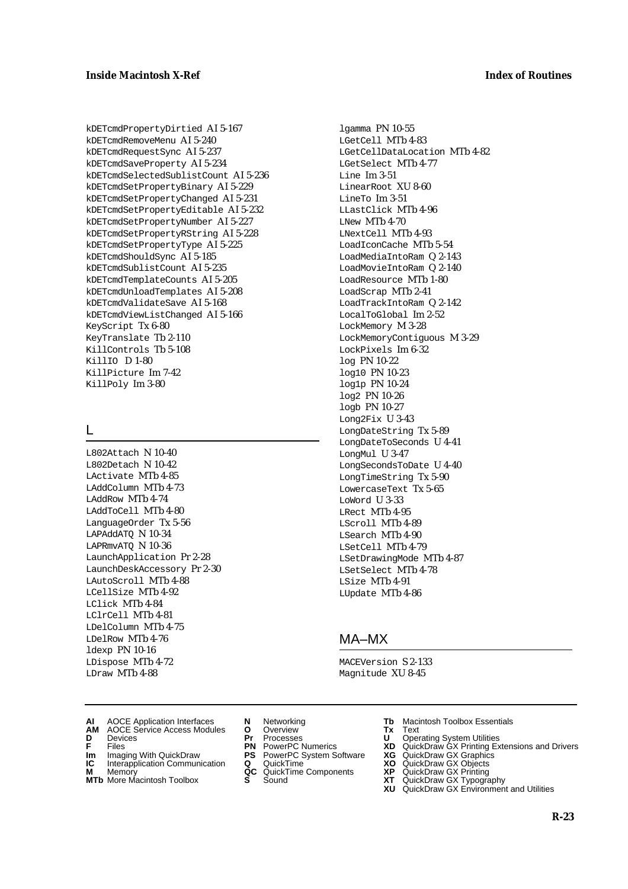kDETcmdPropertyDirtied AI 5-167
kDETcmdRemoveMenu AI 5-240
kDETcmdRequestSync AI 5-237
kDETcmdSaveProperty AI 5-234
kDETcmdSelectedSublistCount AI 5-236
kDETcmdSetPropertyBinary AI 5-229
kDETcmdSetPropertyChanged AI 5-231
kDETcmdSetPropertyEditable AI 5-232
kDETcmdSetPropertyNumber AI 5-227
kDETcmdSetPropertyRString AI 5-228
kDETcmdSetPropertyType AI 5-225
kDETcmdShouldSync AI 5-185
kDETcmdSublistCount AI 5-235
kDETcmdTemplateCounts AI 5-205
kDETcmdUnloadTemplates AI 5-208
kDETcmdValidateSave AI 5-168
kDETcmdViewListChanged AI 5-166
KeyScript Tx 6-80
KeyTranslate Tb 2-110
KillControls Tb 5-108
KillIO D 1-80
KillPicture Im 7-42
KillPoly Im 3-80

## L

L802Attach N 10-40
L802Detach N 10-42
LActivate MTb 4-85
LAddColumn MTb 4-73
LAddRow MTb 4-74
LAddToCell MTb 4-80
LanguageOrder Tx 5-56
LAPAddATQ N 10-34
LAPRmvATQ N 10-36
LaunchApplication Pr 2-28
LaunchDeskAccessory Pr 2-30
LAutoScroll MTb 4-88
LCellSize MTb 4-92
LClick MTb 4-84
LClrCell MTb 4-81
LDelColumn MTb 4-75
LDelRow MTb 4-76
ldexp PN 10-16
LDispose MTb 4-72
LDraw MTb 4-88
lgamma PN 10-55
LGetCell MTb 4-83
LGetCellDataLocation MTb 4-82
LGetSelect MTb 4-77
Line Im 3-51
LinearRoot XU 8-60
LineTo Im 3-51
LLastClick MTb 4-96
LNew MTb 4-70
LNextCell MTb 4-93
LoadIconCache MTb 5-54
LoadMediaIntoRam Q 2-143
LoadMovieIntoRam Q 2-140
LoadResource MTb 1-80
LoadScrap MTb 2-41
LoadTrackIntoRam Q 2-142
LocalToGlobal Im 2-52
LockMemory M 3-28
LockMemoryContiguous M 3-29
LockPixels Im 6-32
log PN 10-22
log10 PN 10-23
log1p PN 10-24
log2 PN 10-26
logb PN 10-27
Long2Fix U 3-43
LongDateString Tx 5-89
LongDateToSeconds U 4-41
LongMul U 3-47
LongSecondsToDate U 4-40
LongTimeString Tx 5-90
LowercaseText Tx 5-65
LoWord U 3-33
LRect MTb 4-95
LScroll MTb 4-89
LSearch MTb 4-90
LSetCell MTb 4-79
LSetDrawingMode MTb 4-87
LSetSelect MTb 4-78
LSize MTb 4-91
LUpdate MTb 4-86

## MA–MX

MACEVersion S 2-133
Magnitude XU 8-45

**AI** AOCE Application Interfaces
**AM** AOCE Service Access Modules
**D** Devices
**F** Files
**Im** Imaging With QuickDraw
**IC** Interapplication Communication
**M** Memory
**MTb** More Macintosh Toolbox
**N** Networking
**O** Overview
**Pr** Processes
**PN** PowerPC Numerics
**PS** PowerPC System Software
**Q** QuickTime
**QC** QuickTime Components
**S** Sound
**Tb** Macintosh Toolbox Essentials
**Tx** Text
**U** Operating System Utilities
**XD** QuickDraw GX Printing Extensions and Drivers
**XG** QuickDraw GX Graphics
**XO** QuickDraw GX Objects
**XP** QuickDraw GX Printing
**XT** QuickDraw GX Typography
**XU** QuickDraw GX Environment and Utilities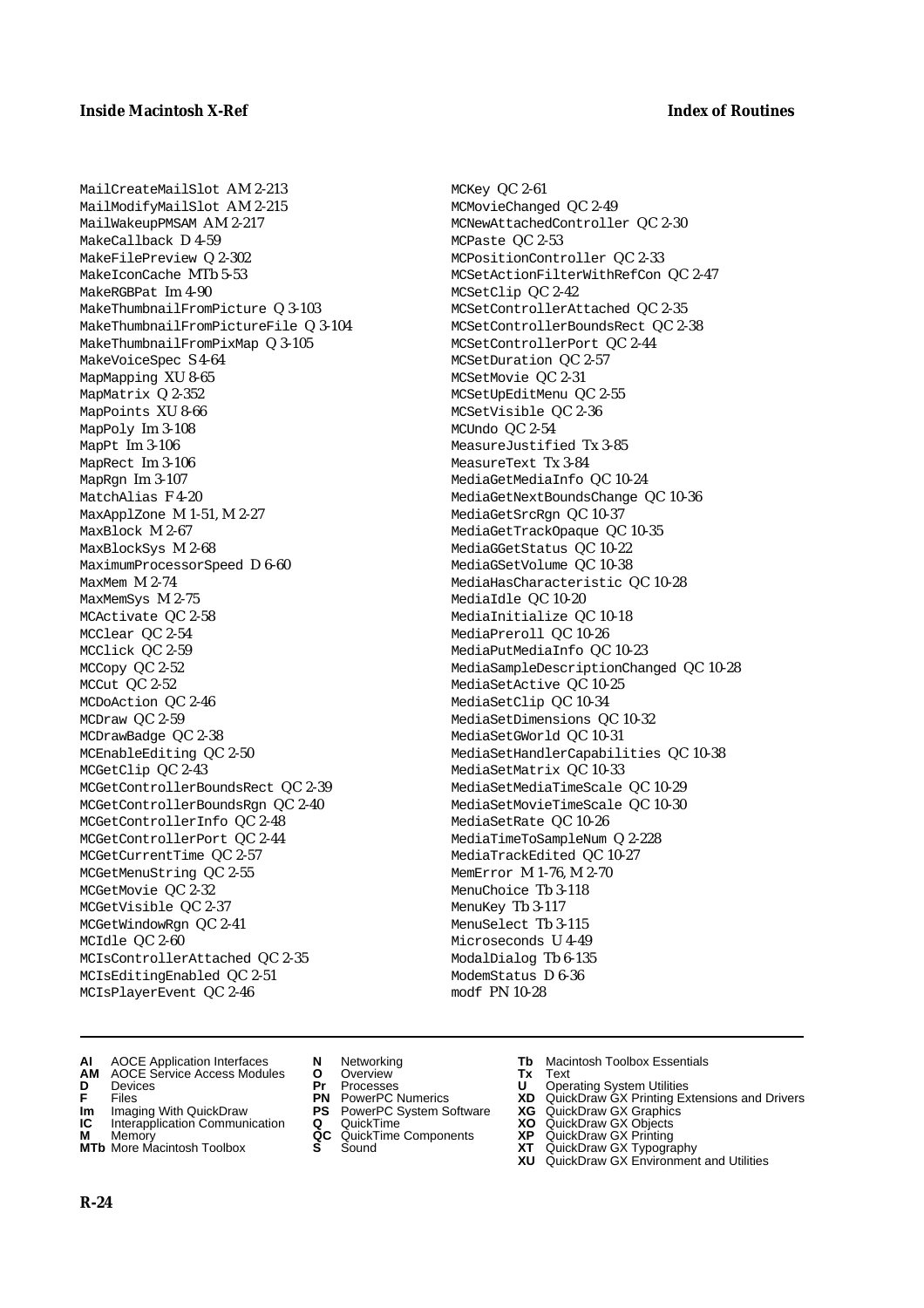MailCreateMailSlot AM 2-213
MailModifyMailSlot AM 2-215
MailWakeupPMSAM AM 2-217
MakeCallback D 4-59
MakeFilePreview Q 2-302
MakeIconCache MTb 5-53
MakeRGBPat Im 4-90
MakeThumbnailFromPicture Q 3-103
MakeThumbnailFromPictureFile Q 3-104
MakeThumbnailFromPixMap Q 3-105
MakeVoiceSpec S 4-64
MapMapping XU 8-65
MapMatrix Q 2-352
MapPoints XU 8-66
MapPoly Im 3-108
MapPt Im 3-106
MapRect Im 3-106
MapRgn Im 3-107
MatchAlias F 4-20
MaxApplZone M 1-51, M 2-27
MaxBlock M 2-67
MaxBlockSys M 2-68
MaximumProcessorSpeed D 6-60
MaxMem M 2-74
MaxMemSys M 2-75
MCActivate QC 2-58
MCClear QC 2-54
MCClick QC 2-59
MCCopy QC 2-52
MCCut QC 2-52
MCDoAction QC 2-46
MCDraw QC 2-59
MCDrawBadge QC 2-38
MCEnableEditing QC 2-50
MCGetClip QC 2-43
MCGetControllerBoundsRect QC 2-39
MCGetControllerBoundsRgn QC 2-40
MCGetControllerInfo QC 2-48
MCGetControllerPort QC 2-44
MCGetCurrentTime QC 2-57
MCGetMenuString QC 2-55
MCGetMovie QC 2-32
MCGetVisible QC 2-37
MCGetWindowRgn QC 2-41
MCIdle QC 2-60
MCIsControllerAttached QC 2-35
MCIsEditingEnabled QC 2-51
MCIsPlayerEvent QC 2-46
MCKey QC 2-61
MCMovieChanged QC 2-49
MCNewAttachedController QC 2-30
MCPaste QC 2-53
MCPositionController QC 2-33
MCSetActionFilterWithRefCon QC 2-47
MCSetClip QC 2-42
MCSetControllerAttached QC 2-35
MCSetControllerBoundsRect QC 2-38
MCSetControllerPort QC 2-44
MCSetDuration QC 2-57
MCSetMovie QC 2-31
MCSetUpEditMenu QC 2-55
MCSetVisible QC 2-36
MCUndo QC 2-54
MeasureJustified Tx 3-85
MeasureText Tx 3-84
MediaGetMediaInfo QC 10-24
MediaGetNextBoundsChange QC 10-36
MediaGetSrcRgn QC 10-37
MediaGetTrackOpaque QC 10-35
MediaGGetStatus QC 10-22
MediaGSetVolume QC 10-38
MediaHasCharacteristic QC 10-28
MediaIdle QC 10-20
MediaInitialize QC 10-18
MediaPreroll QC 10-26
MediaPutMediaInfo QC 10-23
MediaSampleDescriptionChanged QC 10-28
MediaSetActive QC 10-25
MediaSetClip QC 10-34
MediaSetDimensions QC 10-32
MediaSetGWorld QC 10-31
MediaSetHandlerCapabilities QC 10-38
MediaSetMatrix QC 10-33
MediaSetMediaTimeScale QC 10-29
MediaSetMovieTimeScale QC 10-30
MediaSetRate QC 10-26
MediaTimeToSampleNum Q 2-228
MediaTrackEdited QC 10-27
MemError M 1-76, M 2-70
MenuChoice Tb 3-118
MenuKey Tb 3-117
MenuSelect Tb 3-115
Microseconds U 4-49
ModalDialog Tb 6-135
ModemStatus D 6-36
modf PN 10-28

**AI** AOCE Application Interfaces
**AM** AOCE Service Access Modules
**D** Devices
**F** Files
**Im** Imaging With QuickDraw
**IC** Interapplication Communication
**M** Memory
**MTb** More Macintosh Toolbox
**N** Networking
**O** Overview
**Pr** Processes
**PN** PowerPC Numerics
**PS** PowerPC System Software
**Q** QuickTime
**QC** QuickTime Components
**S** Sound
**Tb** Macintosh Toolbox Essentials
**Tx** Text
**U** Operating System Utilities
**XD** QuickDraw GX Printing Extensions and Drivers
**XG** QuickDraw GX Graphics
**XO** QuickDraw GX Objects
**XP** QuickDraw GX Printing
**XT** QuickDraw GX Typography
**XU** QuickDraw GX Environment and Utilities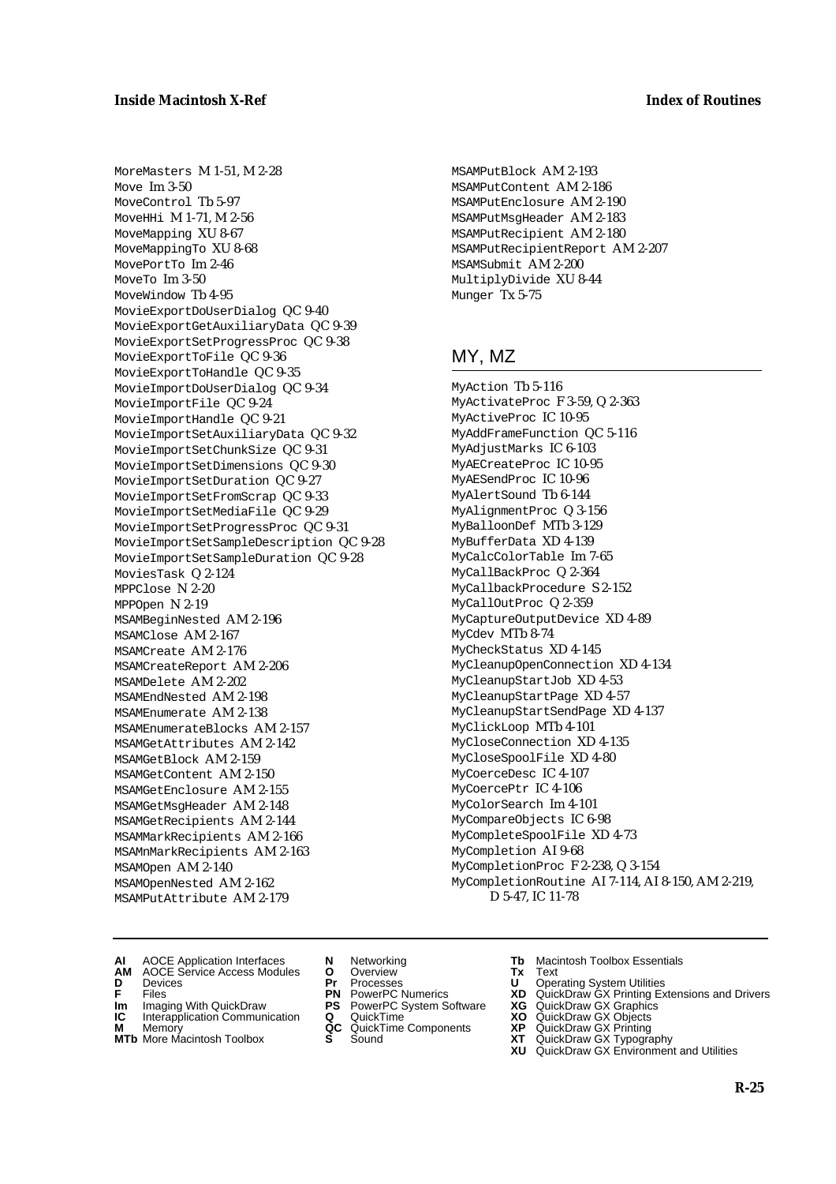MoreMasters M 1-51, M 2-28
Move Im 3-50
MoveControl Tb 5-97
MoveHHi M 1-71, M 2-56
MoveMapping XU 8-67
MoveMappingTo XU 8-68
MovePortTo Im 2-46
MoveTo Im 3-50
MoveWindow Tb 4-95
MovieExportDoUserDialog QC 9-40
MovieExportGetAuxiliaryData QC 9-39
MovieExportSetProgressProc QC 9-38
MovieExportToFile QC 9-36
MovieExportToHandle QC 9-35
MovieImportDoUserDialog QC 9-34
MovieImportFile QC 9-24
MovieImportHandle QC 9-21
MovieImportSetAuxiliaryData QC 9-32
MovieImportSetChunkSize QC 9-31
MovieImportSetDimensions QC 9-30
MovieImportSetDuration QC 9-27
MovieImportSetFromScrap QC 9-33
MovieImportSetMediaFile QC 9-29
MovieImportSetProgressProc QC 9-31
MovieImportSetSampleDescription QC 9-28
MovieImportSetSampleDuration QC 9-28
MoviesTask Q 2-124
MPPClose N 2-20
MPPOpen N 2-19
MSAMBeginNested AM 2-196
MSAMClose AM 2-167
MSAMCreate AM 2-176
MSAMCreateReport AM 2-206
MSAMDelete AM 2-202
MSAMEndNested AM 2-198
MSAMEnumerate AM 2-138
MSAMEnumerateBlocks AM 2-157
MSAMGetAttributes AM 2-142
MSAMGetBlock AM 2-159
MSAMGetContent AM 2-150
MSAMGetEnclosure AM 2-155
MSAMGetMsgHeader AM 2-148
MSAMGetRecipients AM 2-144
MSAMMarkRecipients AM 2-166
MSAMnMarkRecipients AM 2-163
MSAMOpen AM 2-140
MSAMOpenNested AM 2-162
MSAMPutAttribute AM 2-179
MSAMPutBlock AM 2-193
MSAMPutContent AM 2-186
MSAMPutEnclosure AM 2-190
MSAMPutMsgHeader AM 2-183
MSAMPutRecipient AM 2-180
MSAMPutRecipientReport AM 2-207
MSAMSubmit AM 2-200
MultiplyDivide XU 8-44
Munger Tx 5-75

## MY, MZ

MyAction Tb 5-116
MyActivateProc F 3-59, Q 2-363
MyActiveProc IC 10-95
MyAddFrameFunction QC 5-116
MyAdjustMarks IC 6-103
MyAECreateProc IC 10-95
MyAESendProc IC 10-96
MyAlertSound Tb 6-144
MyAlignmentProc Q 3-156
MyBalloonDef MTb 3-129
MyBufferData XD 4-139
MyCalcColorTable Im 7-65
MyCallBackProc Q 2-364
MyCallbackProcedure S 2-152
MyCallOutProc Q 2-359
MyCaptureOutputDevice XD 4-89
MyCdev MTb 8-74
MyCheckStatus XD 4-145
MyCleanupOpenConnection XD 4-134
MyCleanupStartJob XD 4-53
MyCleanupStartPage XD 4-57
MyCleanupStartSendPage XD 4-137
MyClickLoop MTb 4-101
MyCloseConnection XD 4-135
MyCloseSpoolFile XD 4-80
MyCoerceDesc IC 4-107
MyCoercePtr IC 4-106
MyColorSearch Im 4-101
MyCompareObjects IC 6-98
MyCompleteSpoolFile XD 4-73
MyCompletion AI 9-68
MyCompletionProc F 2-238, Q 3-154
MyCompletionRoutine AI 7-114, AI 8-150, AM 2-219, D 5-47, IC 11-78

**AI** AOCE Application Interfaces
**AM** AOCE Service Access Modules
**D** Devices
**F** Files
**Im** Imaging With QuickDraw
**IC** Interapplication Communication
**M** Memory
**MTb** More Macintosh Toolbox
**N** Networking
**O** Overview
**Pr** Processes
**PN** PowerPC Numerics
**PS** PowerPC System Software
**Q** QuickTime
**QC** QuickTime Components
**S** Sound
**Tb** Macintosh Toolbox Essentials
**Tx** Text
**U** Operating System Utilities
**XD** QuickDraw GX Printing Extensions and Drivers
**XG** QuickDraw GX Graphics
**XO** QuickDraw GX Objects
**XP** QuickDraw GX Printing
**XT** QuickDraw GX Typography
**XU** QuickDraw GX Environment and Utilities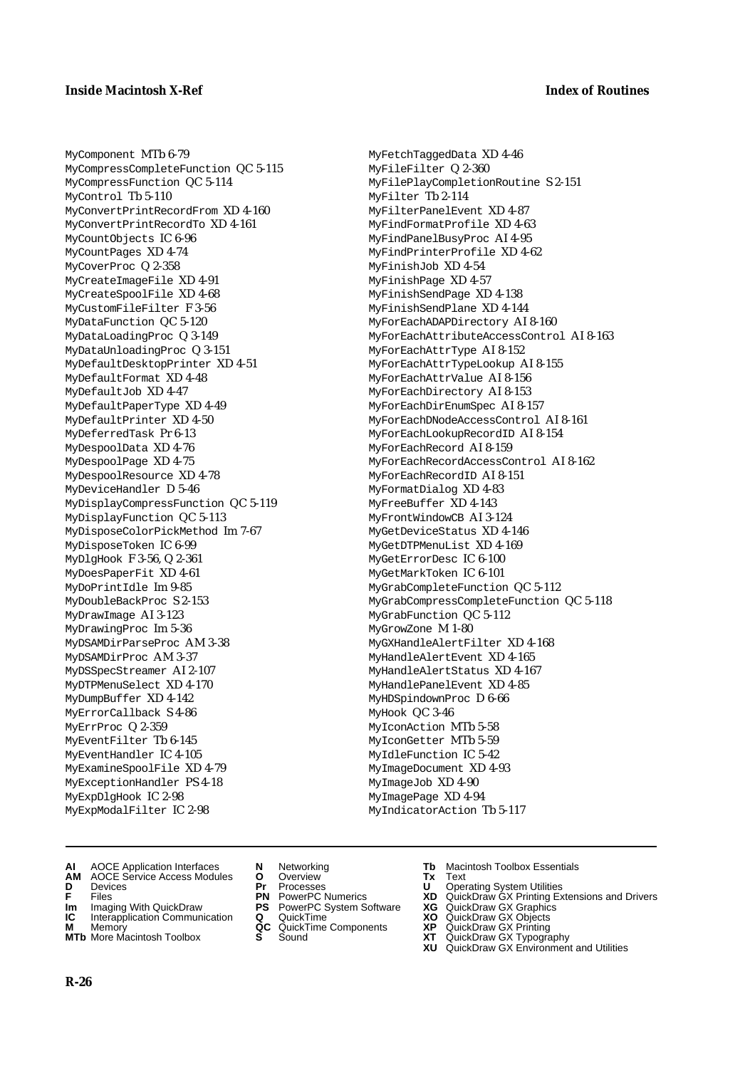MyComponent MTb 6-79
MyCompressCompleteFunction QC 5-115
MyCompressFunction QC 5-114
MyControl Tb 5-110
MyConvertPrintRecordFrom XD 4-160
MyConvertPrintRecordTo XD 4-161
MyCountObjects IC 6-96
MyCountPages XD 4-74
MyCoverProc Q 2-358
MyCreateImageFile XD 4-91
MyCreateSpoolFile XD 4-68
MyCustomFileFilter F 3-56
MyDataFunction QC 5-120
MyDataLoadingProc Q 3-149
MyDataUnloadingProc Q 3-151
MyDefaultDesktopPrinter XD 4-51
MyDefaultFormat XD 4-48
MyDefaultJob XD 4-47
MyDefaultPaperType XD 4-49
MyDefaultPrinter XD 4-50
MyDeferredTask Pr 6-13
MyDespoolData XD 4-76
MyDespoolPage XD 4-75
MyDespoolResource XD 4-78
MyDeviceHandler D 5-46
MyDisplayCompressFunction QC 5-119
MyDisplayFunction QC 5-113
MyDisposeColorPickMethod Im 7-67
MyDisposeToken IC 6-99
MyDlgHook F 3-56, Q 2-361
MyDoesPaperFit XD 4-61
MyDoPrintIdle Im 9-85
MyDoubleBackProc S 2-153
MyDrawImage AI 3-123
MyDrawingProc Im 5-36
MyDSAMDirParseProc AM 3-38
MyDSAMDirProc AM 3-37
MyDSSpecStreamer AI 2-107
MyDTPMenuSelect XD 4-170
MyDumpBuffer XD 4-142
MyErrorCallback S 4-86
MyErrProc Q 2-359
MyEventFilter Tb 6-145
MyEventHandler IC 4-105
MyExamineSpoolFile XD 4-79
MyExceptionHandler PS 4-18
MyExpDlgHook IC 2-98
MyExpModalFilter IC 2-98
MyFetchTaggedData XD 4-46
MyFileFilter Q 2-360
MyFilePlayCompletionRoutine S 2-151
MyFilter Tb 2-114
MyFilterPanelEvent XD 4-87
MyFindFormatProfile XD 4-63
MyFindPanelBusyProc AI 4-95
MyFindPrinterProfile XD 4-62
MyFinishJob XD 4-54
MyFinishPage XD 4-57
MyFinishSendPage XD 4-138
MyFinishSendPlane XD 4-144
MyForEachADAPDirectory AI 8-160
MyForEachAttributeAccessControl AI 8-163
MyForEachAttrType AI 8-152
MyForEachAttrTypeLookup AI 8-155
MyForEachAttrValue AI 8-156
MyForEachDirectory AI 8-153
MyForEachDirEnumSpec AI 8-157
MyForEachDNodeAccessControl AI 8-161
MyForEachLookupRecordID AI 8-154
MyForEachRecord AI 8-159
MyForEachRecordAccessControl AI 8-162
MyForEachRecordID AI 8-151
MyFormatDialog XD 4-83
MyFreeBuffer XD 4-143
MyFrontWindowCB AI 3-124
MyGetDeviceStatus XD 4-146
MyGetDTPMenuList XD 4-169
MyGetErrorDesc IC 6-100
MyGetMarkToken IC 6-101
MyGrabCompleteFunction QC 5-112
MyGrabCompressCompleteFunction QC 5-118
MyGrabFunction QC 5-112
MyGrowZone M 1-80
MyGXHandleAlertFilter XD 4-168
MyHandleAlertEvent XD 4-165
MyHandleAlertStatus XD 4-167
MyHandlePanelEvent XD 4-85
MyHDSpindownProc D 6-66
MyHook QC 3-46
MyIconAction MTb 5-58
MyIconGetter MTb 5-59
MyIdleFunction IC 5-42
MyImageDocument XD 4-93
MyImageJob XD 4-90
MyImagePage XD 4-94
MyIndicatorAction Tb 5-117

**AI** AOCE Application Interfaces
**AM** AOCE Service Access Modules
**D** Devices
**F** Files
**Im** Imaging With QuickDraw
**IC** Interapplication Communication
**M** Memory
**MTb** More Macintosh Toolbox
**N** Networking
**O** Overview
**Pr** Processes
**PN** PowerPC Numerics
**PS** PowerPC System Software
**Q** QuickTime
**QC** QuickTime Components
**S** Sound
**Tb** Macintosh Toolbox Essentials
**Tx** Text
**U** Operating System Utilities
**XD** QuickDraw GX Printing Extensions and Drivers
**XG** QuickDraw GX Graphics
**XO** QuickDraw GX Objects
**XP** QuickDraw GX Printing
**XT** QuickDraw GX Typography
**XU** QuickDraw GX Environment and Utilities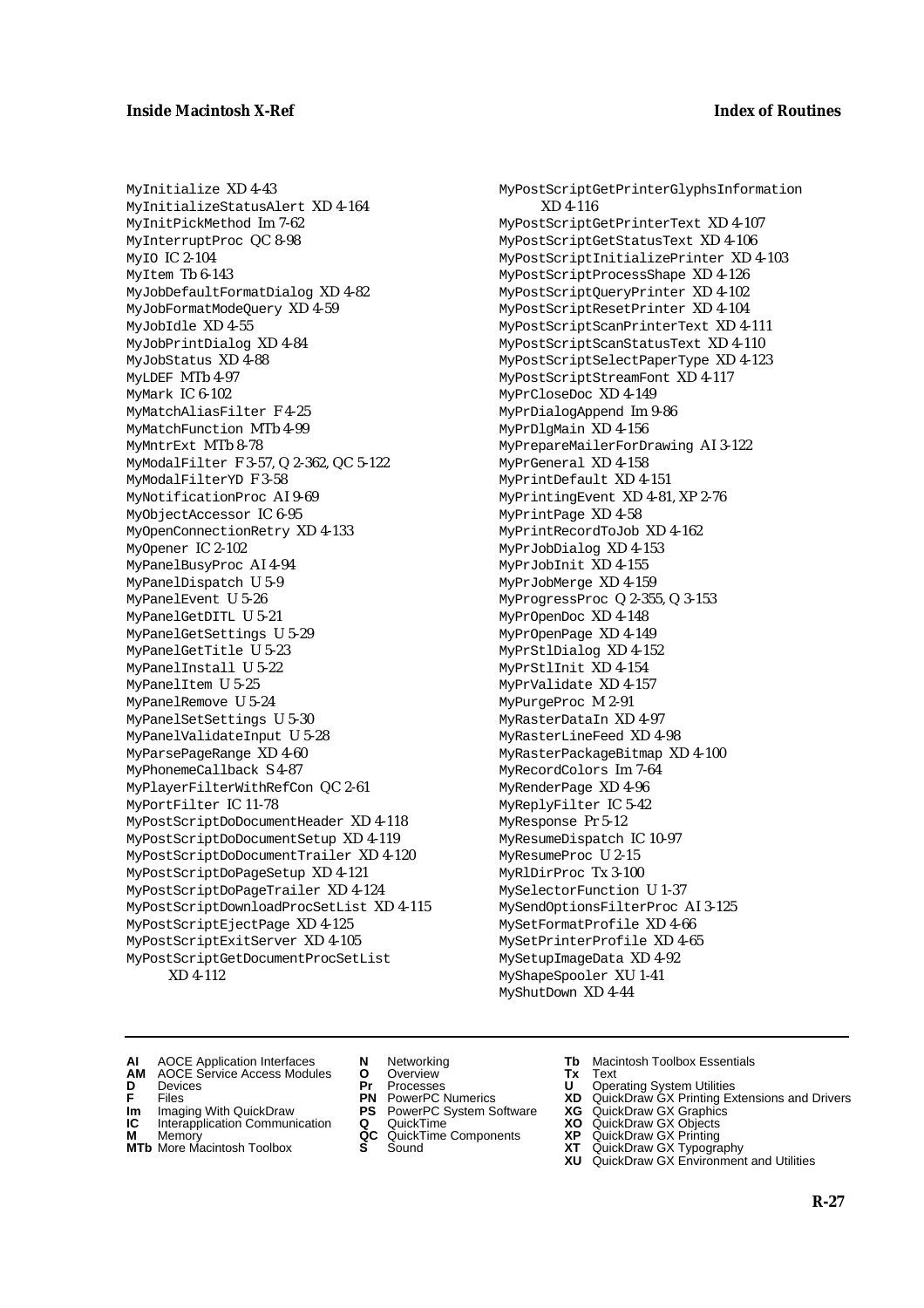MyInitialize XD 4-43
MyInitializeStatusAlert XD 4-164
MyInitPickMethod Im 7-62
MyInterruptProc QC 8-98
MyIO IC 2-104
MyItem Tb 6-143
MyJobDefaultFormatDialog XD 4-82
MyJobFormatModeQuery XD 4-59
MyJobIdle XD 4-55
MyJobPrintDialog XD 4-84
MyJobStatus XD 4-88
MyLDEF MTb 4-97
MyMark IC 6-102
MyMatchAliasFilter F 4-25
MyMatchFunction MTb 4-99
MyMntrExt MTb 8-78
MyModalFilter F 3-57, Q 2-362, QC 5-122
MyModalFilterYD F 3-58
MyNotificationProc AI 9-69
MyObjectAccessor IC 6-95
MyOpenConnectionRetry XD 4-133
MyOpener IC 2-102
MyPanelBusyProc AI 4-94
MyPanelDispatch U 5-9
MyPanelEvent U 5-26
MyPanelGetDITL U 5-21
MyPanelGetSettings U 5-29
MyPanelGetTitle U 5-23
MyPanelInstall U 5-22
MyPanelItem U 5-25
MyPanelRemove U 5-24
MyPanelSetSettings U 5-30
MyPanelValidateInput U 5-28
MyParsePageRange XD 4-60
MyPhonemeCallback S 4-87
MyPlayerFilterWithRefCon QC 2-61
MyPortFilter IC 11-78
MyPostScriptDoDocumentHeader XD 4-118
MyPostScriptDoDocumentSetup XD 4-119
MyPostScriptDoDocumentTrailer XD 4-120
MyPostScriptDoPageSetup XD 4-121
MyPostScriptDoPageTrailer XD 4-124
MyPostScriptDownloadProcSetList XD 4-115
MyPostScriptEjectPage XD 4-125
MyPostScriptExitServer XD 4-105
MyPostScriptGetDocumentProcSetList XD 4-112
MyPostScriptGetPrinterGlyphsInformation XD 4-116
MyPostScriptGetPrinterText XD 4-107
MyPostScriptGetStatusText XD 4-106
MyPostScriptInitializePrinter XD 4-103
MyPostScriptProcessShape XD 4-126
MyPostScriptQueryPrinter XD 4-102
MyPostScriptResetPrinter XD 4-104
MyPostScriptScanPrinterText XD 4-111
MyPostScriptScanStatusText XD 4-110
MyPostScriptSelectPaperType XD 4-123
MyPostScriptStreamFont XD 4-117
MyPrCloseDoc XD 4-149
MyPrDialogAppend Im 9-86
MyPrDlgMain XD 4-156
MyPrepareMailerForDrawing AI 3-122
MyPrGeneral XD 4-158
MyPrintDefault XD 4-151
MyPrintingEvent XD 4-81, XP 2-76
MyPrintPage XD 4-58
MyPrintRecordToJob XD 4-162
MyPrJobDialog XD 4-153
MyPrJobInit XD 4-155
MyPrJobMerge XD 4-159
MyProgressProc Q 2-355, Q 3-153
MyPrOpenDoc XD 4-148
MyPrOpenPage XD 4-149
MyPrStlDialog XD 4-152
MyPrStlInit XD 4-154
MyPrValidate XD 4-157
MyPurgeProc M 2-91
MyRasterDataIn XD 4-97
MyRasterLineFeed XD 4-98
MyRasterPackageBitmap XD 4-100
MyRecordColors Im 7-64
MyRenderPage XD 4-96
MyReplyFilter IC 5-42
MyResponse Pr 5-12
MyResumeDispatch IC 10-97
MyResumeProc U 2-15
MyRlDirProc Tx 3-100
MySelectorFunction U 1-37
MySendOptionsFilterProc AI 3-125
MySetFormatProfile XD 4-66
MySetPrinterProfile XD 4-65
MySetupImageData XD 4-92
MyShapeSpooler XU 1-41
MyShutDown XD 4-44

**AI** AOCE Application Interfaces
**AM** AOCE Service Access Modules
**D** Devices
**F** Files
**Im** Imaging With QuickDraw
**IC** Interapplication Communication
**M** Memory
**MTb** More Macintosh Toolbox
**N** Networking
**O** Overview
**Pr** Processes
**PN** PowerPC Numerics
**PS** PowerPC System Software
**Q** QuickTime
**QC** QuickTime Components
**S** Sound
**Tb** Macintosh Toolbox Essentials
**Tx** Text
**U** Operating System Utilities
**XD** QuickDraw GX Printing Extensions and Drivers
**XG** QuickDraw GX Graphics
**XO** QuickDraw GX Objects
**XP** QuickDraw GX Printing
**XT** QuickDraw GX Typography
**XU** QuickDraw GX Environment and Utilities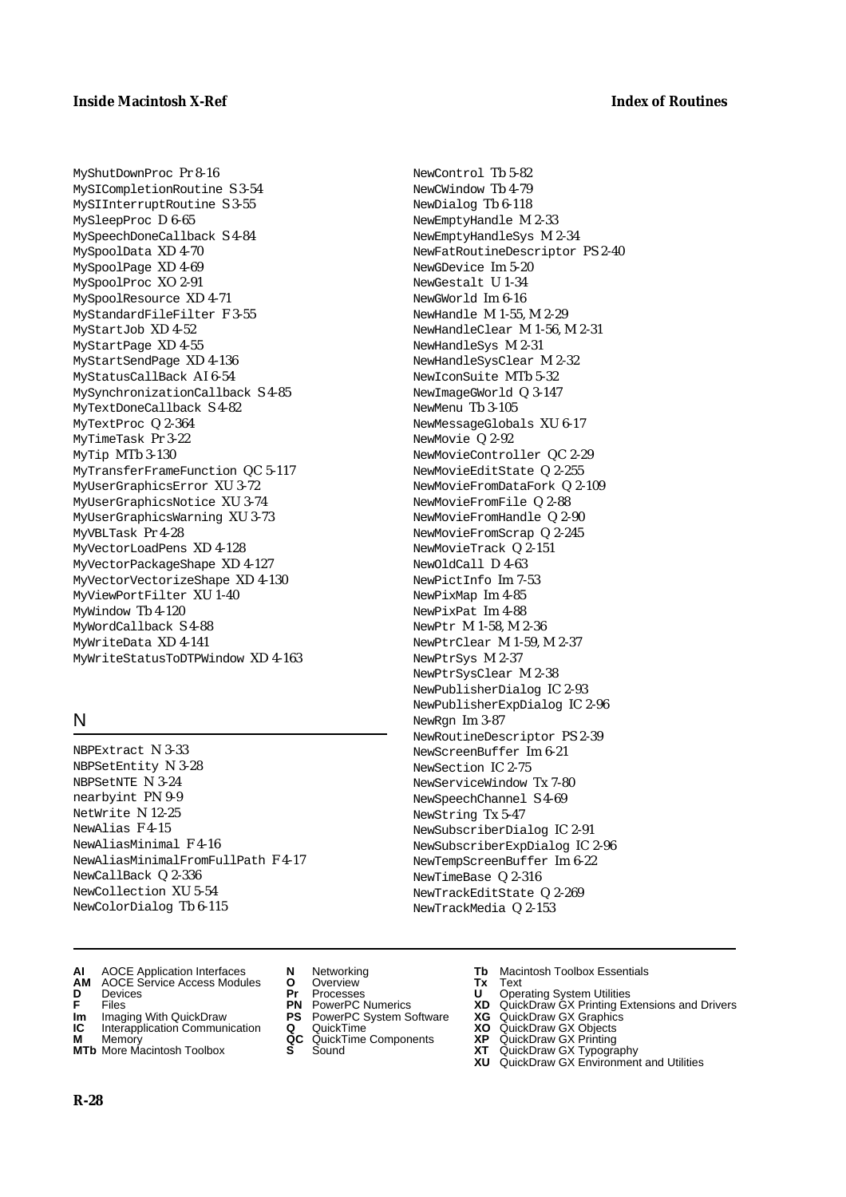MyShutDownProc Pr 8-16
MySICompletionRoutine S 3-54
MySIInterruptRoutine S 3-55
MySleepProc D 6-65
MySpeechDoneCallback S 4-84
MySpoolData XD 4-70
MySpoolPage XD 4-69
MySpoolProc XO 2-91
MySpoolResource XD 4-71
MyStandardFileFilter F 3-55
MyStartJob XD 4-52
MyStartPage XD 4-55
MyStartSendPage XD 4-136
MyStatusCallBack AI 6-54
MySynchronizationCallback S 4-85
MyTextDoneCallback S 4-82
MyTextProc Q 2-364
MyTimeTask Pr 3-22
MyTip MTb 3-130
MyTransferFrameFunction QC 5-117
MyUserGraphicsError XU 3-72
MyUserGraphicsNotice XU 3-74
MyUserGraphicsWarning XU 3-73
MyVBLTask Pr 4-28
MyVectorLoadPens XD 4-128
MyVectorPackageShape XD 4-127
MyVectorVectorizeShape XD 4-130
MyViewPortFilter XU 1-40
MyWindow Tb 4-120
MyWordCallback S 4-88
MyWriteData XD 4-141
MyWriteStatusToDTPWindow XD 4-163

## N

NBPExtract N 3-33
NBPSetEntity N 3-28
NBPSetNTE N 3-24
nearbyint PN 9-9
NetWrite N 12-25
NewAlias F 4-15
NewAliasMinimal F 4-16
NewAliasMinimalFromFullPath F 4-17
NewCallBack Q 2-336
NewCollection XU 5-54
NewColorDialog Tb 6-115
NewControl Tb 5-82
NewCWindow Tb 4-79
NewDialog Tb 6-118
NewEmptyHandle M 2-33
NewEmptyHandleSys M 2-34
NewFatRoutineDescriptor PS 2-40
NewGDevice Im 5-20
NewGestalt U 1-34
NewGWorld Im 6-16
NewHandle M 1-55, M 2-29
NewHandleClear M 1-56, M 2-31
NewHandleSys M 2-31
NewHandleSysClear M 2-32
NewIconSuite MTb 5-32
NewImageGWorld Q 3-147
NewMenu Tb 3-105
NewMessageGlobals XU 6-17
NewMovie Q 2-92
NewMovieController QC 2-29
NewMovieEditState Q 2-255
NewMovieFromDataFork Q 2-109
NewMovieFromFile Q 2-88
NewMovieFromHandle Q 2-90
NewMovieFromScrap Q 2-245
NewMovieTrack Q 2-151
NewOldCall D 4-63
NewPictInfo Im 7-53
NewPixMap Im 4-85
NewPixPat Im 4-88
NewPtr M 1-58, M 2-36
NewPtrClear M 1-59, M 2-37
NewPtrSys M 2-37
NewPtrSysClear M 2-38
NewPublisherDialog IC 2-93
NewPublisherExpDialog IC 2-96
NewRgn Im 3-87
NewRoutineDescriptor PS 2-39
NewScreenBuffer Im 6-21
NewSection IC 2-75
NewServiceWindow Tx 7-80
NewSpeechChannel S 4-69
NewString Tx 5-47
NewSubscriberDialog IC 2-91
NewSubscriberExpDialog IC 2-96
NewTempScreenBuffer Im 6-22
NewTimeBase Q 2-316
NewTrackEditState Q 2-269
NewTrackMedia Q 2-153

**AI** AOCE Application Interfaces
**AM** AOCE Service Access Modules
**D** Devices
**F** Files
**Im** Imaging With QuickDraw
**IC** Interapplication Communication
**M** Memory
**MTb** More Macintosh Toolbox
**N** Networking
**O** Overview
**Pr** Processes
**PN** PowerPC Numerics
**PS** PowerPC System Software
**Q** QuickTime
**QC** QuickTime Components
**S** Sound
**Tb** Macintosh Toolbox Essentials
**Tx** Text
**U** Operating System Utilities
**XD** QuickDraw GX Printing Extensions and Drivers
**XG** QuickDraw GX Graphics
**XO** QuickDraw GX Objects
**XP** QuickDraw GX Printing
**XT** QuickDraw GX Typography
**XU** QuickDraw GX Environment and Utilities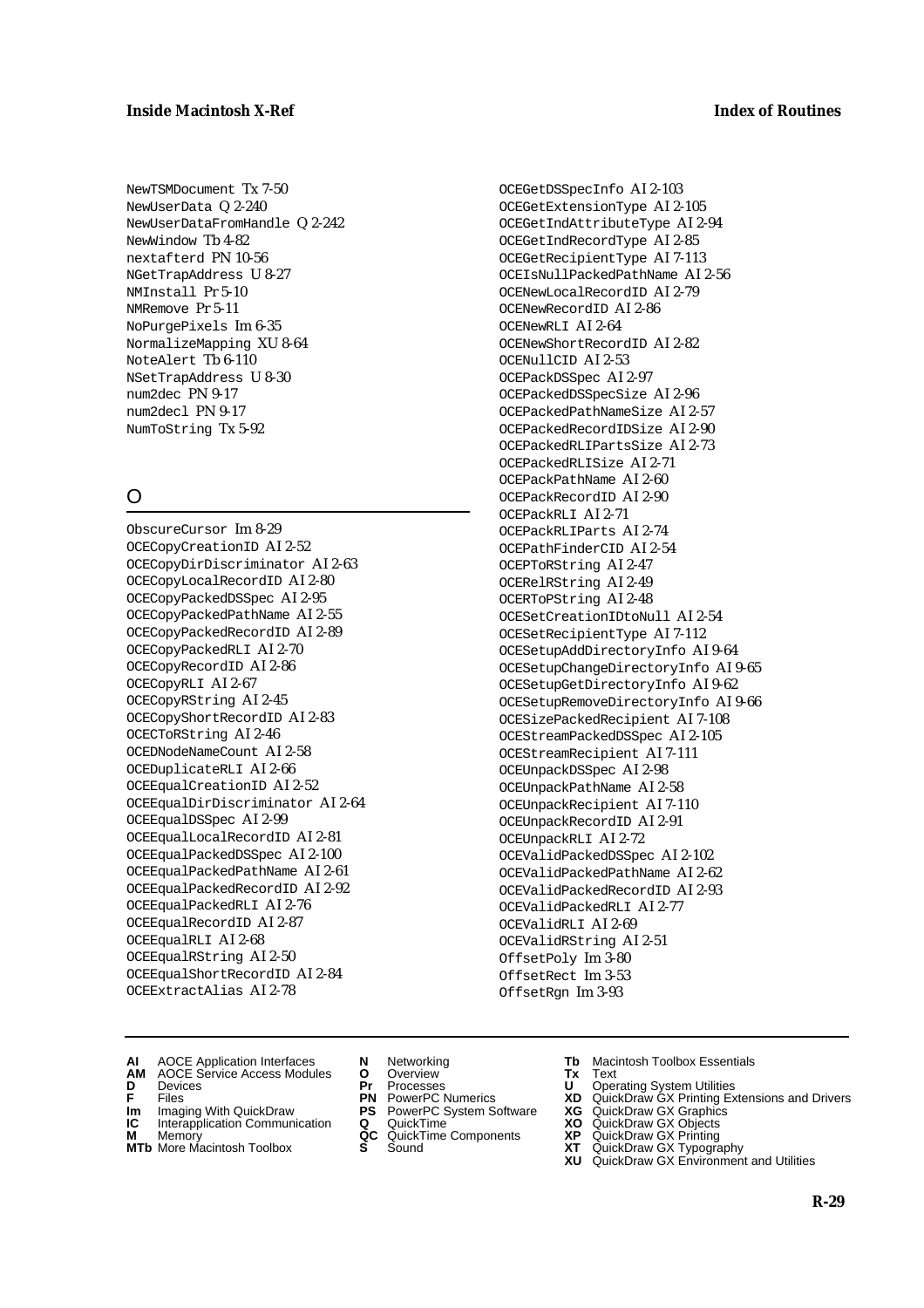NewTSMDocument Tx 7-50
NewUserData Q 2-240
NewUserDataFromHandle Q 2-242
NewWindow Tb 4-82
nextafterd PN 10-56
NGetTrapAddress U 8-27
NMInstall Pr 5-10
NMRemove Pr 5-11
NoPurgePixels Im 6-35
NormalizeMapping XU 8-64
NoteAlert Tb 6-110
NSetTrapAddress U 8-30
num2dec PN 9-17
num2decl PN 9-17
NumToString Tx 5-92

## O

ObscureCursor Im 8-29
OCECopyCreationID AI 2-52
OCECopyDirDiscriminator AI 2-63
OCECopyLocalRecordID AI 2-80
OCECopyPackedDSSpec AI 2-95
OCECopyPackedPathName AI 2-55
OCECopyPackedRecordID AI 2-89
OCECopyPackedRLI AI 2-70
OCECopyRecordID AI 2-86
OCECopyRLI AI 2-67
OCECopyRString AI 2-45
OCECopyShortRecordID AI 2-83
OCECToRString AI 2-46
OCEDNodeNameCount AI 2-58
OCEDuplicateRLI AI 2-66
OCEEqualCreationID AI 2-52
OCEEqualDirDiscriminator AI 2-64
OCEEqualDSSpec AI 2-99
OCEEqualLocalRecordID AI 2-81
OCEEqualPackedDSSpec AI 2-100
OCEEqualPackedPathName AI 2-61
OCEEqualPackedRecordID AI 2-92
OCEEqualPackedRLI AI 2-76
OCEEqualRecordID AI 2-87
OCEEqualRLI AI 2-68
OCEEqualRString AI 2-50
OCEEqualShortRecordID AI 2-84
OCEExtractAlias AI 2-78
OCEGetDSSpecInfo AI 2-103
OCEGetExtensionType AI 2-105
OCEGetIndAttributeType AI 2-94
OCEGetIndRecordType AI 2-85
OCEGetRecipientType AI 7-113
OCEIsNullPackedPathName AI 2-56
OCENewLocalRecordID AI 2-79
OCENewRecordID AI 2-86
OCENewRLI AI 2-64
OCENewShortRecordID AI 2-82
OCENullCID AI 2-53
OCEPackDSSpec AI 2-97
OCEPackedDSSpecSize AI 2-96
OCEPackedPathNameSize AI 2-57
OCEPackedRecordIDSize AI 2-90
OCEPackedRLIPartsSize AI 2-73
OCEPackedRLISize AI 2-71
OCEPackPathName AI 2-60
OCEPackRecordID AI 2-90
OCEPackRLI AI 2-71
OCEPackRLIParts AI 2-74
OCEPathFinderCID AI 2-54
OCEPToRString AI 2-47
OCERelRString AI 2-49
OCERToPString AI 2-48
OCESetCreationIDtoNull AI 2-54
OCESetRecipientType AI 7-112
OCESetupAddDirectoryInfo AI 9-64
OCESetupChangeDirectoryInfo AI 9-65
OCESetupGetDirectoryInfo AI 9-62
OCESetupRemoveDirectoryInfo AI 9-66
OCESizePackedRecipient AI 7-108
OCEStreamPackedDSSpec AI 2-105
OCEStreamRecipient AI 7-111
OCEUnpackDSSpec AI 2-98
OCEUnpackPathName AI 2-58
OCEUnpackRecipient AI 7-110
OCEUnpackRecordID AI 2-91
OCEUnpackRLI AI 2-72
OCEValidPackedDSSpec AI 2-102
OCEValidPackedPathName AI 2-62
OCEValidPackedRecordID AI 2-93
OCEValidPackedRLI AI 2-77
OCEValidRLI AI 2-69
OCEValidRString AI 2-51
OffsetPoly Im 3-80
OffsetRect Im 3-53
OffsetRgn Im 3-93

**AI** AOCE Application Interfaces
**AM** AOCE Service Access Modules
**D** Devices
**F** Files
**Im** Imaging With QuickDraw
**IC** Interapplication Communication
**M** Memory
**MTb** More Macintosh Toolbox
**N** Networking
**O** Overview
**Pr** Processes
**PN** PowerPC Numerics
**PS** PowerPC System Software
**Q** QuickTime
**QC** QuickTime Components
**S** Sound
**Tb** Macintosh Toolbox Essentials
**Tx** Text
**U** Operating System Utilities
**XD** QuickDraw GX Printing Extensions and Drivers
**XG** QuickDraw GX Graphics
**XO** QuickDraw GX Objects
**XP** QuickDraw GX Printing
**XT** QuickDraw GX Typography
**XU** QuickDraw GX Environment and Utilities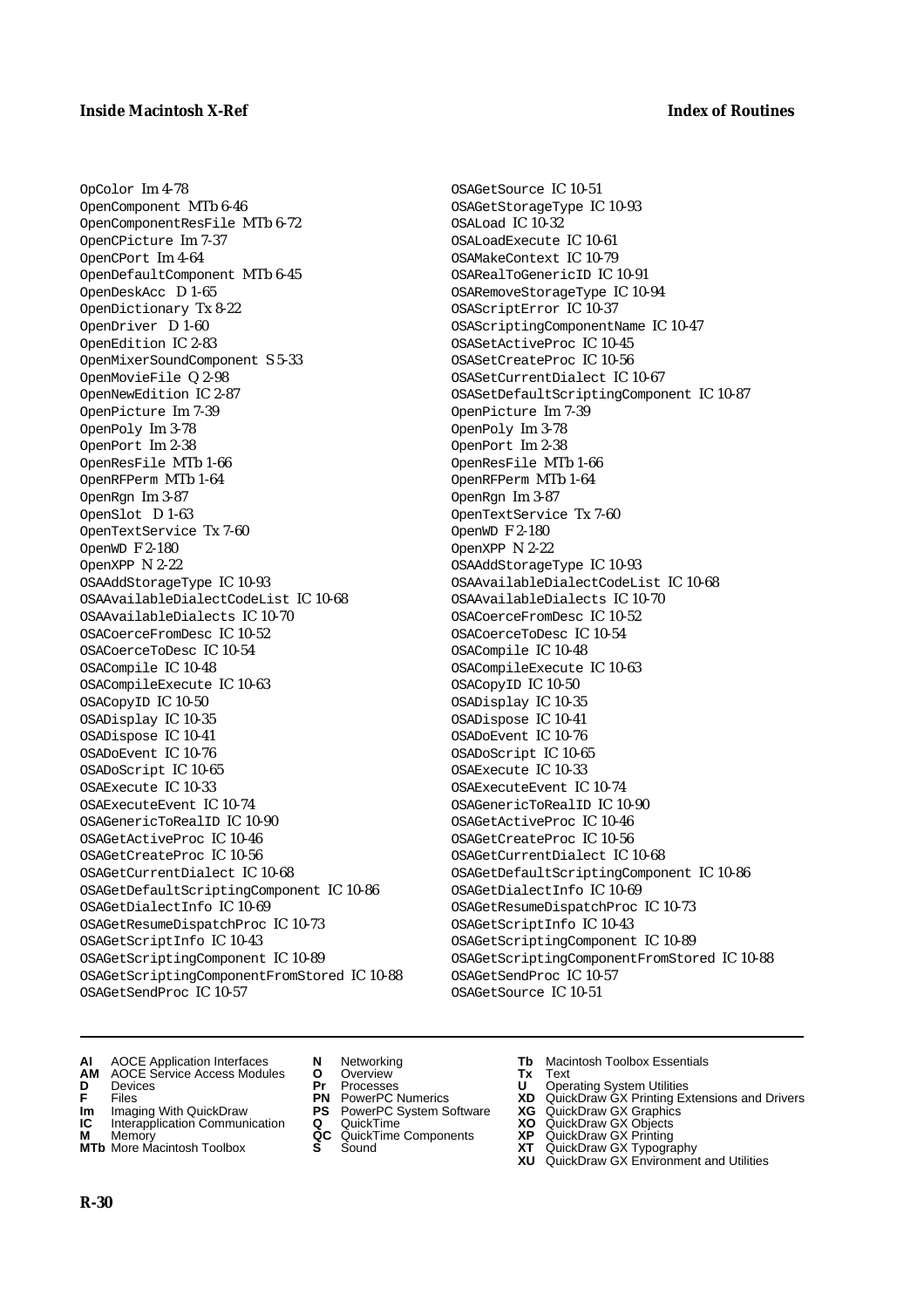OpColor Im 4-78
OpenComponent MTb 6-46
OpenComponentResFile MTb 6-72
OpenCPicture Im 7-37
OpenCPort Im 4-64
OpenDefaultComponent MTb 6-45
OpenDeskAcc D 1-65
OpenDictionary Tx 8-22
OpenDriver D 1-60
OpenEdition IC 2-83
OpenMixerSoundComponent S 5-33
OpenMovieFile Q 2-98
OpenNewEdition IC 2-87
OpenPicture Im 7-39
OpenPoly Im 3-78
OpenPort Im 2-38
OpenResFile MTb 1-66
OpenRFPerm MTb 1-64
OpenRgn Im 3-87
OpenSlot D 1-63
OpenTextService Tx 7-60
OpenWD F 2-180
OpenXPP N 2-22
OSAAddStorageType IC 10-93
OSAAvailableDialectCodeList IC 10-68
OSAAvailableDialects IC 10-70
OSACoerceFromDesc IC 10-52
OSACoerceToDesc IC 10-54
OSACompile IC 10-48
OSACompileExecute IC 10-63
OSACopyID IC 10-50
OSADisplay IC 10-35
OSADispose IC 10-41
OSADoEvent IC 10-76
OSADoScript IC 10-65
OSAExecute IC 10-33
OSAExecuteEvent IC 10-74
OSAGenericToRealID IC 10-90
OSAGetActiveProc IC 10-46
OSAGetCreateProc IC 10-56
OSAGetCurrentDialect IC 10-68
OSAGetDefaultScriptingComponent IC 10-86
OSAGetDialectInfo IC 10-69
OSAGetResumeDispatchProc IC 10-73
OSAGetScriptInfo IC 10-43
OSAGetScriptingComponent IC 10-89
OSAGetScriptingComponentFromStored IC 10-88
OSAGetSendProc IC 10-57
OSAGetSource IC 10-51
OSAGetStorageType IC 10-93
OSALoad IC 10-32
OSALoadExecute IC 10-61
OSAMakeContext IC 10-79
OSARealToGenericID IC 10-91
OSARemoveStorageType IC 10-94
OSAScriptError IC 10-37
OSAScriptingComponentName IC 10-47
OSASetActiveProc IC 10-45
OSASetCreateProc IC 10-56
OSASetCurrentDialect IC 10-67
OSASetDefaultScriptingComponent IC 10-87
OpenPicture Im 7-39
OpenPoly Im 3-78
OpenPort Im 2-38
OpenResFile MTb 1-66
OpenRFPerm MTb 1-64
OpenRgn Im 3-87
OpenTextService Tx 7-60
OpenWD F 2-180
OpenXPP N 2-22
OSAAddStorageType IC 10-93
OSAAvailableDialectCodeList IC 10-68
OSAAvailableDialects IC 10-70
OSACoerceFromDesc IC 10-52
OSACoerceToDesc IC 10-54
OSACompile IC 10-48
OSACompileExecute IC 10-63
OSACopyID IC 10-50
OSADisplay IC 10-35
OSADispose IC 10-41
OSADoEvent IC 10-76
OSADoScript IC 10-65
OSAExecute IC 10-33
OSAExecuteEvent IC 10-74
OSAGenericToRealID IC 10-90
OSAGetActiveProc IC 10-46
OSAGetCreateProc IC 10-56
OSAGetCurrentDialect IC 10-68
OSAGetDefaultScriptingComponent IC 10-86
OSAGetDialectInfo IC 10-69
OSAGetResumeDispatchProc IC 10-73
OSAGetScriptInfo IC 10-43
OSAGetScriptingComponent IC 10-89
OSAGetScriptingComponentFromStored IC 10-88
OSAGetSendProc IC 10-57
OSAGetSource IC 10-51

**AI** AOCE Application Interfaces
**AM** AOCE Service Access Modules
**D** Devices
**F** Files
**Im** Imaging With QuickDraw
**IC** Interapplication Communication
**M** Memory
**MTb** More Macintosh Toolbox
**N** Networking
**O** Overview
**Pr** Processes
**PN** PowerPC Numerics
**PS** PowerPC System Software
**Q** QuickTime
**QC** QuickTime Components
**S** Sound
**Tb** Macintosh Toolbox Essentials
**Tx** Text
**U** Operating System Utilities
**XD** QuickDraw GX Printing Extensions and Drivers
**XG** QuickDraw GX Graphics
**XO** QuickDraw GX Objects
**XP** QuickDraw GX Printing
**XT** QuickDraw GX Typography
**XU** QuickDraw GX Environment and Utilities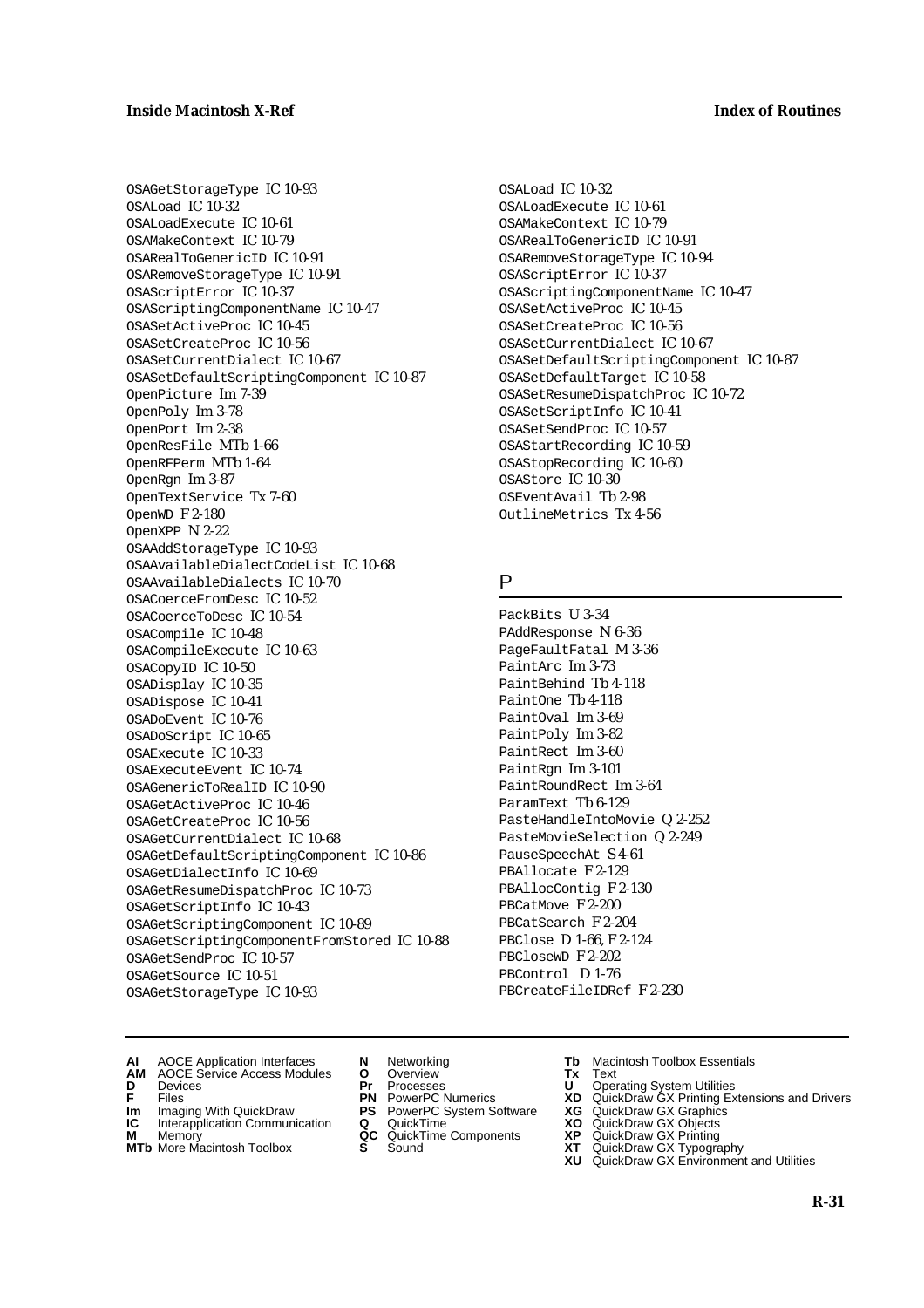OSAGetStorageType IC 10-93
OSALoad IC 10-32
OSALoadExecute IC 10-61
OSAMakeContext IC 10-79
OSARealToGenericID IC 10-91
OSARemoveStorageType IC 10-94
OSAScriptError IC 10-37
OSAScriptingComponentName IC 10-47
OSASetActiveProc IC 10-45
OSASetCreateProc IC 10-56
OSASetCurrentDialect IC 10-67
OSASetDefaultScriptingComponent IC 10-87
OpenPicture Im 7-39
OpenPoly Im 3-78
OpenPort Im 2-38
OpenResFile MTb 1-66
OpenRFPerm MTb 1-64
OpenRgn Im 3-87
OpenTextService Tx 7-60
OpenWD F 2-180
OpenXPP N 2-22
OSAAddStorageType IC 10-93
OSAAvailableDialectCodeList IC 10-68
OSAAvailableDialects IC 10-70
OSACoerceFromDesc IC 10-52
OSACoerceToDesc IC 10-54
OSACompile IC 10-48
OSACompileExecute IC 10-63
OSACopyID IC 10-50
OSADisplay IC 10-35
OSADispose IC 10-41
OSADoEvent IC 10-76
OSADoScript IC 10-65
OSAExecute IC 10-33
OSAExecuteEvent IC 10-74
OSAGenericToRealID IC 10-90
OSAGetActiveProc IC 10-46
OSAGetCreateProc IC 10-56
OSAGetCurrentDialect IC 10-68
OSAGetDefaultScriptingComponent IC 10-86
OSAGetDialectInfo IC 10-69
OSAGetResumeDispatchProc IC 10-73
OSAGetScriptInfo IC 10-43
OSAGetScriptingComponent IC 10-89
OSAGetScriptingComponentFromStored IC 10-88
OSAGetSendProc IC 10-57
OSAGetSource IC 10-51
OSAGetStorageType IC 10-93
OSALoad IC 10-32
OSALoadExecute IC 10-61
OSAMakeContext IC 10-79
OSARealToGenericID IC 10-91
OSARemoveStorageType IC 10-94
OSAScriptError IC 10-37
OSAScriptingComponentName IC 10-47
OSASetActiveProc IC 10-45
OSASetCreateProc IC 10-56
OSASetCurrentDialect IC 10-67
OSASetDefaultScriptingComponent IC 10-87
OSASetDefaultTarget IC 10-58
OSASetResumeDispatchProc IC 10-72
OSASetScriptInfo IC 10-41
OSASetSendProc IC 10-57
OSAStartRecording IC 10-59
OSAStopRecording IC 10-60
OSAStore IC 10-30
OSEventAvail Tb 2-98
OutlineMetrics Tx 4-56

## P

PackBits U 3-34
PAddResponse N 6-36
PageFaultFatal M 3-36
PaintArc Im 3-73
PaintBehind Tb 4-118
PaintOne Tb 4-118
PaintOval Im 3-69
PaintPoly Im 3-82
PaintRect Im 3-60
PaintRgn Im 3-101
PaintRoundRect Im 3-64
ParamText Tb 6-129
PasteHandleIntoMovie Q 2-252
PasteMovieSelection Q 2-249
PauseSpeechAt S 4-61
PBAllocate F 2-129
PBAllocContig F 2-130
PBCatMove F 2-200
PBCatSearch F 2-204
PBClose D 1-66, F 2-124
PBCloseWD F 2-202
PBControl D 1-76
PBCreateFileIDRef F 2-230

**AI** AOCE Application Interfaces
**AM** AOCE Service Access Modules
**D** Devices
**F** Files
**Im** Imaging With QuickDraw
**IC** Interapplication Communication
**M** Memory
**MTb** More Macintosh Toolbox
**N** Networking
**O** Overview
**Pr** Processes
**PN** PowerPC Numerics
**PS** PowerPC System Software
**Q** QuickTime
**QC** QuickTime Components
**S** Sound
**Tb** Macintosh Toolbox Essentials
**Tx** Text
**U** Operating System Utilities
**XD** QuickDraw GX Printing Extensions and Drivers
**XG** QuickDraw GX Graphics
**XO** QuickDraw GX Objects
**XP** QuickDraw GX Printing
**XT** QuickDraw GX Typography
**XU** QuickDraw GX Environment and Utilities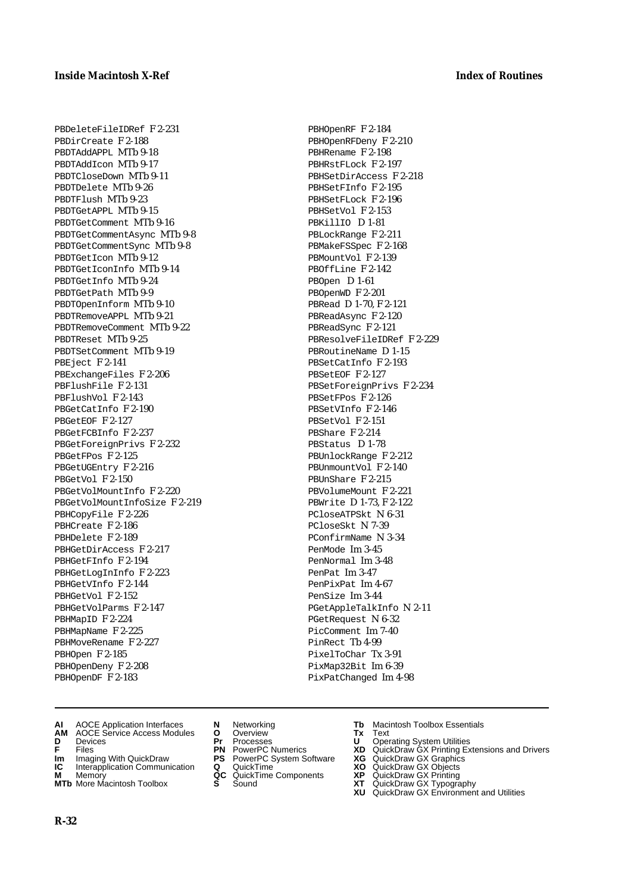PBDeleteFileIDRef F 2-231
PBDirCreate F 2-188
PBDTAddAPPL MTb 9-18
PBDTAddIcon MTb 9-17
PBDTCloseDown MTb 9-11
PBDTDelete MTb 9-26
PBDTFlush MTb 9-23
PBDTGetAPPL MTb 9-15
PBDTGetComment MTb 9-16
PBDTGetCommentAsync MTb 9-8
PBDTGetCommentSync MTb 9-8
PBDTGetIcon MTb 9-12
PBDTGetIconInfo MTb 9-14
PBDTGetInfo MTb 9-24
PBDTGetPath MTb 9-9
PBDTOpenInform MTb 9-10
PBDTRemoveAPPL MTb 9-21
PBDTRemoveComment MTb 9-22
PBDTReset MTb 9-25
PBDTSetComment MTb 9-19
PBEject F 2-141
PBExchangeFiles F 2-206
PBFlushFile F 2-131
PBFlushVol F 2-143
PBGetCatInfo F 2-190
PBGetEOF F 2-127
PBGetFCBInfo F 2-237
PBGetForeignPrivs F 2-232
PBGetFPos F 2-125
PBGetUGEntry F 2-216
PBGetVol F 2-150
PBGetVolMountInfo F 2-220
PBGetVolMountInfoSize F 2-219
PBHCopyFile F 2-226
PBHCreate F 2-186
PBHDelete F 2-189
PBHGetDirAccess F 2-217
PBHGetFInfo F 2-194
PBHGetLogInInfo F 2-223
PBHGetVInfo F 2-144
PBHGetVol F 2-152
PBHGetVolParms F 2-147
PBHMapID F 2-224
PBHMapName F 2-225
PBHMoveRename F 2-227
PBHOpen F 2-185
PBHOpenDeny F 2-208
PBHOpenDF F 2-183
PBHOpenRF F 2-184
PBHOpenRFDeny F 2-210
PBHRename F 2-198
PBHRstFLock F 2-197
PBHSetDirAccess F 2-218
PBHSetFInfo F 2-195
PBHSetFLock F 2-196
PBHSetVol F 2-153
PBKillIO D 1-81
PBLockRange F 2-211
PBMakeFSSpec F 2-168
PBMountVol F 2-139
PBOffLine F 2-142
PBOpen D 1-61
PBOpenWD F 2-201
PBRead D 1-70, F 2-121
PBReadAsync F 2-120
PBReadSync F 2-121
PBResolveFileIDRef F 2-229
PBRoutineName D 1-15
PBSetCatInfo F 2-193
PBSetEOF F 2-127
PBSetForeignPrivs F 2-234
PBSetFPos F 2-126
PBSetVInfo F 2-146
PBSetVol F 2-151
PBShare F 2-214
PBStatus D 1-78
PBUnlockRange F 2-212
PBUnmountVol F 2-140
PBUnShare F 2-215
PBVolumeMount F 2-221
PBWrite D 1-73, F 2-122
PCloseATPSkt N 6-31
PCloseSkt N 7-39
PConfirmName N 3-34
PenMode Im 3-45
PenNormal Im 3-48
PenPat Im 3-47
PenPixPat Im 4-67
PenSize Im 3-44
PGetAppleTalkInfo N 2-11
PGetRequest N 6-32
PicComment Im 7-40
PinRect Tb 4-99
PixelToChar Tx 3-91
PixMap32Bit Im 6-39
PixPatChanged Im 4-98

**AI** AOCE Application Interfaces
**AM** AOCE Service Access Modules
**D** Devices
**F** Files
**Im** Imaging With QuickDraw
**IC** Interapplication Communication
**M** Memory
**MTb** More Macintosh Toolbox
**N** Networking
**O** Overview
**Pr** Processes
**PN** PowerPC Numerics
**PS** PowerPC System Software
**Q** QuickTime
**QC** QuickTime Components
**S** Sound
**Tb** Macintosh Toolbox Essentials
**Tx** Text
**U** Operating System Utilities
**XD** QuickDraw GX Printing Extensions and Drivers
**XG** QuickDraw GX Graphics
**XO** QuickDraw GX Objects
**XP** QuickDraw GX Printing
**XT** QuickDraw GX Typography
**XU** QuickDraw GX Environment and Utilities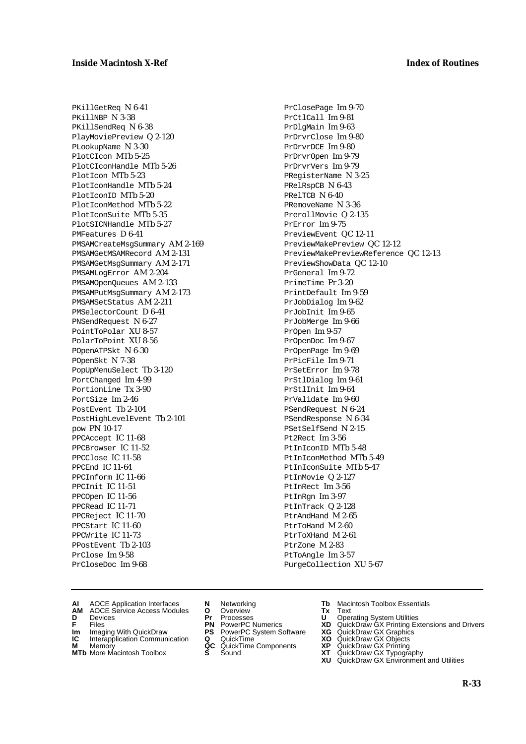PKillGetReq N 6-41
PKillNBP N 3-38
PKillSendReq N 6-38
PlayMoviePreview Q 2-120
PLookupName N 3-30
PlotCIcon MTb 5-25
PlotCIconHandle MTb 5-26
PlotIcon MTb 5-23
PlotIconHandle MTb 5-24
PlotIconID MTb 5-20
PlotIconMethod MTb 5-22
PlotIconSuite MTb 5-35
PlotSICNHandle MTb 5-27
PMFeatures D 6-41
PMSAMCreateMsgSummary AM 2-169
PMSAMGetMSAMRecord AM 2-131
PMSAMGetMsgSummary AM 2-171
PMSAMLogError AM 2-204
PMSAMOpenQueues AM 2-133
PMSAMPutMsgSummary AM 2-173
PMSAMSetStatus AM 2-211
PMSelectorCount D 6-41
PNSendRequest N 6-27
PointToPolar XU 8-57
PolarToPoint XU 8-56
POpenATPSkt N 6-30
POpenSkt N 7-38
PopUpMenuSelect Tb 3-120
PortChanged Im 4-99
PortionLine Tx 3-90
PortSize Im 2-46
PostEvent Tb 2-104
PostHighLevelEvent Tb 2-101
pow PN 10-17
PPCAccept IC 11-68
PPCBrowser IC 11-52
PPCClose IC 11-58
PPCEnd IC 11-64
PPCInform IC 11-66
PPCInit IC 11-51
PPCOpen IC 11-56
PPCRead IC 11-71
PPCReject IC 11-70
PPCStart IC 11-60
PPCWrite IC 11-73
PPostEvent Tb 2-103
PrClose Im 9-58
PrCloseDoc Im 9-68
PrClosePage Im 9-70
PrCtlCall Im 9-81
PrDlgMain Im 9-63
PrDrvrClose Im 9-80
PrDrvrDCE Im 9-80
PrDrvrOpen Im 9-79
PrDrvrVers Im 9-79
PRegisterName N 3-25
PRelRspCB N 6-43
PRelTCB N 6-40
PRemoveName N 3-36
PrerollMovie Q 2-135
PrError Im 9-75
PreviewEvent QC 12-11
PreviewMakePreview QC 12-12
PreviewMakePreviewReference QC 12-13
PreviewShowData QC 12-10
PrGeneral Im 9-72
PrimeTime Pr 3-20
PrintDefault Im 9-59
PrJobDialog Im 9-62
PrJobInit Im 9-65
PrJobMerge Im 9-66
PrOpen Im 9-57
PrOpenDoc Im 9-67
PrOpenPage Im 9-69
PrPicFile Im 9-71
PrSetError Im 9-78
PrStlDialog Im 9-61
PrStlInit Im 9-64
PrValidate Im 9-60
PSendRequest N 6-24
PSendResponse N 6-34
PSetSelfSend N 2-15
Pt2Rect Im 3-56
PtInIconID MTb 5-48
PtInIconMethod MTb 5-49
PtInIconSuite MTb 5-47
PtInMovie Q 2-127
PtInRect Im 3-56
PtInRgn Im 3-97
PtInTrack Q 2-128
PtrAndHand M 2-65
PtrToHand M 2-60
PtrToXHand M 2-61
PtrZone M 2-83
PtToAngle Im 3-57
PurgeCollection XU 5-67

**AI** AOCE Application Interfaces
**AM** AOCE Service Access Modules
**D** Devices
**F** Files
**Im** Imaging With QuickDraw
**IC** Interapplication Communication
**M** Memory
**MTb** More Macintosh Toolbox
**N** Networking
**O** Overview
**Pr** Processes
**PN** PowerPC Numerics
**PS** PowerPC System Software
**Q** QuickTime
**QC** QuickTime Components
**S** Sound
**Tb** Macintosh Toolbox Essentials
**Tx** Text
**U** Operating System Utilities
**XD** QuickDraw GX Printing Extensions and Drivers
**XG** QuickDraw GX Graphics
**XO** QuickDraw GX Objects
**XP** QuickDraw GX Printing
**XT** QuickDraw GX Typography
**XU** QuickDraw GX Environment and Utilities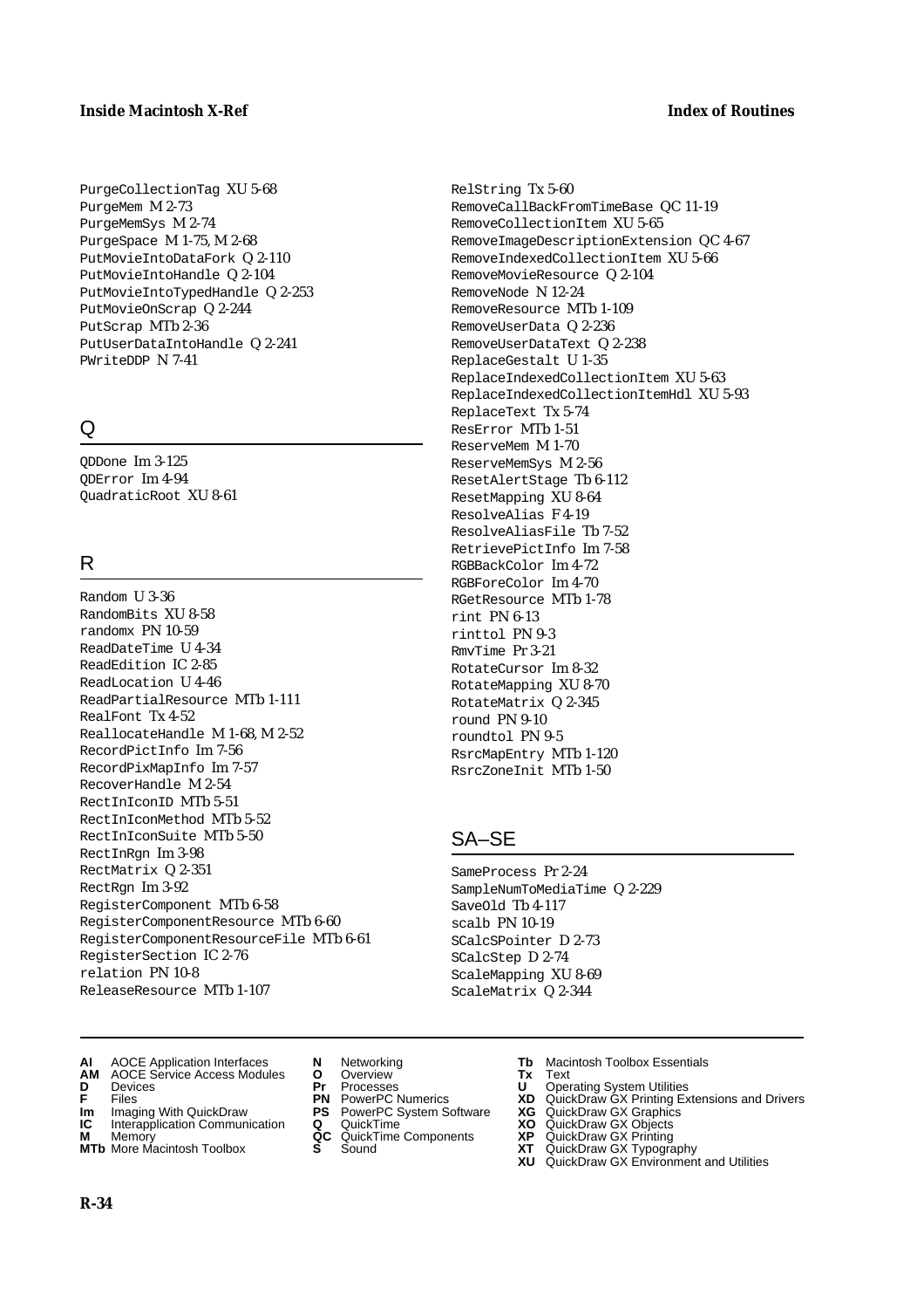PurgeCollectionTag XU 5-68
PurgeMem M 2-73
PurgeMemSys M 2-74
PurgeSpace M 1-75, M 2-68
PutMovieIntoDataFork Q 2-110
PutMovieIntoHandle Q 2-104
PutMovieIntoTypedHandle Q 2-253
PutMovieOnScrap Q 2-244
PutScrap MTb 2-36
PutUserDataIntoHandle Q 2-241
PWriteDDP N 7-41

## Q

QDDone Im 3-125
QDError Im 4-94
QuadraticRoot XU 8-61

## R

Random U 3-36
RandomBits XU 8-58
randomx PN 10-59
ReadDateTime U 4-34
ReadEdition IC 2-85
ReadLocation U 4-46
ReadPartialResource MTb 1-111
RealFont Tx 4-52
ReallocateHandle M 1-68, M 2-52
RecordPictInfo Im 7-56
RecordPixMapInfo Im 7-57
RecoverHandle M 2-54
RectInIconID MTb 5-51
RectInIconMethod MTb 5-52
RectInIconSuite MTb 5-50
RectInRgn Im 3-98
RectMatrix Q 2-351
RectRgn Im 3-92
RegisterComponent MTb 6-58
RegisterComponentResource MTb 6-60
RegisterComponentResourceFile MTb 6-61
RegisterSection IC 2-76
relation PN 10-8
ReleaseResource MTb 1-107
RelString Tx 5-60
RemoveCallBackFromTimeBase QC 11-19
RemoveCollectionItem XU 5-65
RemoveImageDescriptionExtension QC 4-67
RemoveIndexedCollectionItem XU 5-66
RemoveMovieResource Q 2-104
RemoveNode N 12-24
RemoveResource MTb 1-109
RemoveUserData Q 2-236
RemoveUserDataText Q 2-238
ReplaceGestalt U 1-35
ReplaceIndexedCollectionItem XU 5-63
ReplaceIndexedCollectionItemHdl XU 5-93
ReplaceText Tx 5-74
ResError MTb 1-51
ReserveMem M 1-70
ReserveMemSys M 2-56
ResetAlertStage Tb 6-112
ResetMapping XU 8-64
ResolveAlias F 4-19
ResolveAliasFile Tb 7-52
RetrievePictInfo Im 7-58
RGBBackColor Im 4-72
RGBForeColor Im 4-70
RGetResource MTb 1-78
rint PN 6-13
rinttol PN 9-3
RmvTime Pr 3-21
RotateCursor Im 8-32
RotateMapping XU 8-70
RotateMatrix Q 2-345
round PN 9-10
roundtol PN 9-5
RsrcMapEntry MTb 1-120
RsrcZoneInit MTb 1-50

## SA–SE

SameProcess Pr 2-24
SampleNumToMediaTime Q 2-229
SaveOld Tb 4-117
scalb PN 10-19
SCalcSPointer D 2-73
SCalcStep D 2-74
ScaleMapping XU 8-69
ScaleMatrix Q 2-344

**AI** AOCE Application Interfaces
**AM** AOCE Service Access Modules
**D** Devices
**F** Files
**Im** Imaging With QuickDraw
**IC** Interapplication Communication
**M** Memory
**MTb** More Macintosh Toolbox
**N** Networking
**O** Overview
**Pr** Processes
**PN** PowerPC Numerics
**PS** PowerPC System Software
**Q** QuickTime
**QC** QuickTime Components
**S** Sound
**Tb** Macintosh Toolbox Essentials
**Tx** Text
**U** Operating System Utilities
**XD** QuickDraw GX Printing Extensions and Drivers
**XG** QuickDraw GX Graphics
**XO** QuickDraw GX Objects
**XP** QuickDraw GX Printing
**XT** QuickDraw GX Typography
**XU** QuickDraw GX Environment and Utilities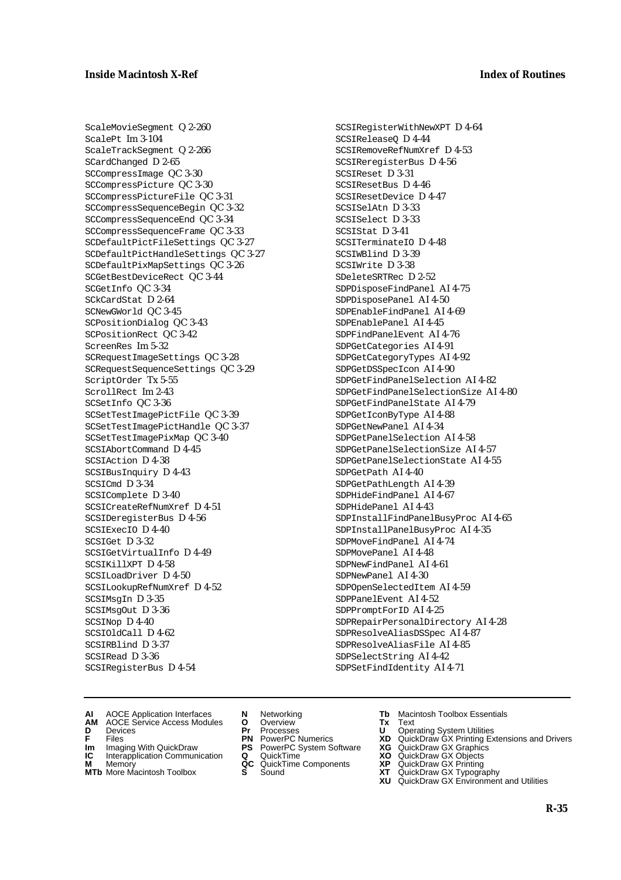ScaleMovieSegment Q 2-260
ScalePt Im 3-104
ScaleTrackSegment Q 2-266
SCardChanged D 2-65
SCCompressImage QC 3-30
SCCompressPicture QC 3-30
SCCompressPictureFile QC 3-31
SCCompressSequenceBegin QC 3-32
SCCompressSequenceEnd QC 3-34
SCCompressSequenceFrame QC 3-33
SCDefaultPictFileSettings QC 3-27
SCDefaultPictHandleSettings QC 3-27
SCDefaultPixMapSettings QC 3-26
SCGetBestDeviceRect QC 3-44
SCGetInfo QC 3-34
SCkCardStat D 2-64
SCNewGWorld QC 3-45
SCPositionDialog QC 3-43
SCPositionRect QC 3-42
ScreenRes Im 5-32
SCRequestImageSettings QC 3-28
SCRequestSequenceSettings QC 3-29
ScriptOrder Tx 5-55
ScrollRect Im 2-43
SCSetInfo QC 3-36
SCSetTestImagePictFile QC 3-39
SCSetTestImagePictHandle QC 3-37
SCSetTestImagePixMap QC 3-40
SCSIAbortCommand D 4-45
SCSIAction D 4-38
SCSIBusInquiry D 4-43
SCSICmd D 3-34
SCSIComplete D 3-40
SCSICreateRefNumXref D 4-51
SCSIDeregisterBus D 4-56
SCSIExecIO D 4-40
SCSIGet D 3-32
SCSIGetVirtualInfo D 4-49
SCSIKillXPT D 4-58
SCSILoadDriver D 4-50
SCSILookupRefNumXref D 4-52
SCSIMsgIn D 3-35
SCSIMsgOut D 3-36
SCSINop D 4-40
SCSIOldCall D 4-62
SCSIRBlind D 3-37
SCSIRead D 3-36
SCSIRegisterBus D 4-54
SCSIRegisterWithNewXPT D 4-64
SCSIReleaseQ D 4-44
SCSIRemoveRefNumXref D 4-53
SCSIReregisterBus D 4-56
SCSIReset D 3-31
SCSIResetBus D 4-46
SCSIResetDevice D 4-47
SCSISelAtn D 3-33
SCSISelect D 3-33
SCSIStat D 3-41
SCSITerminateIO D 4-48
SCSIWBlind D 3-39
SCSIWrite D 3-38
SDeleteSRTRec D 2-52
SDPDisposeFindPanel AI 4-75
SDPDisposePanel AI 4-50
SDPEnableFindPanel AI 4-69
SDPEnablePanel AI 4-45
SDPFindPanelEvent AI 4-76
SDPGetCategories AI 4-91
SDPGetCategoryTypes AI 4-92
SDPGetDSSpecIcon AI 4-90
SDPGetFindPanelSelection AI 4-82
SDPGetFindPanelSelectionSize AI 4-80
SDPGetFindPanelState AI 4-79
SDPGetIconByType AI 4-88
SDPGetNewPanel AI 4-34
SDPGetPanelSelection AI 4-58
SDPGetPanelSelectionSize AI 4-57
SDPGetPanelSelectionState AI 4-55
SDPGetPath AI 4-40
SDPGetPathLength AI 4-39
SDPHideFindPanel AI 4-67
SDPHidePanel AI 4-43
SDPInstallFindPanelBusyProc AI 4-65
SDPInstallPanelBusyProc AI 4-35
SDPMoveFindPanel AI 4-74
SDPMovePanel AI 4-48
SDPNewFindPanel AI 4-61
SDPNewPanel AI 4-30
SDPOpenSelectedItem AI 4-59
SDPPanelEvent AI 4-52
SDPPromptForID AI 4-25
SDPRepairPersonalDirectory AI 4-28
SDPResolveAliasDSSpec AI 4-87
SDPResolveAliasFile AI 4-85
SDPSelectString AI 4-42
SDPSetFindIdentity AI 4-71

**AI** AOCE Application Interfaces
**AM** AOCE Service Access Modules
**D** Devices
**F** Files
**Im** Imaging With QuickDraw
**IC** Interapplication Communication
**M** Memory
**MTb** More Macintosh Toolbox
**N** Networking
**O** Overview
**Pr** Processes
**PN** PowerPC Numerics
**PS** PowerPC System Software
**Q** QuickTime
**QC** QuickTime Components
**S** Sound
**Tb** Macintosh Toolbox Essentials
**Tx** Text
**U** Operating System Utilities
**XD** QuickDraw GX Printing Extensions and Drivers
**XG** QuickDraw GX Graphics
**XO** QuickDraw GX Objects
**XP** QuickDraw GX Printing
**XT** QuickDraw GX Typography
**XU** QuickDraw GX Environment and Utilities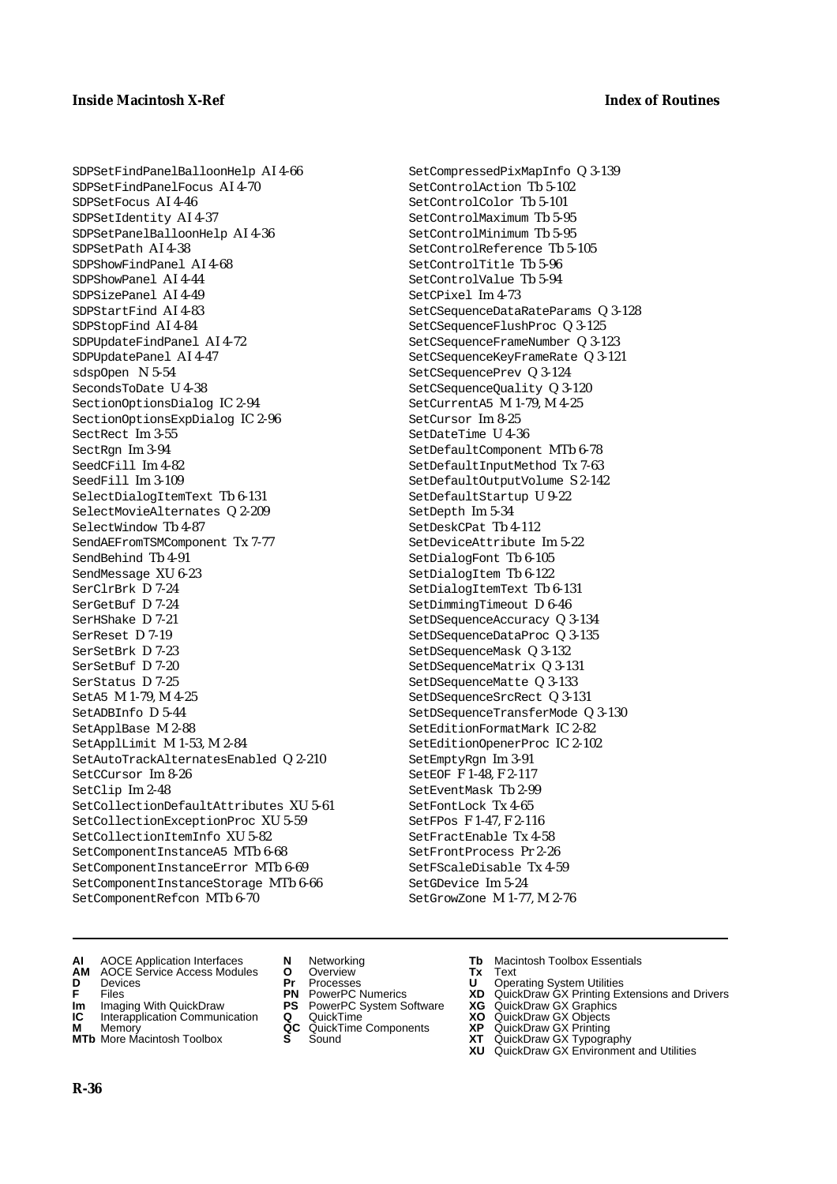SDPSetFindPanelBalloonHelp AI 4-66
SDPSetFindPanelFocus AI 4-70
SDPSetFocus AI 4-46
SDPSetIdentity AI 4-37
SDPSetPanelBalloonHelp AI 4-36
SDPSetPath AI 4-38
SDPShowFindPanel AI 4-68
SDPShowPanel AI 4-44
SDPSizePanel AI 4-49
SDPStartFind AI 4-83
SDPStopFind AI 4-84
SDPUpdateFindPanel AI 4-72
SDPUpdatePanel AI 4-47
sdspOpen N 5-54
SecondsToDate U 4-38
SectionOptionsDialog IC 2-94
SectionOptionsExpDialog IC 2-96
SectRect Im 3-55
SectRgn Im 3-94
SeedCFill Im 4-82
SeedFill Im 3-109
SelectDialogItemText Tb 6-131
SelectMovieAlternates Q 2-209
SelectWindow Tb 4-87
SendAEFromTSMComponent Tx 7-77
SendBehind Tb 4-91
SendMessage XU 6-23
SerClrBrk D 7-24
SerGetBuf D 7-24
SerHShake D 7-21
SerReset D 7-19
SerSetBrk D 7-23
SerSetBuf D 7-20
SerStatus D 7-25
SetA5 M 1-79, M 4-25
SetADBInfo D 5-44
SetApplBase M 2-88
SetApplLimit M 1-53, M 2-84
SetAutoTrackAlternatesEnabled Q 2-210
SetCCursor Im 8-26
SetClip Im 2-48
SetCollectionDefaultAttributes XU 5-61
SetCollectionExceptionProc XU 5-59
SetCollectionItemInfo XU 5-82
SetComponentInstanceA5 MTb 6-68
SetComponentInstanceError MTb 6-69
SetComponentInstanceStorage MTb 6-66
SetComponentRefcon MTb 6-70
SetCompressedPixMapInfo Q 3-139
SetControlAction Tb 5-102
SetControlColor Tb 5-101
SetControlMaximum Tb 5-95
SetControlMinimum Tb 5-95
SetControlReference Tb 5-105
SetControlTitle Tb 5-96
SetControlValue Tb 5-94
SetCPixel Im 4-73
SetCSequenceDataRateParams Q 3-128
SetCSequenceFlushProc Q 3-125
SetCSequenceFrameNumber Q 3-123
SetCSequenceKeyFrameRate Q 3-121
SetCSequencePrev Q 3-124
SetCSequenceQuality Q 3-120
SetCurrentA5 M 1-79, M 4-25
SetCursor Im 8-25
SetDateTime U 4-36
SetDefaultComponent MTb 6-78
SetDefaultInputMethod Tx 7-63
SetDefaultOutputVolume S 2-142
SetDefaultStartup U 9-22
SetDepth Im 5-34
SetDeskCPat Tb 4-112
SetDeviceAttribute Im 5-22
SetDialogFont Tb 6-105
SetDialogItem Tb 6-122
SetDialogItemText Tb 6-131
SetDimmingTimeout D 6-46
SetDSequenceAccuracy Q 3-134
SetDSequenceDataProc Q 3-135
SetDSequenceMask Q 3-132
SetDSequenceMatrix Q 3-131
SetDSequenceMatte Q 3-133
SetDSequenceSrcRect Q 3-131
SetDSequenceTransferMode Q 3-130
SetEditionFormatMark IC 2-82
SetEditionOpenerProc IC 2-102
SetEmptyRgn Im 3-91
SetEOF F 1-48, F 2-117
SetEventMask Tb 2-99
SetFontLock Tx 4-65
SetFPos F 1-47, F 2-116
SetFractEnable Tx 4-58
SetFrontProcess Pr 2-26
SetFScaleDisable Tx 4-59
SetGDevice Im 5-24
SetGrowZone M 1-77, M 2-76

**AI** AOCE Application Interfaces
**AM** AOCE Service Access Modules
**D** Devices
**F** Files
**Im** Imaging With QuickDraw
**IC** Interapplication Communication
**M** Memory
**MTb** More Macintosh Toolbox
**N** Networking
**O** Overview
**Pr** Processes
**PN** PowerPC Numerics
**PS** PowerPC System Software
**Q** QuickTime
**QC** QuickTime Components
**S** Sound
**Tb** Macintosh Toolbox Essentials
**Tx** Text
**U** Operating System Utilities
**XD** QuickDraw GX Printing Extensions and Drivers
**XG** QuickDraw GX Graphics
**XO** QuickDraw GX Objects
**XP** QuickDraw GX Printing
**XT** QuickDraw GX Typography
**XU** QuickDraw GX Environment and Utilities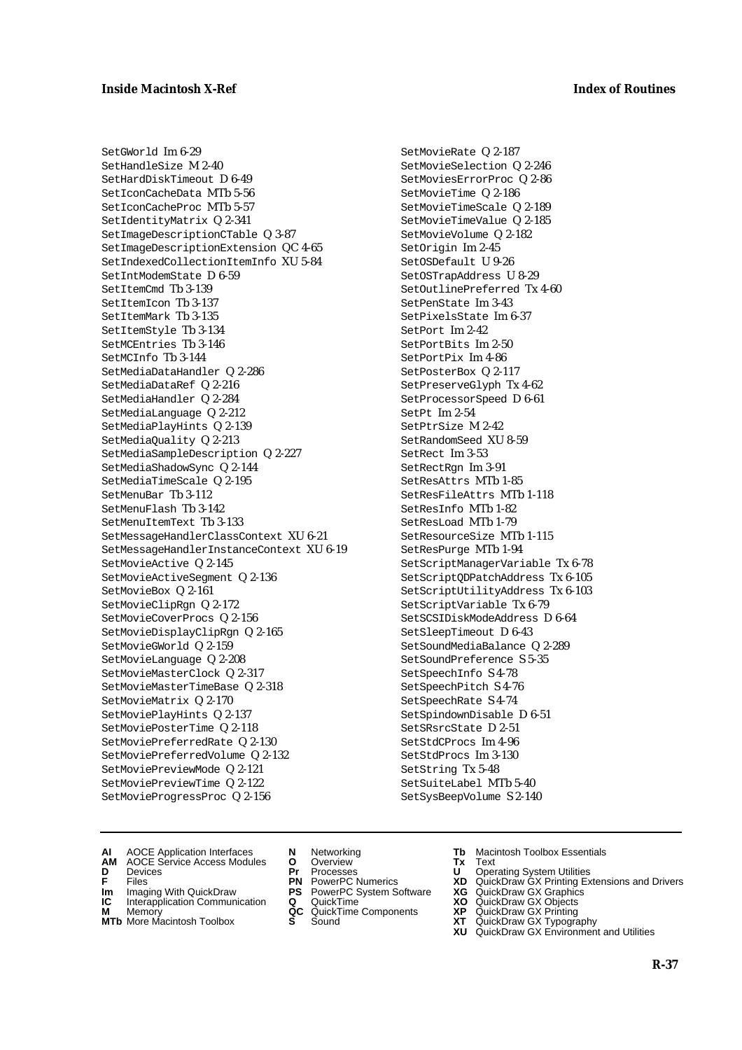SetGWorld Im 6-29
SetHandleSize M 2-40
SetHardDiskTimeout D 6-49
SetIconCacheData MTb 5-56
SetIconCacheProc MTb 5-57
SetIdentityMatrix Q 2-341
SetImageDescriptionCTable Q 3-87
SetImageDescriptionExtension QC 4-65
SetIndexedCollectionItemInfo XU 5-84
SetIntModemState D 6-59
SetItemCmd Tb 3-139
SetItemIcon Tb 3-137
SetItemMark Tb 3-135
SetItemStyle Tb 3-134
SetMCEntries Tb 3-146
SetMCInfo Tb 3-144
SetMediaDataHandler Q 2-286
SetMediaDataRef Q 2-216
SetMediaHandler Q 2-284
SetMediaLanguage Q 2-212
SetMediaPlayHints Q 2-139
SetMediaQuality Q 2-213
SetMediaSampleDescription Q 2-227
SetMediaShadowSync Q 2-144
SetMediaTimeScale Q 2-195
SetMenuBar Tb 3-112
SetMenuFlash Tb 3-142
SetMenuItemText Tb 3-133
SetMessageHandlerClassContext XU 6-21
SetMessageHandlerInstanceContext XU 6-19
SetMovieActive Q 2-145
SetMovieActiveSegment Q 2-136
SetMovieBox Q 2-161
SetMovieClipRgn Q 2-172
SetMovieCoverProcs Q 2-156
SetMovieDisplayClipRgn Q 2-165
SetMovieGWorld Q 2-159
SetMovieLanguage Q 2-208
SetMovieMasterClock Q 2-317
SetMovieMasterTimeBase Q 2-318
SetMovieMatrix Q 2-170
SetMoviePlayHints Q 2-137
SetMoviePosterTime Q 2-118
SetMoviePreferredRate Q 2-130
SetMoviePreferredVolume Q 2-132
SetMoviePreviewMode Q 2-121
SetMoviePreviewTime Q 2-122
SetMovieProgressProc Q 2-156
SetMovieRate Q 2-187
SetMovieSelection Q 2-246
SetMoviesErrorProc Q 2-86
SetMovieTime Q 2-186
SetMovieTimeScale Q 2-189
SetMovieTimeValue Q 2-185
SetMovieVolume Q 2-182
SetOrigin Im 2-45
SetOSDefault U 9-26
SetOSTrapAddress U 8-29
SetOutlinePreferred Tx 4-60
SetPenState Im 3-43
SetPixelsState Im 6-37
SetPort Im 2-42
SetPortBits Im 2-50
SetPortPix Im 4-86
SetPosterBox Q 2-117
SetPreserveGlyph Tx 4-62
SetProcessorSpeed D 6-61
SetPt Im 2-54
SetPtrSize M 2-42
SetRandomSeed XU 8-59
SetRect Im 3-53
SetRectRgn Im 3-91
SetResAttrs MTb 1-85
SetResFileAttrs MTb 1-118
SetResInfo MTb 1-82
SetResLoad MTb 1-79
SetResourceSize MTb 1-115
SetResPurge MTb 1-94
SetScriptManagerVariable Tx 6-78
SetScriptQDPatchAddress Tx 6-105
SetScriptUtilityAddress Tx 6-103
SetScriptVariable Tx 6-79
SetSCSIDiskModeAddress D 6-64
SetSleepTimeout D 6-43
SetSoundMediaBalance Q 2-289
SetSoundPreference S 5-35
SetSpeechInfo S 4-78
SetSpeechPitch S 4-76
SetSpeechRate S 4-74
SetSpindownDisable D 6-51
SetSRsrcState D 2-51
SetStdCProcs Im 4-96
SetStdProcs Im 3-130
SetString Tx 5-48
SetSuiteLabel MTb 5-40
SetSysBeepVolume S 2-140

**AI** AOCE Application Interfaces
**AM** AOCE Service Access Modules
**D** Devices
**F** Files
**Im** Imaging With QuickDraw
**IC** Interapplication Communication
**M** Memory
**MTb** More Macintosh Toolbox
**N** Networking
**O** Overview
**Pr** Processes
**PN** PowerPC Numerics
**PS** PowerPC System Software
**Q** QuickTime
**QC** QuickTime Components
**S** Sound
**Tb** Macintosh Toolbox Essentials
**Tx** Text
**U** Operating System Utilities
**XD** QuickDraw GX Printing Extensions and Drivers
**XG** QuickDraw GX Graphics
**XO** QuickDraw GX Objects
**XP** QuickDraw GX Printing
**XT** QuickDraw GX Typography
**XU** QuickDraw GX Environment and Utilities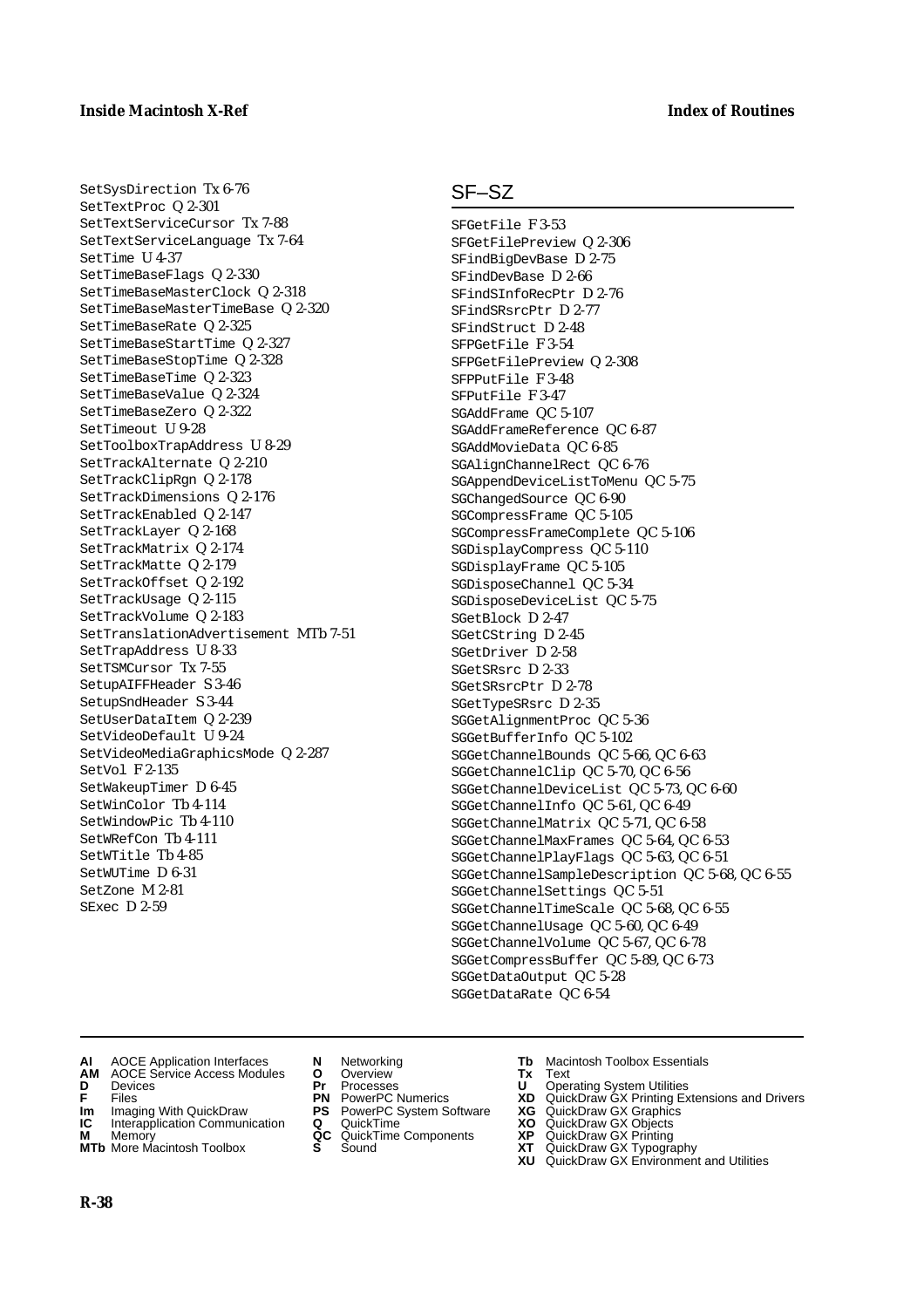SetSysDirection Tx 6-76
SetTextProc Q 2-301
SetTextServiceCursor Tx 7-88
SetTextServiceLanguage Tx 7-64
SetTime U 4-37
SetTimeBaseFlags Q 2-330
SetTimeBaseMasterClock Q 2-318
SetTimeBaseMasterTimeBase Q 2-320
SetTimeBaseRate Q 2-325
SetTimeBaseStartTime Q 2-327
SetTimeBaseStopTime Q 2-328
SetTimeBaseTime Q 2-323
SetTimeBaseValue Q 2-324
SetTimeBaseZero Q 2-322
SetTimeout U 9-28
SetToolboxTrapAddress U 8-29
SetTrackAlternate Q 2-210
SetTrackClipRgn Q 2-178
SetTrackDimensions Q 2-176
SetTrackEnabled Q 2-147
SetTrackLayer Q 2-168
SetTrackMatrix Q 2-174
SetTrackMatte Q 2-179
SetTrackOffset Q 2-192
SetTrackUsage Q 2-115
SetTrackVolume Q 2-183
SetTranslationAdvertisement MTb 7-51
SetTrapAddress U 8-33
SetTSMCursor Tx 7-55
SetupAIFFHeader S 3-46
SetupSndHeader S 3-44
SetUserDataItem Q 2-239
SetVideoDefault U 9-24
SetVideoMediaGraphicsMode Q 2-287
SetVol F 2-135
SetWakeupTimer D 6-45
SetWinColor Tb 4-114
SetWindowPic Tb 4-110
SetWRefCon Tb 4-111
SetWTitle Tb 4-85
SetWUTime D 6-31
SetZone M 2-81
SExec D 2-59

## SF–SZ

SFGetFile F 3-53
SFGetFilePreview Q 2-306
SFindBigDevBase D 2-75
SFindDevBase D 2-66
SFindSInfoRecPtr D 2-76
SFindSRsrcPtr D 2-77
SFindStruct D 2-48
SFPGetFile F 3-54
SFPGetFilePreview Q 2-308
SFPPutFile F 3-48
SFPutFile F 3-47
SGAddFrame QC 5-107
SGAddFrameReference QC 6-87
SGAddMovieData QC 6-85
SGAlignChannelRect QC 6-76
SGAppendDeviceListToMenu QC 5-75
SGChangedSource QC 6-90
SGCompressFrame QC 5-105
SGCompressFrameComplete QC 5-106
SGDisplayCompress QC 5-110
SGDisplayFrame QC 5-105
SGDisposeChannel QC 5-34
SGDisposeDeviceList QC 5-75
SGetBlock D 2-47
SGetCString D 2-45
SGetDriver D 2-58
SGetSRsrc D 2-33
SGetSRsrcPtr D 2-78
SGetTypeSRsrc D 2-35
SGGetAlignmentProc QC 5-36
SGGetBufferInfo QC 5-102
SGGetChannelBounds QC 5-66, QC 6-63
SGGetChannelClip QC 5-70, QC 6-56
SGGetChannelDeviceList QC 5-73, QC 6-60
SGGetChannelInfo QC 5-61, QC 6-49
SGGetChannelMatrix QC 5-71, QC 6-58
SGGetChannelMaxFrames QC 5-64, QC 6-53
SGGetChannelPlayFlags QC 5-63, QC 6-51
SGGetChannelSampleDescription QC 5-68, QC 6-55
SGGetChannelSettings QC 5-51
SGGetChannelTimeScale QC 5-68, QC 6-55
SGGetChannelUsage QC 5-60, QC 6-49
SGGetChannelVolume QC 5-67, QC 6-78
SGGetCompressBuffer QC 5-89, QC 6-73
SGGetDataOutput QC 5-28
SGGetDataRate QC 6-54

**AI** AOCE Application Interfaces
**AM** AOCE Service Access Modules
**D** Devices
**F** Files
**Im** Imaging With QuickDraw
**IC** Interapplication Communication
**M** Memory
**MTb** More Macintosh Toolbox
**N** Networking
**O** Overview
**Pr** Processes
**PN** PowerPC Numerics
**PS** PowerPC System Software
**Q** QuickTime
**QC** QuickTime Components
**S** Sound
**Tb** Macintosh Toolbox Essentials
**Tx** Text
**U** Operating System Utilities
**XD** QuickDraw GX Printing Extensions and Drivers
**XG** QuickDraw GX Graphics
**XO** QuickDraw GX Objects
**XP** QuickDraw GX Printing
**XT** QuickDraw GX Typography
**XU** QuickDraw GX Environment and Utilities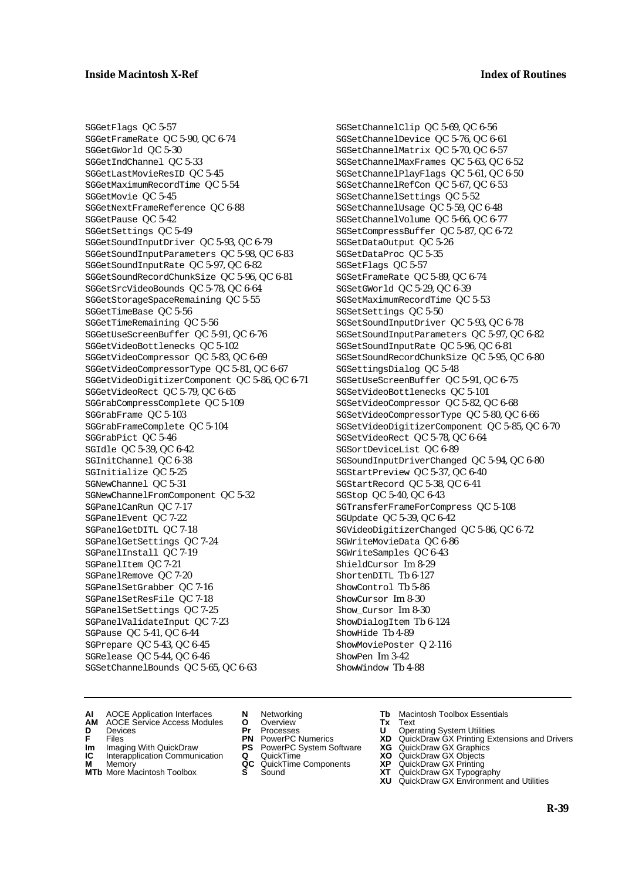SGGetFlags QC 5-57
SGGetFrameRate QC 5-90, QC 6-74
SGGetGWorld QC 5-30
SGGetIndChannel QC 5-33
SGGetLastMovieResID QC 5-45
SGGetMaximumRecordTime QC 5-54
SGGetMovie QC 5-45
SGGetNextFrameReference QC 6-88
SGGetPause QC 5-42
SGGetSettings QC 5-49
SGGetSoundInputDriver QC 5-93, QC 6-79
SGGetSoundInputParameters QC 5-98, QC 6-83
SGGetSoundInputRate QC 5-97, QC 6-82
SGGetSoundRecordChunkSize QC 5-96, QC 6-81
SGGetSrcVideoBounds QC 5-78, QC 6-64
SGGetStorageSpaceRemaining QC 5-55
SGGetTimeBase QC 5-56
SGGetTimeRemaining QC 5-56
SGGetUseScreenBuffer QC 5-91, QC 6-76
SGGetVideoBottlenecks QC 5-102
SGGetVideoCompressor QC 5-83, QC 6-69
SGGetVideoCompressorType QC 5-81, QC 6-67
SGGetVideoDigitizerComponent QC 5-86, QC 6-71
SGGetVideoRect QC 5-79, QC 6-65
SGGrabCompressComplete QC 5-109
SGGrabFrame QC 5-103
SGGrabFrameComplete QC 5-104
SGGrabPict QC 5-46
SGIdle QC 5-39, QC 6-42
SGInitChannel QC 6-38
SGInitialize QC 5-25
SGNewChannel QC 5-31
SGNewChannelFromComponent QC 5-32
SGPanelCanRun QC 7-17
SGPanelEvent QC 7-22
SGPanelGetDITL QC 7-18
SGPanelGetSettings QC 7-24
SGPanelInstall QC 7-19
SGPanelItem QC 7-21
SGPanelRemove QC 7-20
SGPanelSetGrabber QC 7-16
SGPanelSetResFile QC 7-18
SGPanelSetSettings QC 7-25
SGPanelValidateInput QC 7-23
SGPause QC 5-41, QC 6-44
SGPrepare QC 5-43, QC 6-45
SGRelease QC 5-44, QC 6-46
SGSetChannelBounds QC 5-65, QC 6-63
SGSetChannelClip QC 5-69, QC 6-56
SGSetChannelDevice QC 5-76, QC 6-61
SGSetChannelMatrix QC 5-70, QC 6-57
SGSetChannelMaxFrames QC 5-63, QC 6-52
SGSetChannelPlayFlags QC 5-61, QC 6-50
SGSetChannelRefCon QC 5-67, QC 6-53
SGSetChannelSettings QC 5-52
SGSetChannelUsage QC 5-59, QC 6-48
SGSetChannelVolume QC 5-66, QC 6-77
SGSetCompressBuffer QC 5-87, QC 6-72
SGSetDataOutput QC 5-26
SGSetDataProc QC 5-35
SGSetFlags QC 5-57
SGSetFrameRate QC 5-89, QC 6-74
SGSetGWorld QC 5-29, QC 6-39
SGSetMaximumRecordTime QC 5-53
SGSetSettings QC 5-50
SGSetSoundInputDriver QC 5-93, QC 6-78
SGSetSoundInputParameters QC 5-97, QC 6-82
SGSetSoundInputRate QC 5-96, QC 6-81
SGSetSoundRecordChunkSize QC 5-95, QC 6-80
SGSettingsDialog QC 5-48
SGSetUseScreenBuffer QC 5-91, QC 6-75
SGSetVideoBottlenecks QC 5-101
SGSetVideoCompressor QC 5-82, QC 6-68
SGSetVideoCompressorType QC 5-80, QC 6-66
SGSetVideoDigitizerComponent QC 5-85, QC 6-70
SGSetVideoRect QC 5-78, QC 6-64
SGSortDeviceList QC 6-89
SGSoundInputDriverChanged QC 5-94, QC 6-80
SGStartPreview QC 5-37, QC 6-40
SGStartRecord QC 5-38, QC 6-41
SGStop QC 5-40, QC 6-43
SGTransferFrameForCompress QC 5-108
SGUpdate QC 5-39, QC 6-42
SGVideoDigitizerChanged QC 5-86, QC 6-72
SGWriteMovieData QC 6-86
SGWriteSamples QC 6-43
ShieldCursor Im 8-29
ShortenDITL Tb 6-127
ShowControl Tb 5-86
ShowCursor Im 8-30
Show_Cursor Im 8-30
ShowDialogItem Tb 6-124
ShowHide Tb 4-89
ShowMoviePoster Q 2-116
ShowPen Im 3-42
ShowWindow Tb 4-88

**AI** AOCE Application Interfaces
**AM** AOCE Service Access Modules
**D** Devices
**F** Files
**Im** Imaging With QuickDraw
**IC** Interapplication Communication
**M** Memory
**MTb** More Macintosh Toolbox
**N** Networking
**O** Overview
**Pr** Processes
**PN** PowerPC Numerics
**PS** PowerPC System Software
**Q** QuickTime
**QC** QuickTime Components
**S** Sound
**Tb** Macintosh Toolbox Essentials
**Tx** Text
**U** Operating System Utilities
**XD** QuickDraw GX Printing Extensions and Drivers
**XG** QuickDraw GX Graphics
**XO** QuickDraw GX Objects
**XP** QuickDraw GX Printing
**XT** QuickDraw GX Typography
**XU** QuickDraw GX Environment and Utilities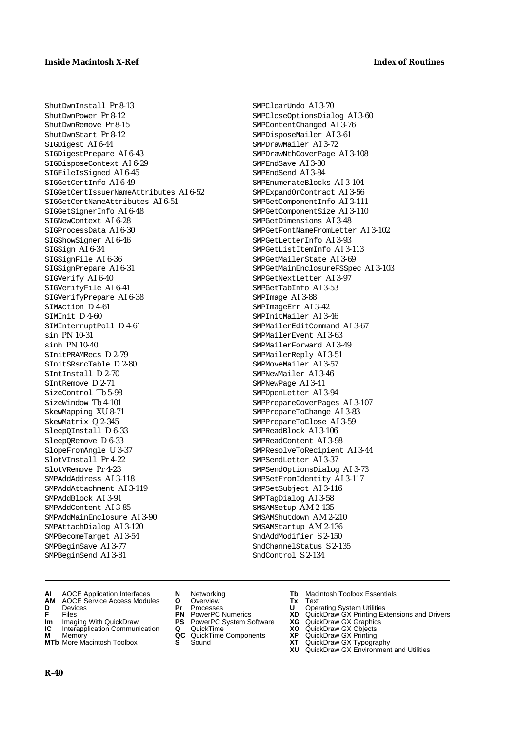ShutDwnInstall Pr 8-13
ShutDwnPower Pr 8-12
ShutDwnRemove Pr 8-15
ShutDwnStart Pr 8-12
SIGDigest AI 6-44
SIGDigestPrepare AI 6-43
SIGDisposeContext AI 6-29
SIGFileIsSigned AI 6-45
SIGGetCertInfo AI 6-49
SIGGetCertIssuerNameAttributes AI 6-52
SIGGetCertNameAttributes AI 6-51
SIGGetSignerInfo AI 6-48
SIGNewContext AI 6-28
SIGProcessData AI 6-30
SIGShowSigner AI 6-46
SIGSign AI 6-34
SIGSignFile AI 6-36
SIGSignPrepare AI 6-31
SIGVerify AI 6-40
SIGVerifyFile AI 6-41
SIGVerifyPrepare AI 6-38
SIMAction D 4-61
SIMInit D 4-60
SIMInterruptPoll D 4-61
sin PN 10-31
sinh PN 10-40
SInitPRAMRecs D 2-79
SInitSRsrcTable D 2-80
SIntInstall D 2-70
SIntRemove D 2-71
SizeControl Tb 5-98
SizeWindow Tb 4-101
SkewMapping XU 8-71
SkewMatrix Q 2-345
SleepQInstall D 6-33
SleepQRemove D 6-33
SlopeFromAngle U 3-37
SlotVInstall Pr 4-22
SlotVRemove Pr 4-23
SMPAddAddress AI 3-118
SMPAddAttachment AI 3-119
SMPAddBlock AI 3-91
SMPAddContent AI 3-85
SMPAddMainEnclosure AI 3-90
SMPAttachDialog AI 3-120
SMPBecomeTarget AI 3-54
SMPBeginSave AI 3-77
SMPBeginSend AI 3-81
SMPClearUndo AI 3-70
SMPCloseOptionsDialog AI 3-60
SMPContentChanged AI 3-76
SMPDisposeMailer AI 3-61
SMPDrawMailer AI 3-72
SMPDrawNthCoverPage AI 3-108
SMPEndSave AI 3-80
SMPEndSend AI 3-84
SMPEnumerateBlocks AI 3-104
SMPExpandOrContract AI 3-56
SMPGetComponentInfo AI 3-111
SMPGetComponentSize AI 3-110
SMPGetDimensions AI 3-48
SMPGetFontNameFromLetter AI 3-102
SMPGetLetterInfo AI 3-93
SMPGetListItemInfo AI 3-113
SMPGetMailerState AI 3-69
SMPGetMainEnclosureFSSpec AI 3-103
SMPGetNextLetter AI 3-97
SMPGetTabInfo AI 3-53
SMPImage AI 3-88
SMPImageErr AI 3-42
SMPInitMailer AI 3-46
SMPMailerEditCommand AI 3-67
SMPMailerEvent AI 3-63
SMPMailerForward AI 3-49
SMPMailerReply AI 3-51
SMPMoveMailer AI 3-57
SMPNewMailer AI 3-46
SMPNewPage AI 3-41
SMPOpenLetter AI 3-94
SMPPrepareCoverPages AI 3-107
SMPPrepareToChange AI 3-83
SMPPrepareToClose AI 3-59
SMPReadBlock AI 3-106
SMPReadContent AI 3-98
SMPResolveToRecipient AI 3-44
SMPSendLetter AI 3-37
SMPSendOptionsDialog AI 3-73
SMPSetFromIdentity AI 3-117
SMPSetSubject AI 3-116
SMPTagDialog AI 3-58
SMSAMSetup AM 2-135
SMSAMShutdown AM 2-210
SMSAMStartup AM 2-136
SndAddModifier S 2-150
SndChannelStatus S 2-135
SndControl S 2-134

**AI** AOCE Application Interfaces
**AM** AOCE Service Access Modules
**D** Devices
**F** Files
**Im** Imaging With QuickDraw
**IC** Interapplication Communication
**M** Memory
**MTb** More Macintosh Toolbox
**N** Networking
**O** Overview
**Pr** Processes
**PN** PowerPC Numerics
**PS** PowerPC System Software
**Q** QuickTime
**QC** QuickTime Components
**S** Sound
**Tb** Macintosh Toolbox Essentials
**Tx** Text
**U** Operating System Utilities
**XD** QuickDraw GX Printing Extensions and Drivers
**XG** QuickDraw GX Graphics
**XO** QuickDraw GX Objects
**XP** QuickDraw GX Printing
**XT** QuickDraw GX Typography
**XU** QuickDraw GX Environment and Utilities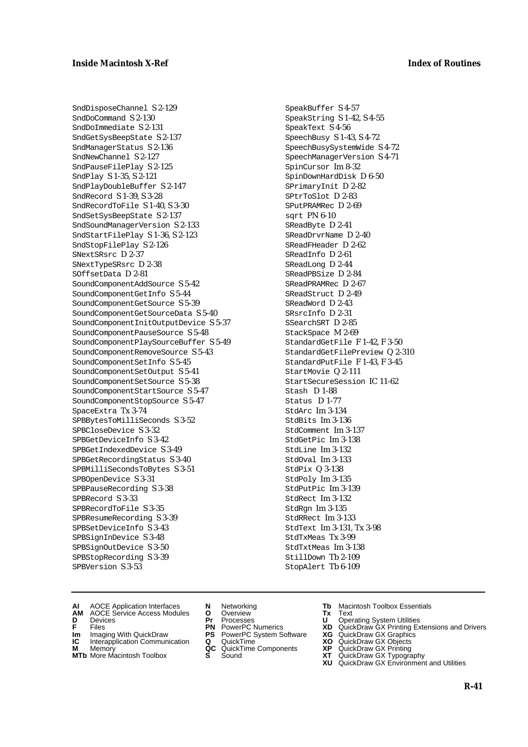SndDisposeChannel S 2-129
SndDoCommand S 2-130
SndDoImmediate S 2-131
SndGetSysBeepState S 2-137
SndManagerStatus S 2-136
SndNewChannel S 2-127
SndPauseFilePlay S 2-125
SndPlay S 1-35, S 2-121
SndPlayDoubleBuffer S 2-147
SndRecord S 1-39, S 3-28
SndRecordToFile S 1-40, S 3-30
SndSetSysBeepState S 2-137
SndSoundManagerVersion S 2-133
SndStartFilePlay S 1-36, S 2-123
SndStopFilePlay S 2-126
SNextSRsrc D 2-37
SNextTypeSRsrc D 2-38
SOffsetData D 2-81
SoundComponentAddSource S 5-42
SoundComponentGetInfo S 5-44
SoundComponentGetSource S 5-39
SoundComponentGetSourceData S 5-40
SoundComponentInitOutputDevice S 5-37
SoundComponentPauseSource S 5-48
SoundComponentPlaySourceBuffer S 5-49
SoundComponentRemoveSource S 5-43
SoundComponentSetInfo S 5-45
SoundComponentSetOutput S 5-41
SoundComponentSetSource S 5-38
SoundComponentStartSource S 5-47
SoundComponentStopSource S 5-47
SpaceExtra Tx 3-74
SPBBytesToMilliSeconds S 3-52
SPBCloseDevice S 3-32
SPBGetDeviceInfo S 3-42
SPBGetIndexedDevice S 3-49
SPBGetRecordingStatus S 3-40
SPBMilliSecondsToBytes S 3-51
SPBOpenDevice S 3-31
SPBPauseRecording S 3-38
SPBRecord S 3-33
SPBRecordToFile S 3-35
SPBResumeRecording S 3-39
SPBSetDeviceInfo S 3-43
SPBSignInDevice S 3-48
SPBSignOutDevice S 3-50
SPBStopRecording S 3-39
SPBVersion S 3-53
SpeakBuffer S 4-57
SpeakString S 1-42, S 4-55
SpeakText S 4-56
SpeechBusy S 1-43, S 4-72
SpeechBusySystemWide S 4-72
SpeechManagerVersion S 4-71
SpinCursor Im 8-32
SpinDownHardDisk D 6-50
SPrimaryInit D 2-82
SPtrToSlot D 2-83
SPutPRAMRec D 2-69
sqrt PN 6-10
SReadByte D 2-41
SReadDrvrName D 2-40
SReadFHeader D 2-62
SReadInfo D 2-61
SReadLong D 2-44
SReadPBSize D 2-84
SReadPRAMRec D 2-67
SReadStruct D 2-49
SReadWord D 2-43
SRsrcInfo D 2-31
SSearchSRT D 2-85
StackSpace M 2-69
StandardGetFile F 1-42, F 3-50
StandardGetFilePreview Q 2-310
StandardPutFile F 1-43, F 3-45
StartMovie Q 2-111
StartSecureSession IC 11-62
Stash D 1-88
Status D 1-77
StdArc Im 3-134
StdBits Im 3-136
StdComment Im 3-137
StdGetPic Im 3-138
StdLine Im 3-132
StdOval Im 3-133
StdPix Q 3-138
StdPoly Im 3-135
StdPutPic Im 3-139
StdRect Im 3-132
StdRgn Im 3-135
StdRRect Im 3-133
StdText Im 3-131, Tx 3-98
StdTxMeas Tx 3-99
StdTxtMeas Im 3-138
StillDown Tb 2-109
StopAlert Tb 6-109

---

**AI** AOCE Application Interfaces
**AM** AOCE Service Access Modules
**D** Devices
**F** Files
**Im** Imaging With QuickDraw
**IC** Interapplication Communication
**M** Memory
**MTb** More Macintosh Toolbox
**N** Networking
**O** Overview
**Pr** Processes
**PN** PowerPC Numerics
**PS** PowerPC System Software
**Q** QuickTime
**QC** QuickTime Components
**S** Sound
**Tb** Macintosh Toolbox Essentials
**Tx** Text
**U** Operating System Utilities
**XD** QuickDraw GX Printing Extensions and Drivers
**XG** QuickDraw GX Graphics
**XO** QuickDraw GX Objects
**XP** QuickDraw GX Printing
**XT** QuickDraw GX Typography
**XU** QuickDraw GX Environment and Utilities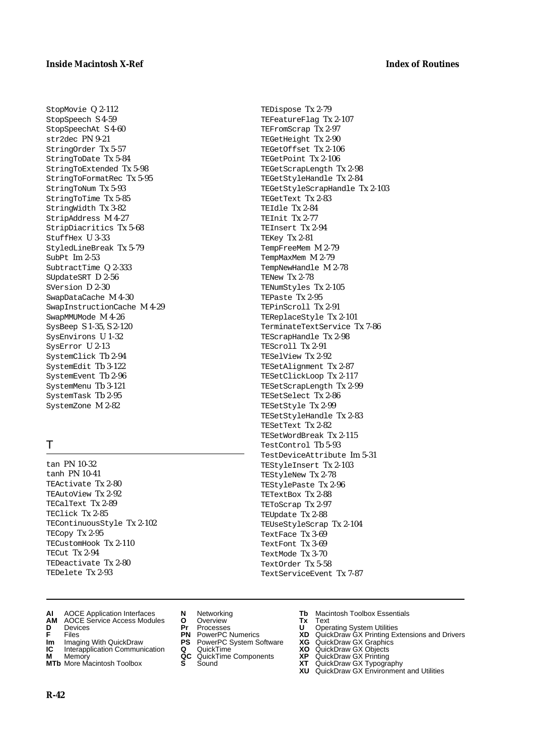StopMovie Q 2-112
StopSpeech S 4-59
StopSpeechAt S 4-60
str2dec PN 9-21
StringOrder Tx 5-57
StringToDate Tx 5-84
StringToExtended Tx 5-98
StringToFormatRec Tx 5-95
StringToNum Tx 5-93
StringToTime Tx 5-85
StringWidth Tx 3-82
StripAddress M 4-27
StripDiacritics Tx 5-68
StuffHex U 3-33
StyledLineBreak Tx 5-79
SubPt Im 2-53
SubtractTime Q 2-333
SUpdateSRT D 2-56
SVersion D 2-30
SwapDataCache M 4-30
SwapInstructionCache M 4-29
SwapMMUMode M 4-26
SysBeep S 1-35, S 2-120
SysEnvirons U 1-32
SysError U 2-13
SystemClick Tb 2-94
SystemEdit Tb 3-122
SystemEvent Tb 2-96
SystemMenu Tb 3-121
SystemTask Tb 2-95
SystemZone M 2-82

## T

tan PN 10-32
tanh PN 10-41
TEActivate Tx 2-80
TEAutoView Tx 2-92
TECalText Tx 2-89
TEClick Tx 2-85
TEContinuousStyle Tx 2-102
TECopy Tx 2-95
TECustomHook Tx 2-110
TECut Tx 2-94
TEDeactivate Tx 2-80
TEDelete Tx 2-93
TEDispose Tx 2-79
TEFeatureFlag Tx 2-107
TEFromScrap Tx 2-97
TEGetHeight Tx 2-90
TEGetOffset Tx 2-106
TEGetPoint Tx 2-106
TEGetScrapLength Tx 2-98
TEGetStyleHandle Tx 2-84
TEGetStyleScrapHandle Tx 2-103
TEGetText Tx 2-83
TEIdle Tx 2-84
TEInit Tx 2-77
TEInsert Tx 2-94
TEKey Tx 2-81
TempFreeMem M 2-79
TempMaxMem M 2-79
TempNewHandle M 2-78
TENew Tx 2-78
TENumStyles Tx 2-105
TEPaste Tx 2-95
TEPinScroll Tx 2-91
TEReplaceStyle Tx 2-101
TerminateTextService Tx 7-86
TEScrapHandle Tx 2-98
TEScroll Tx 2-91
TESelView Tx 2-92
TESetAlignment Tx 2-87
TESetClickLoop Tx 2-117
TESetScrapLength Tx 2-99
TESetSelect Tx 2-86
TESetStyle Tx 2-99
TESetStyleHandle Tx 2-83
TESetText Tx 2-82
TESetWordBreak Tx 2-115
TestControl Tb 5-93
TestDeviceAttribute Im 5-31
TEStyleInsert Tx 2-103
TEStyleNew Tx 2-78
TEStylePaste Tx 2-96
TETextBox Tx 2-88
TEToScrap Tx 2-97
TEUpdate Tx 2-88
TEUseStyleScrap Tx 2-104
TextFace Tx 3-69
TextFont Tx 3-69
TextMode Tx 3-70
TextOrder Tx 5-58
TextServiceEvent Tx 7-87

**AI** AOCE Application Interfaces
**AM** AOCE Service Access Modules
**D** Devices
**F** Files
**Im** Imaging With QuickDraw
**IC** Interapplication Communication
**M** Memory
**MTb** More Macintosh Toolbox
**N** Networking
**O** Overview
**Pr** Processes
**PN** PowerPC Numerics
**PS** PowerPC System Software
**Q** QuickTime
**QC** QuickTime Components
**S** Sound
**Tb** Macintosh Toolbox Essentials
**Tx** Text
**U** Operating System Utilities
**XD** QuickDraw GX Printing Extensions and Drivers
**XG** QuickDraw GX Graphics
**XO** QuickDraw GX Objects
**XP** QuickDraw GX Printing
**XT** QuickDraw GX Typography
**XU** QuickDraw GX Environment and Utilities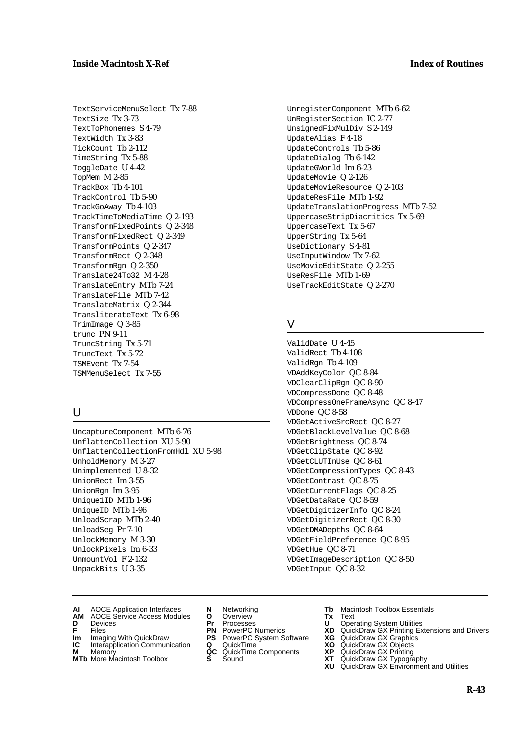TextServiceMenuSelect Tx 7-88
TextSize Tx 3-73
TextToPhonemes S 4-79
TextWidth Tx 3-83
TickCount Tb 2-112
TimeString Tx 5-88
ToggleDate U 4-42
TopMem M 2-85
TrackBox Tb 4-101
TrackControl Tb 5-90
TrackGoAway Tb 4-103
TrackTimeToMediaTime Q 2-193
TransformFixedPoints Q 2-348
TransformFixedRect Q 2-349
TransformPoints Q 2-347
TransformRect Q 2-348
TransformRgn Q 2-350
Translate24To32 M 4-28
TranslateEntry MTb 7-24
TranslateFile MTb 7-42
TranslateMatrix Q 2-344
TransliterateText Tx 6-98
TrimImage Q 3-85
trunc PN 9-11
TruncString Tx 5-71
TruncText Tx 5-72
TSMEvent Tx 7-54
TSMMenuSelect Tx 7-55

## U

UncaptureComponent MTb 6-76
UnflattenCollection XU 5-90
UnflattenCollectionFromHdl XU 5-98
UnholdMemory M 3-27
Unimplemented U 8-32
UnionRect Im 3-55
UnionRgn Im 3-95
Unique1ID MTb 1-96
UniqueID MTb 1-96
UnloadScrap MTb 2-40
UnloadSeg Pr 7-10
UnlockMemory M 3-30
UnlockPixels Im 6-33
UnmountVol F 2-132
UnpackBits U 3-35
UnregisterComponent MTb 6-62
UnRegisterSection IC 2-77
UnsignedFixMulDiv S 2-149
UpdateAlias F 4-18
UpdateControls Tb 5-86
UpdateDialog Tb 6-142
UpdateGWorld Im 6-23
UpdateMovie Q 2-126
UpdateMovieResource Q 2-103
UpdateResFile MTb 1-92
UpdateTranslationProgress MTb 7-52
UppercaseStripDiacritics Tx 5-69
UppercaseText Tx 5-67
UpperString Tx 5-64
UseDictionary S 4-81
UseInputWindow Tx 7-62
UseMovieEditState Q 2-255
UseResFile MTb 1-69
UseTrackEditState Q 2-270

## V

ValidDate U 4-45
ValidRect Tb 4-108
ValidRgn Tb 4-109
VDAddKeyColor QC 8-84
VDClearClipRgn QC 8-90
VDCompressDone QC 8-48
VDCompressOneFrameAsync QC 8-47
VDDone QC 8-58
VDGetActiveSrcRect QC 8-27
VDGetBlackLevelValue QC 8-68
VDGetBrightness QC 8-74
VDGetClipState QC 8-92
VDGetCLUTInUse QC 8-61
VDGetCompressionTypes QC 8-43
VDGetContrast QC 8-75
VDGetCurrentFlags QC 8-25
VDGetDataRate QC 8-59
VDGetDigitizerInfo QC 8-24
VDGetDigitizerRect QC 8-30
VDGetDMADepths QC 8-64
VDGetFieldPreference QC 8-95
VDGetHue QC 8-71
VDGetImageDescription QC 8-50
VDGetInput QC 8-32

**AI** AOCE Application Interfaces
**AM** AOCE Service Access Modules
**D** Devices
**F** Files
**Im** Imaging With QuickDraw
**IC** Interapplication Communication
**M** Memory
**MTb** More Macintosh Toolbox
**N** Networking
**O** Overview
**Pr** Processes
**PN** PowerPC Numerics
**PS** PowerPC System Software
**Q** QuickTime
**QC** QuickTime Components
**S** Sound
**Tb** Macintosh Toolbox Essentials
**Tx** Text
**U** Operating System Utilities
**XD** QuickDraw GX Printing Extensions and Drivers
**XG** QuickDraw GX Graphics
**XO** QuickDraw GX Objects
**XP** QuickDraw GX Printing
**XT** QuickDraw GX Typography
**XU** QuickDraw GX Environment and Utilities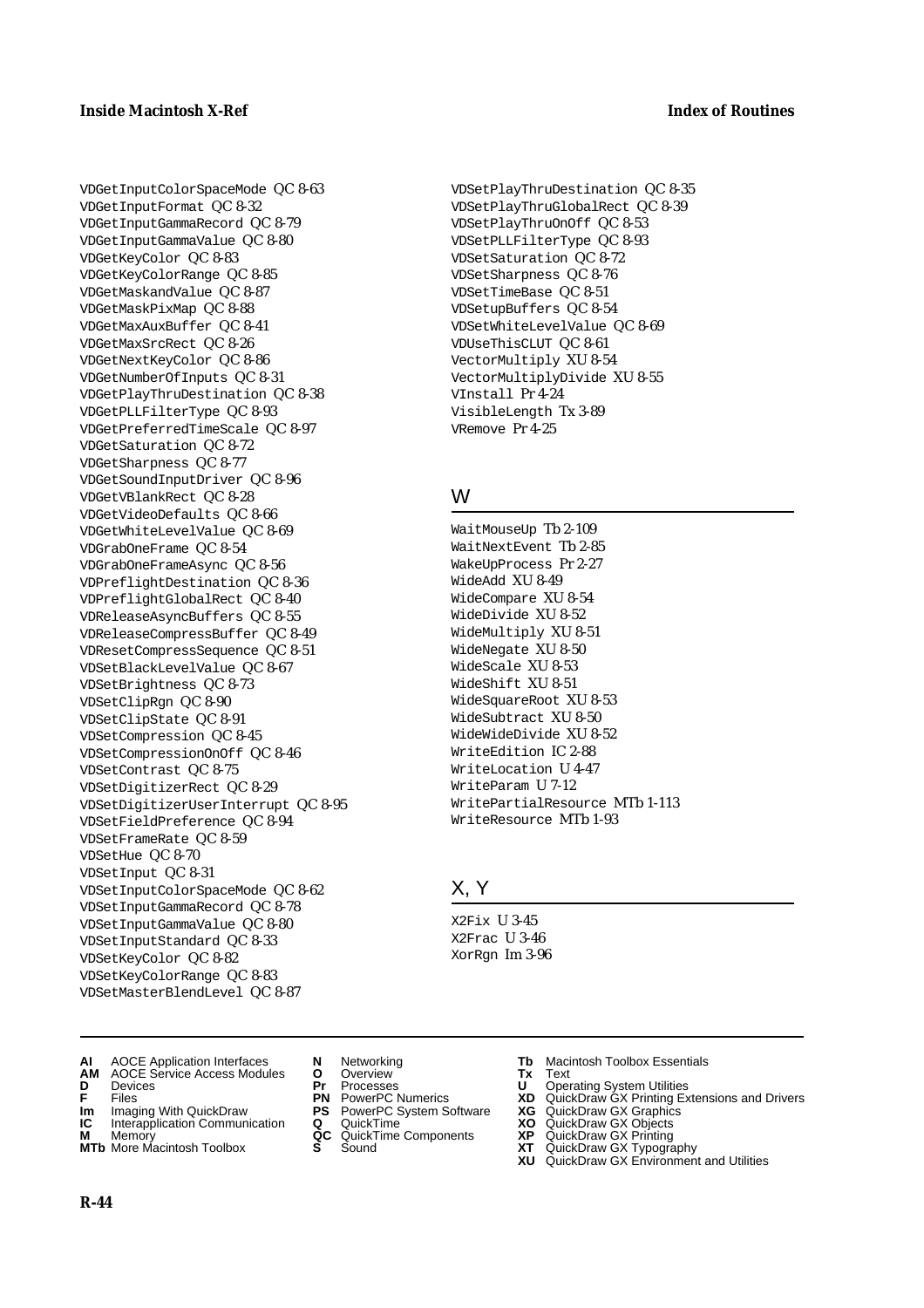VDGetInputColorSpaceMode QC 8-63
VDGetInputFormat QC 8-32
VDGetInputGammaRecord QC 8-79
VDGetInputGammaValue QC 8-80
VDGetKeyColor QC 8-83
VDGetKeyColorRange QC 8-85
VDGetMaskandValue QC 8-87
VDGetMaskPixMap QC 8-88
VDGetMaxAuxBuffer QC 8-41
VDGetMaxSrcRect QC 8-26
VDGetNextKeyColor QC 8-86
VDGetNumberOfInputs QC 8-31
VDGetPlayThruDestination QC 8-38
VDGetPLLFilterType QC 8-93
VDGetPreferredTimeScale QC 8-97
VDGetSaturation QC 8-72
VDGetSharpness QC 8-77
VDGetSoundInputDriver QC 8-96
VDGetVBlankRect QC 8-28
VDGetVideoDefaults QC 8-66
VDGetWhiteLevelValue QC 8-69
VDGrabOneFrame QC 8-54
VDGrabOneFrameAsync QC 8-56
VDPreflightDestination QC 8-36
VDPreflightGlobalRect QC 8-40
VDReleaseAsyncBuffers QC 8-55
VDReleaseCompressBuffer QC 8-49
VDResetCompressSequence QC 8-51
VDSetBlackLevelValue QC 8-67
VDSetBrightness QC 8-73
VDSetClipRgn QC 8-90
VDSetClipState QC 8-91
VDSetCompression QC 8-45
VDSetCompressionOnOff QC 8-46
VDSetContrast QC 8-75
VDSetDigitizerRect QC 8-29
VDSetDigitizerUserInterrupt QC 8-95
VDSetFieldPreference QC 8-94
VDSetFrameRate QC 8-59
VDSetHue QC 8-70
VDSetInput QC 8-31
VDSetInputColorSpaceMode QC 8-62
VDSetInputGammaRecord QC 8-78
VDSetInputGammaValue QC 8-80
VDSetInputStandard QC 8-33
VDSetKeyColor QC 8-82
VDSetKeyColorRange QC 8-83
VDSetMasterBlendLevel QC 8-87
VDSetPlayThruDestination QC 8-35
VDSetPlayThruGlobalRect QC 8-39
VDSetPlayThruOnOff QC 8-53
VDSetPLLFilterType QC 8-93
VDSetSaturation QC 8-72
VDSetSharpness QC 8-76
VDSetTimeBase QC 8-51
VDSetupBuffers QC 8-54
VDSetWhiteLevelValue QC 8-69
VDUseThisCLUT QC 8-61
VectorMultiply XU 8-54
VectorMultiplyDivide XU 8-55
VInstall Pr 4-24
VisibleLength Tx 3-89
VRemove Pr 4-25

## W

WaitMouseUp Tb 2-109
WaitNextEvent Tb 2-85
WakeUpProcess Pr 2-27
WideAdd XU 8-49
WideCompare XU 8-54
WideDivide XU 8-52
WideMultiply XU 8-51
WideNegate XU 8-50
WideScale XU 8-53
WideShift XU 8-51
WideSquareRoot XU 8-53
WideSubtract XU 8-50
WideWideDivide XU 8-52
WriteEdition IC 2-88
WriteLocation U 4-47
WriteParam U 7-12
WritePartialResource MTb 1-113
WriteResource MTb 1-93

## X, Y

X2Fix U 3-45
X2Frac U 3-46
XorRgn Im 3-96

**AI** AOCE Application Interfaces
**AM** AOCE Service Access Modules
**D** Devices
**F** Files
**Im** Imaging With QuickDraw
**IC** Interapplication Communication
**M** Memory
**MTb** More Macintosh Toolbox
**N** Networking
**O** Overview
**Pr** Processes
**PN** PowerPC Numerics
**PS** PowerPC System Software
**Q** QuickTime
**QC** QuickTime Components
**S** Sound
**Tb** Macintosh Toolbox Essentials
**Tx** Text
**U** Operating System Utilities
**XD** QuickDraw GX Printing Extensions and Drivers
**XG** QuickDraw GX Graphics
**XO** QuickDraw GX Objects
**XP** QuickDraw GX Printing
**XT** QuickDraw GX Typography
**XU** QuickDraw GX Environment and Utilities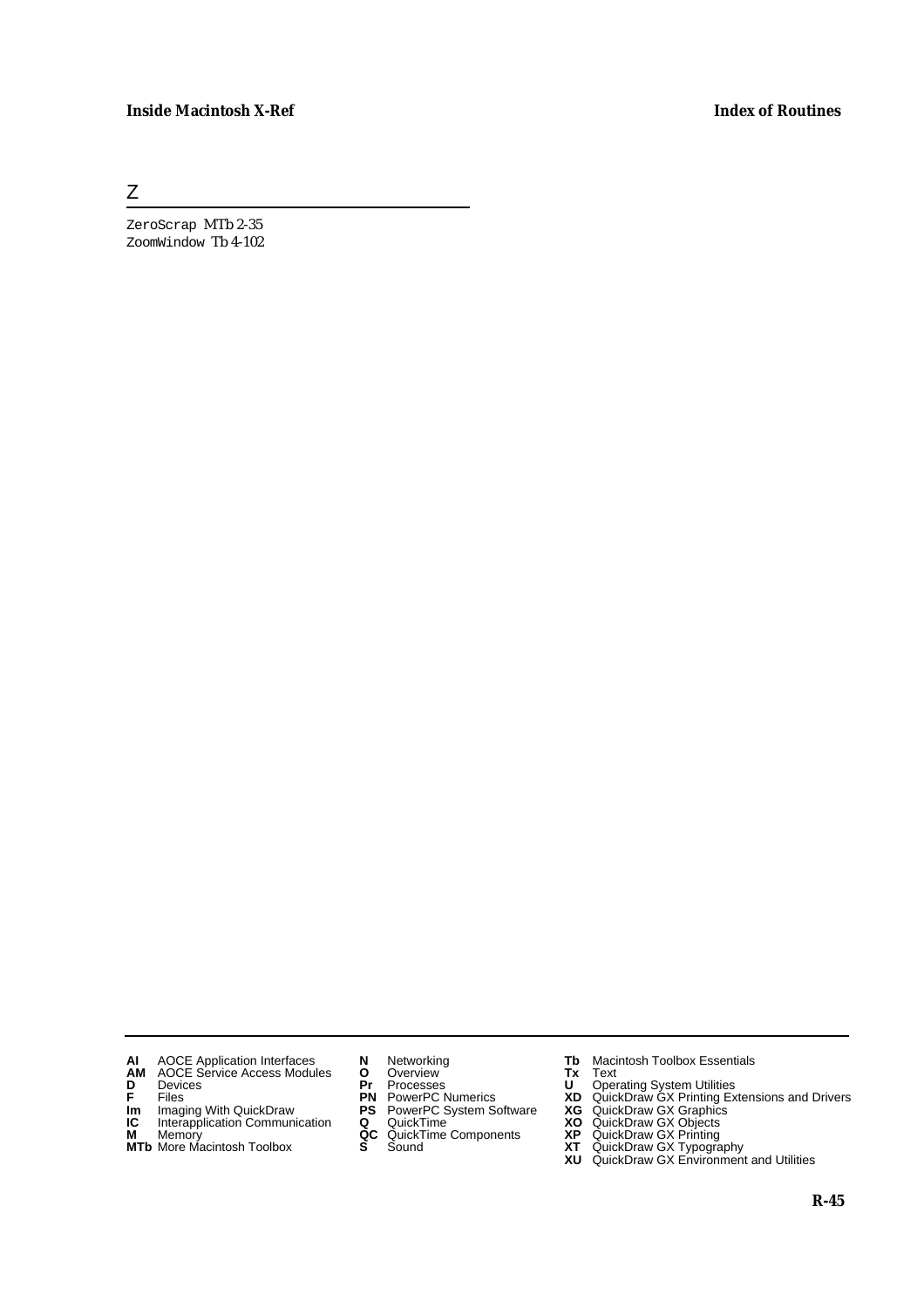## Z

ZeroScrap MTb 2-35
ZoomWindow Tb 4-102

**AI** AOCE Application Interfaces
**AM** AOCE Service Access Modules
**D** Devices
**F** Files
**Im** Imaging With QuickDraw
**IC** Interapplication Communication
**M** Memory
**MTb** More Macintosh Toolbox
**N** Networking
**O** Overview
**Pr** Processes
**PN** PowerPC Numerics
**PS** PowerPC System Software
**Q** QuickTime
**QC** QuickTime Components
**S** Sound
**Tb** Macintosh Toolbox Essentials
**Tx** Text
**U** Operating System Utilities
**XD** QuickDraw GX Printing Extensions and Drivers
**XG** QuickDraw GX Graphics
**XO** QuickDraw GX Objects
**XP** QuickDraw GX Printing
**XT** QuickDraw GX Typography
**XU** QuickDraw GX Environment and Utilities